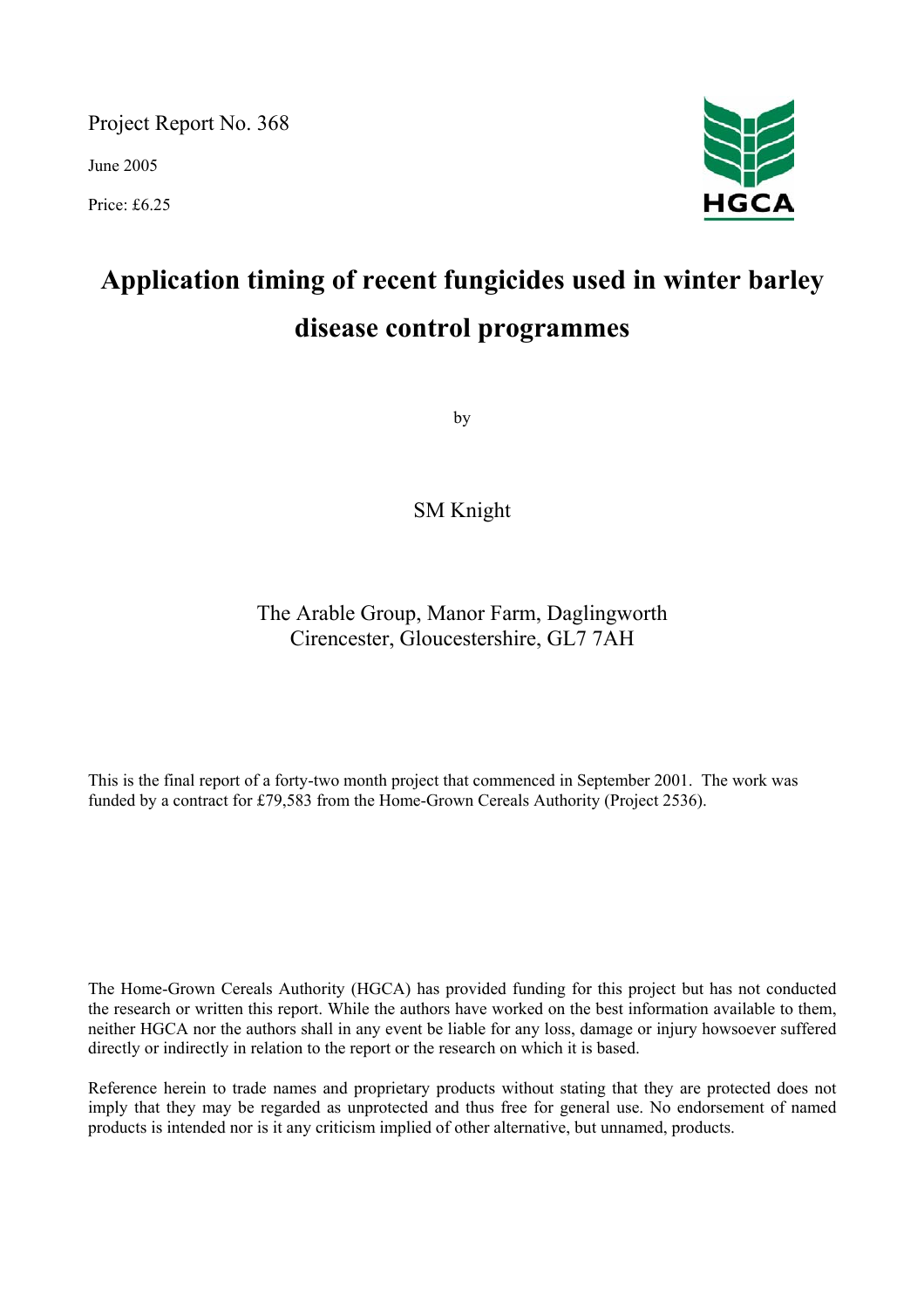Project Report No. 368

June 2005

Price: £6.25

HGCA

# Application timing of recent fungicides used in winter barley disease control programmes

by

SM Knight

The Arable Group, Manor Farm, Daglingworth
Cirencester, Gloucestershire, GL7 7AH

This is the final report of a forty-two month project that commenced in September 2001. The work was funded by a contract for £79,583 from the Home-Grown Cereals Authority (Project 2536).

The Home-Grown Cereals Authority (HGCA) has provided funding for this project but has not conducted the research or written this report. While the authors have worked on the best information available to them, neither HGCA nor the authors shall in any event be liable for any loss, damage or injury howsoever suffered directly or indirectly in relation to the report or the research on which it is based.

Reference herein to trade names and proprietary products without stating that they are protected does not imply that they may be regarded as unprotected and thus free for general use. No endorsement of named products is intended nor is it any criticism implied of other alternative, but unnamed, products.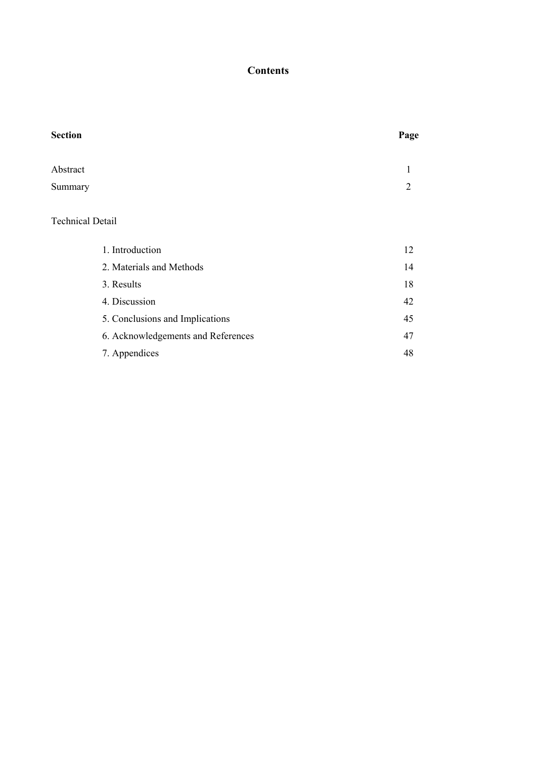# Contents

| **Section** | **Page** |
|---|---|
| Abstract | 1 |
| Summary | 2 |
| Technical Detail | |
| 1. Introduction | 12 |
| 2. Materials and Methods | 14 |
| 3. Results | 18 |
| 4. Discussion | 42 |
| 5. Conclusions and Implications | 45 |
| 6. Acknowledgements and References | 47 |
| 7. Appendices | 48 |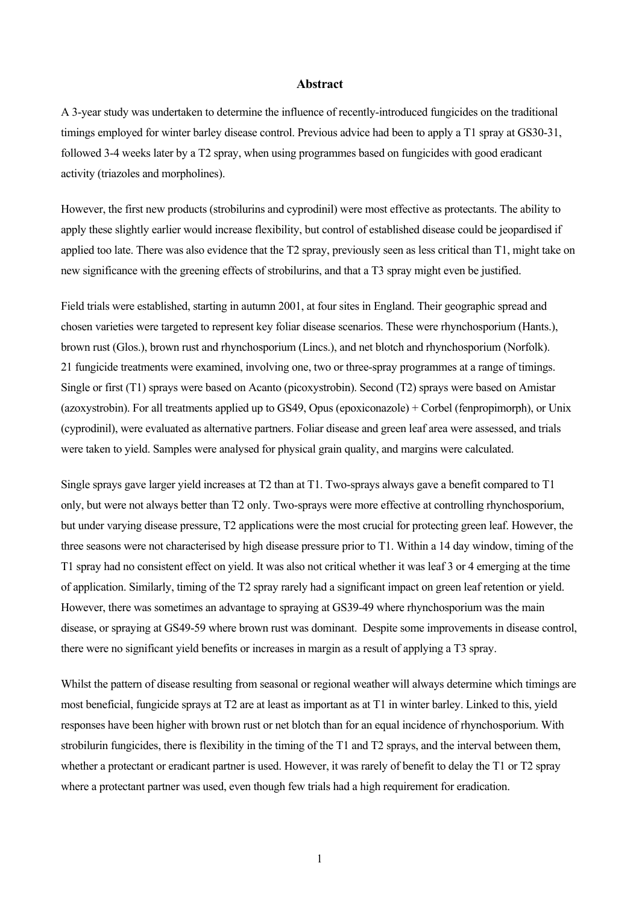## Abstract

A 3-year study was undertaken to determine the influence of recently-introduced fungicides on the traditional timings employed for winter barley disease control. Previous advice had been to apply a T1 spray at GS30-31, followed 3-4 weeks later by a T2 spray, when using programmes based on fungicides with good eradicant activity (triazoles and morpholines).

However, the first new products (strobilurins and cyprodinil) were most effective as protectants. The ability to apply these slightly earlier would increase flexibility, but control of established disease could be jeopardised if applied too late. There was also evidence that the T2 spray, previously seen as less critical than T1, might take on new significance with the greening effects of strobilurins, and that a T3 spray might even be justified.

Field trials were established, starting in autumn 2001, at four sites in England. Their geographic spread and chosen varieties were targeted to represent key foliar disease scenarios. These were rhynchosporium (Hants.), brown rust (Glos.), brown rust and rhynchosporium (Lincs.), and net blotch and rhynchosporium (Norfolk). 21 fungicide treatments were examined, involving one, two or three-spray programmes at a range of timings. Single or first (T1) sprays were based on Acanto (picoxystrobin). Second (T2) sprays were based on Amistar (azoxystrobin). For all treatments applied up to GS49, Opus (epoxiconazole) + Corbel (fenpropimorph), or Unix (cyprodinil), were evaluated as alternative partners. Foliar disease and green leaf area were assessed, and trials were taken to yield. Samples were analysed for physical grain quality, and margins were calculated.

Single sprays gave larger yield increases at T2 than at T1. Two-sprays always gave a benefit compared to T1 only, but were not always better than T2 only. Two-sprays were more effective at controlling rhynchosporium, but under varying disease pressure, T2 applications were the most crucial for protecting green leaf. However, the three seasons were not characterised by high disease pressure prior to T1. Within a 14 day window, timing of the T1 spray had no consistent effect on yield. It was also not critical whether it was leaf 3 or 4 emerging at the time of application. Similarly, timing of the T2 spray rarely had a significant impact on green leaf retention or yield. However, there was sometimes an advantage to spraying at GS39-49 where rhynchosporium was the main disease, or spraying at GS49-59 where brown rust was dominant. Despite some improvements in disease control, there were no significant yield benefits or increases in margin as a result of applying a T3 spray.

Whilst the pattern of disease resulting from seasonal or regional weather will always determine which timings are most beneficial, fungicide sprays at T2 are at least as important as at T1 in winter barley. Linked to this, yield responses have been higher with brown rust or net blotch than for an equal incidence of rhynchosporium. With strobilurin fungicides, there is flexibility in the timing of the T1 and T2 sprays, and the interval between them, whether a protectant or eradicant partner is used. However, it was rarely of benefit to delay the T1 or T2 spray where a protectant partner was used, even though few trials had a high requirement for eradication.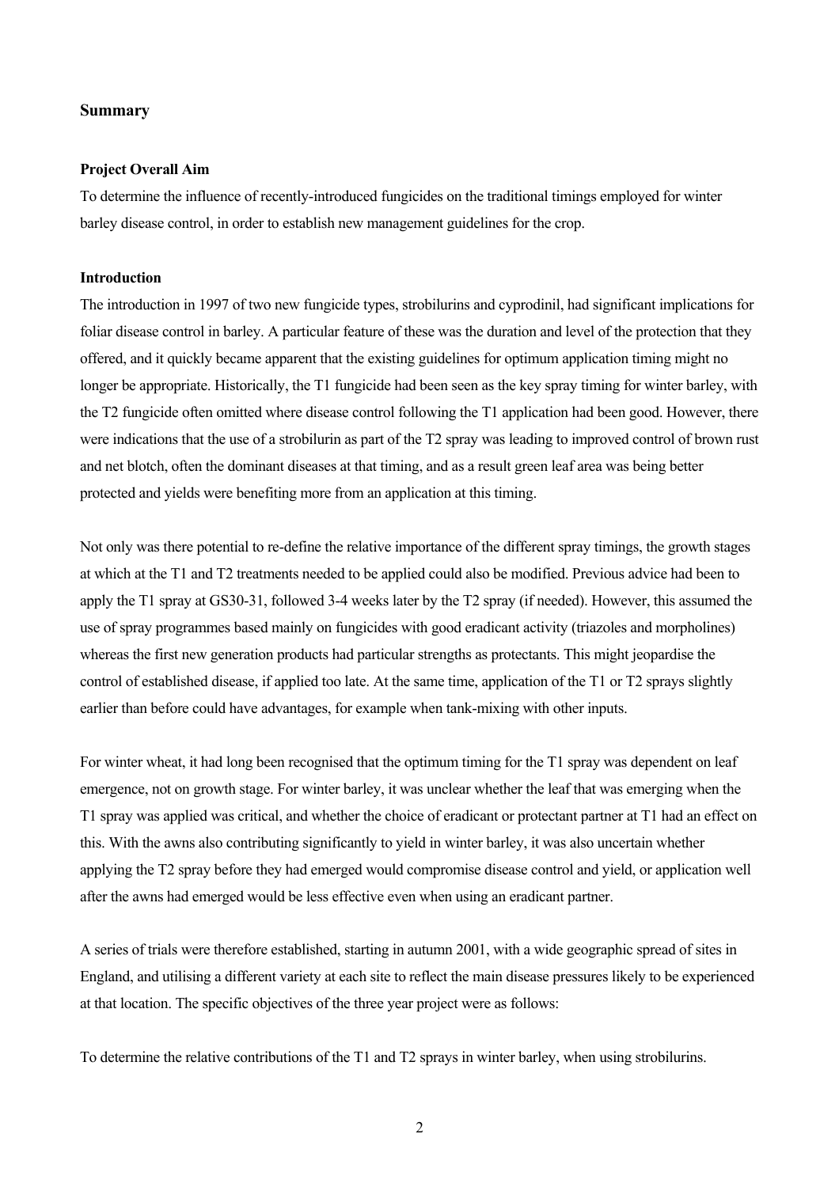## Summary

### Project Overall Aim

To determine the influence of recently-introduced fungicides on the traditional timings employed for winter barley disease control, in order to establish new management guidelines for the crop.

### Introduction

The introduction in 1997 of two new fungicide types, strobilurins and cyprodinil, had significant implications for foliar disease control in barley. A particular feature of these was the duration and level of the protection that they offered, and it quickly became apparent that the existing guidelines for optimum application timing might no longer be appropriate. Historically, the T1 fungicide had been seen as the key spray timing for winter barley, with the T2 fungicide often omitted where disease control following the T1 application had been good. However, there were indications that the use of a strobilurin as part of the T2 spray was leading to improved control of brown rust and net blotch, often the dominant diseases at that timing, and as a result green leaf area was being better protected and yields were benefiting more from an application at this timing.

Not only was there potential to re-define the relative importance of the different spray timings, the growth stages at which at the T1 and T2 treatments needed to be applied could also be modified. Previous advice had been to apply the T1 spray at GS30-31, followed 3-4 weeks later by the T2 spray (if needed). However, this assumed the use of spray programmes based mainly on fungicides with good eradicant activity (triazoles and morpholines) whereas the first new generation products had particular strengths as protectants. This might jeopardise the control of established disease, if applied too late. At the same time, application of the T1 or T2 sprays slightly earlier than before could have advantages, for example when tank-mixing with other inputs.

For winter wheat, it had long been recognised that the optimum timing for the T1 spray was dependent on leaf emergence, not on growth stage. For winter barley, it was unclear whether the leaf that was emerging when the T1 spray was applied was critical, and whether the choice of eradicant or protectant partner at T1 had an effect on this. With the awns also contributing significantly to yield in winter barley, it was also uncertain whether applying the T2 spray before they had emerged would compromise disease control and yield, or application well after the awns had emerged would be less effective even when using an eradicant partner.

A series of trials were therefore established, starting in autumn 2001, with a wide geographic spread of sites in England, and utilising a different variety at each site to reflect the main disease pressures likely to be experienced at that location. The specific objectives of the three year project were as follows:

To determine the relative contributions of the T1 and T2 sprays in winter barley, when using strobilurins.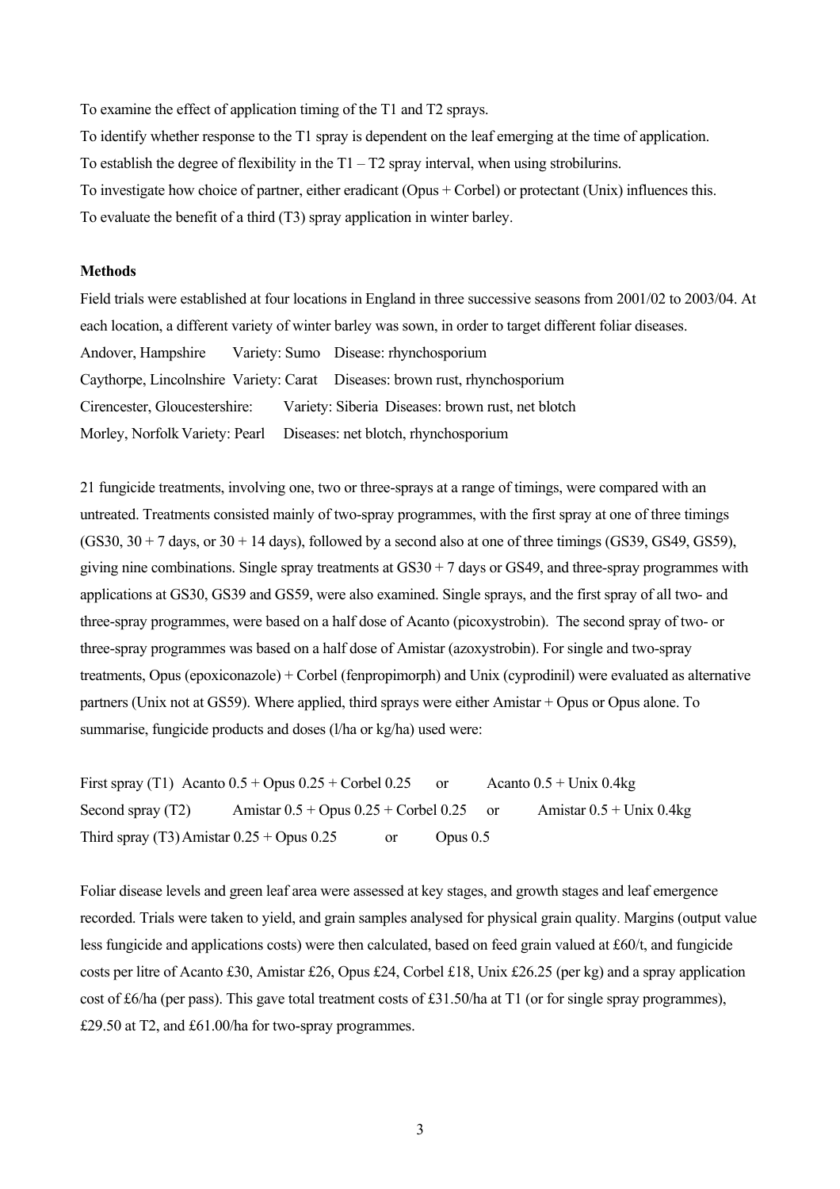To examine the effect of application timing of the T1 and T2 sprays.

To identify whether response to the T1 spray is dependent on the leaf emerging at the time of application.

To establish the degree of flexibility in the T1 – T2 spray interval, when using strobilurins.

To investigate how choice of partner, either eradicant (Opus + Corbel) or protectant (Unix) influences this.

To evaluate the benefit of a third (T3) spray application in winter barley.

**Methods**

Field trials were established at four locations in England in three successive seasons from 2001/02 to 2003/04. At each location, a different variety of winter barley was sown, in order to target different foliar diseases.

Andover, Hampshire Variety: Sumo Disease: rhynchosporium

Caythorpe, Lincolnshire Variety: Carat Diseases: brown rust, rhynchosporium

Cirencester, Gloucestershire: Variety: Siberia Diseases: brown rust, net blotch

Morley, Norfolk Variety: Pearl Diseases: net blotch, rhynchosporium

21 fungicide treatments, involving one, two or three-sprays at a range of timings, were compared with an untreated. Treatments consisted mainly of two-spray programmes, with the first spray at one of three timings (GS30, 30 + 7 days, or 30 + 14 days), followed by a second also at one of three timings (GS39, GS49, GS59), giving nine combinations. Single spray treatments at GS30 + 7 days or GS49, and three-spray programmes with applications at GS30, GS39 and GS59, were also examined. Single sprays, and the first spray of all two- and three-spray programmes, were based on a half dose of Acanto (picoxystrobin). The second spray of two- or three-spray programmes was based on a half dose of Amistar (azoxystrobin). For single and two-spray treatments, Opus (epoxiconazole) + Corbel (fenpropimorph) and Unix (cyprodinil) were evaluated as alternative partners (Unix not at GS59). Where applied, third sprays were either Amistar + Opus or Opus alone. To summarise, fungicide products and doses (l/ha or kg/ha) used were:

First spray (T1) Acanto 0.5 + Opus 0.25 + Corbel 0.25 or Acanto 0.5 + Unix 0.4kg

Second spray (T2) Amistar 0.5 + Opus 0.25 + Corbel 0.25 or Amistar 0.5 + Unix 0.4kg

Third spray (T3) Amistar 0.25 + Opus 0.25 or Opus 0.5

Foliar disease levels and green leaf area were assessed at key stages, and growth stages and leaf emergence recorded. Trials were taken to yield, and grain samples analysed for physical grain quality. Margins (output value less fungicide and applications costs) were then calculated, based on feed grain valued at £60/t, and fungicide costs per litre of Acanto £30, Amistar £26, Opus £24, Corbel £18, Unix £26.25 (per kg) and a spray application cost of £6/ha (per pass). This gave total treatment costs of £31.50/ha at T1 (or for single spray programmes), £29.50 at T2, and £61.00/ha for two-spray programmes.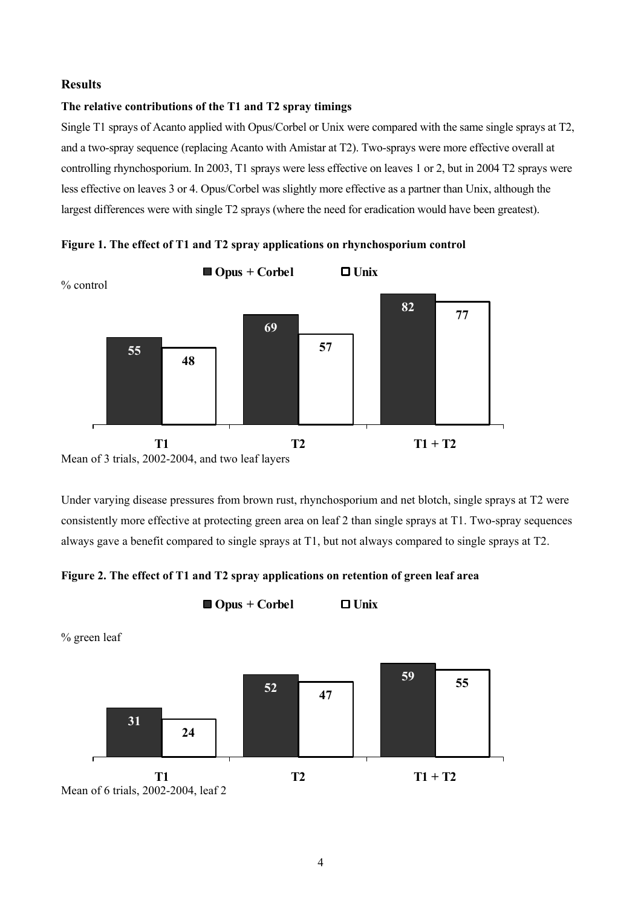## Results

### The relative contributions of the T1 and T2 spray timings

Single T1 sprays of Acanto applied with Opus/Corbel or Unix were compared with the same single sprays at T2, and a two-spray sequence (replacing Acanto with Amistar at T2). Two-sprays were more effective overall at controlling rhynchosporium. In 2003, T1 sprays were less effective on leaves 1 or 2, but in 2004 T2 sprays were less effective on leaves 3 or 4. Opus/Corbel was slightly more effective as a partner than Unix, although the largest differences were with single T2 sprays (where the need for eradication would have been greatest).

**Figure 1. The effect of T1 and T2 spray applications on rhynchosporium control**

% control

| | Opus + Corbel | Unix |
|---|---|---|
| T1 | 55 | 48 |
| T2 | 69 | 57 |
| T1 + T2 | 82 | 77 |

Mean of 3 trials, 2002-2004, and two leaf layers

Under varying disease pressures from brown rust, rhynchosporium and net blotch, single sprays at T2 were consistently more effective at protecting green area on leaf 2 than single sprays at T1. Two-spray sequences always gave a benefit compared to single sprays at T1, but not always compared to single sprays at T2.

**Figure 2. The effect of T1 and T2 spray applications on retention of green leaf area**

% green leaf

| | Opus + Corbel | Unix |
|---|---|---|
| T1 | 31 | 24 |
| T2 | 52 | 47 |
| T1 + T2 | 59 | 55 |

Mean of 6 trials, 2002-2004, leaf 2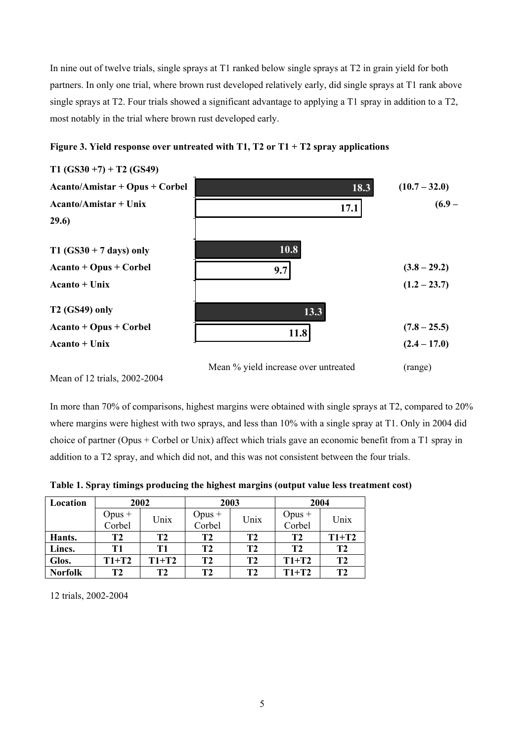In nine out of twelve trials, single sprays at T1 ranked below single sprays at T2 in grain yield for both partners. In only one trial, where brown rust developed relatively early, did single sprays at T1 rank above single sprays at T2. Four trials showed a significant advantage to applying a T1 spray in addition to a T2, most notably in the trial where brown rust developed early.

**Figure 3. Yield response over untreated with T1, T2 or T1 + T2 spray applications**

| Treatment | Mean % yield increase over untreated | (range) |
|---|---|---|
| **T1 (GS30 +7) + T2 (GS49)** | | |
| **Acanto/Amistar + Opus + Corbel** | 18.3 | (10.7 – 32.0) |
| **Acanto/Amistar + Unix** | 17.1 | (6.9 – 29.6) |
| **T1 (GS30 + 7 days) only** | | |
| **Acanto + Opus + Corbel** | 10.8 | (3.8 – 29.2) |
| **Acanto + Unix** | 9.7 | (1.2 – 23.7) |
| **T2 (GS49) only** | | |
| **Acanto + Opus + Corbel** | 13.3 | (7.8 – 25.5) |
| **Acanto + Unix** | 11.8 | (2.4 – 17.0) |

Mean of 12 trials, 2002-2004

In more than 70% of comparisons, highest margins were obtained with single sprays at T2, compared to 20% where margins were highest with two sprays, and less than 10% with a single spray at T1. Only in 2004 did choice of partner (Opus + Corbel or Unix) affect which trials gave an economic benefit from a T1 spray in addition to a T2 spray, and which did not, and this was not consistent between the four trials.

**Table 1. Spray timings producing the highest margins (output value less treatment cost)**

| Location | 2002 | | 2003 | | 2004 | |
|---|---|---|---|---|---|---|
| | Opus + Corbel | Unix | Opus + Corbel | Unix | Opus + Corbel | Unix |
| **Hants.** | **T2** | **T2** | **T2** | **T2** | **T2** | **T1+T2** |
| **Lincs.** | **T1** | **T1** | **T2** | **T2** | **T2** | **T2** |
| **Glos.** | **T1+T2** | **T1+T2** | **T2** | **T2** | **T1+T2** | **T2** |
| **Norfolk** | **T2** | **T2** | **T2** | **T2** | **T1+T2** | **T2** |

12 trials, 2002-2004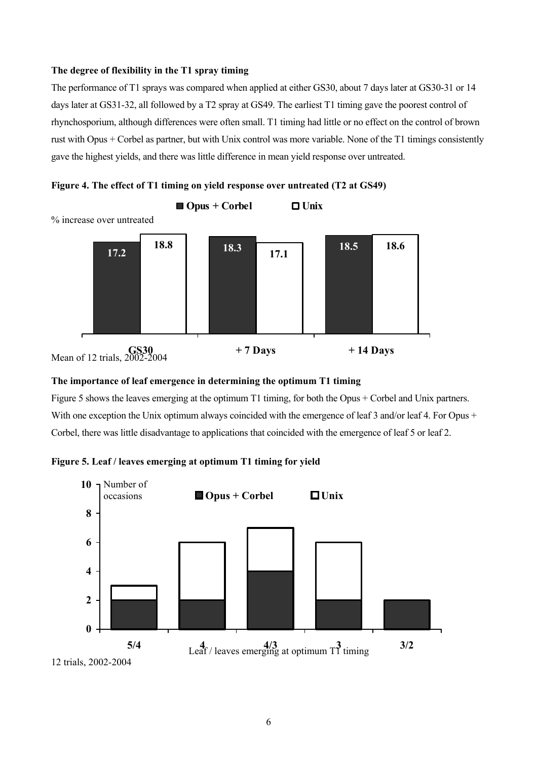**The degree of flexibility in the T1 spray timing**

The performance of T1 sprays was compared when applied at either GS30, about 7 days later at GS30-31 or 14 days later at GS31-32, all followed by a T2 spray at GS49. The earliest T1 timing gave the poorest control of rhynchosporium, although differences were often small. T1 timing had little or no effect on the control of brown rust with Opus + Corbel as partner, but with Unix control was more variable. None of the T1 timings consistently gave the highest yields, and there was little difference in mean yield response over untreated.

**Figure 4. The effect of T1 timing on yield response over untreated (T2 at GS49)**

% increase over untreated

| | Opus + Corbel | Unix |
|---|---|---|
| GS30 | 17.2 | 18.8 |
| + 7 Days | 18.3 | 17.1 |
| + 14 Days | 18.5 | 18.6 |

Mean of 12 trials, 2002-2004

**The importance of leaf emergence in determining the optimum T1 timing**

Figure 5 shows the leaves emerging at the optimum T1 timing, for both the Opus + Corbel and Unix partners. With one exception the Unix optimum always coincided with the emergence of leaf 3 and/or leaf 4. For Opus + Corbel, there was little disadvantage to applications that coincided with the emergence of leaf 5 or leaf 2.

**Figure 5. Leaf / leaves emerging at optimum T1 timing for yield**

Number of occasions

| Leaf / leaves emerging at optimum T1 timing | Opus + Corbel | Unix |
|---|---|---|
| 5/4 | 2 | 1 |
| 4 | 2 | 4 |
| 4/3 | 4 | 3 |
| 3 | 2 | 4 |
| 3/2 | 2 | 0 |

12 trials, 2002-2004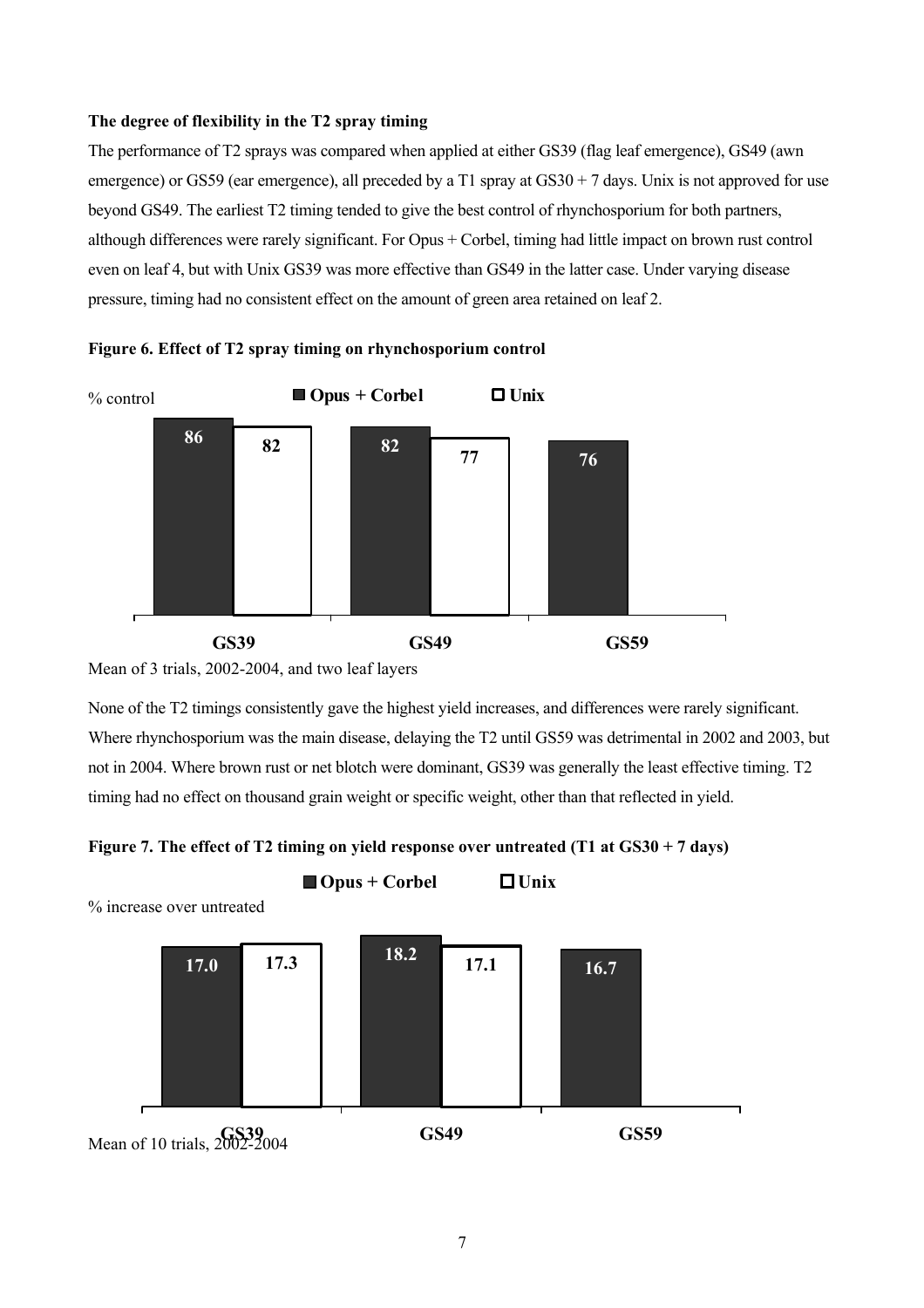**The degree of flexibility in the T2 spray timing**

The performance of T2 sprays was compared when applied at either GS39 (flag leaf emergence), GS49 (awn emergence) or GS59 (ear emergence), all preceded by a T1 spray at GS30 + 7 days. Unix is not approved for use beyond GS49. The earliest T2 timing tended to give the best control of rhynchosporium for both partners, although differences were rarely significant. For Opus + Corbel, timing had little impact on brown rust control even on leaf 4, but with Unix GS39 was more effective than GS49 in the latter case. Under varying disease pressure, timing had no consistent effect on the amount of green area retained on leaf 2.

**Figure 6. Effect of T2 spray timing on rhynchosporium control**

% control

| | Opus + Corbel | Unix |
|---|---|---|
| GS39 | 86 | 82 |
| GS49 | 82 | 77 |
| GS59 | 76 | |

Mean of 3 trials, 2002-2004, and two leaf layers

None of the T2 timings consistently gave the highest yield increases, and differences were rarely significant. Where rhynchosporium was the main disease, delaying the T2 until GS59 was detrimental in 2002 and 2003, but not in 2004. Where brown rust or net blotch were dominant, GS39 was generally the least effective timing. T2 timing had no effect on thousand grain weight or specific weight, other than that reflected in yield.

**Figure 7. The effect of T2 timing on yield response over untreated (T1 at GS30 + 7 days)**

% increase over untreated

| | Opus + Corbel | Unix |
|---|---|---|
| GS39 | 17.0 | 17.3 |
| GS49 | 18.2 | 17.1 |
| GS59 | 16.7 | |

Mean of 10 trials, 2002-2004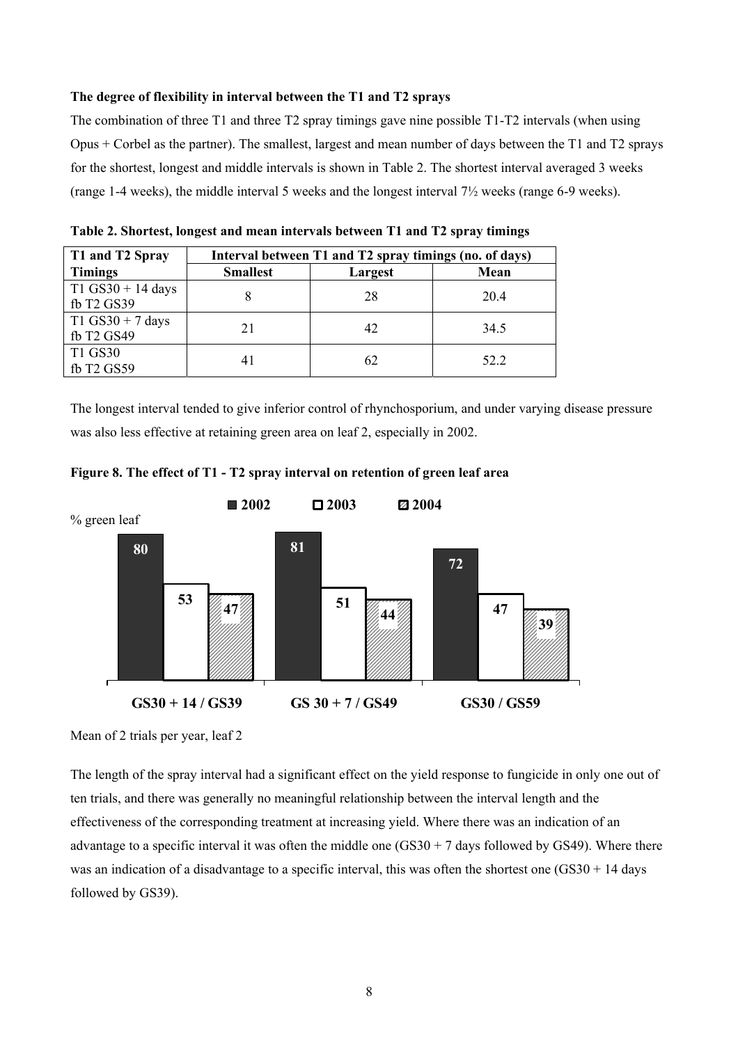**The degree of flexibility in interval between the T1 and T2 sprays**

The combination of three T1 and three T2 spray timings gave nine possible T1-T2 intervals (when using Opus + Corbel as the partner). The smallest, largest and mean number of days between the T1 and T2 sprays for the shortest, longest and middle intervals is shown in Table 2. The shortest interval averaged 3 weeks (range 1-4 weeks), the middle interval 5 weeks and the longest interval 7½ weeks (range 6-9 weeks).

**Table 2. Shortest, longest and mean intervals between T1 and T2 spray timings**

| T1 and T2 Spray Timings | Interval between T1 and T2 spray timings (no. of days) | | |
|---|---|---|---|
| | Smallest | Largest | Mean |
| T1 GS30 + 14 days fb T2 GS39 | 8 | 28 | 20.4 |
| T1 GS30 + 7 days fb T2 GS49 | 21 | 42 | 34.5 |
| T1 GS30 fb T2 GS59 | 41 | 62 | 52.2 |

The longest interval tended to give inferior control of rhynchosporium, and under varying disease pressure was also less effective at retaining green area on leaf 2, especially in 2002.

**Figure 8. The effect of T1 - T2 spray interval on retention of green leaf area**

| % green leaf | 2002 | 2003 | 2004 |
|---|---|---|---|
| GS30 + 14 / GS39 | 80 | 53 | 47 |
| GS 30 + 7 / GS49 | 81 | 51 | 44 |
| GS30 / GS59 | 72 | 47 | 39 |

Mean of 2 trials per year, leaf 2

The length of the spray interval had a significant effect on the yield response to fungicide in only one out of ten trials, and there was generally no meaningful relationship between the interval length and the effectiveness of the corresponding treatment at increasing yield. Where there was an indication of an advantage to a specific interval it was often the middle one (GS30 + 7 days followed by GS49). Where there was an indication of a disadvantage to a specific interval, this was often the shortest one (GS30 + 14 days followed by GS39).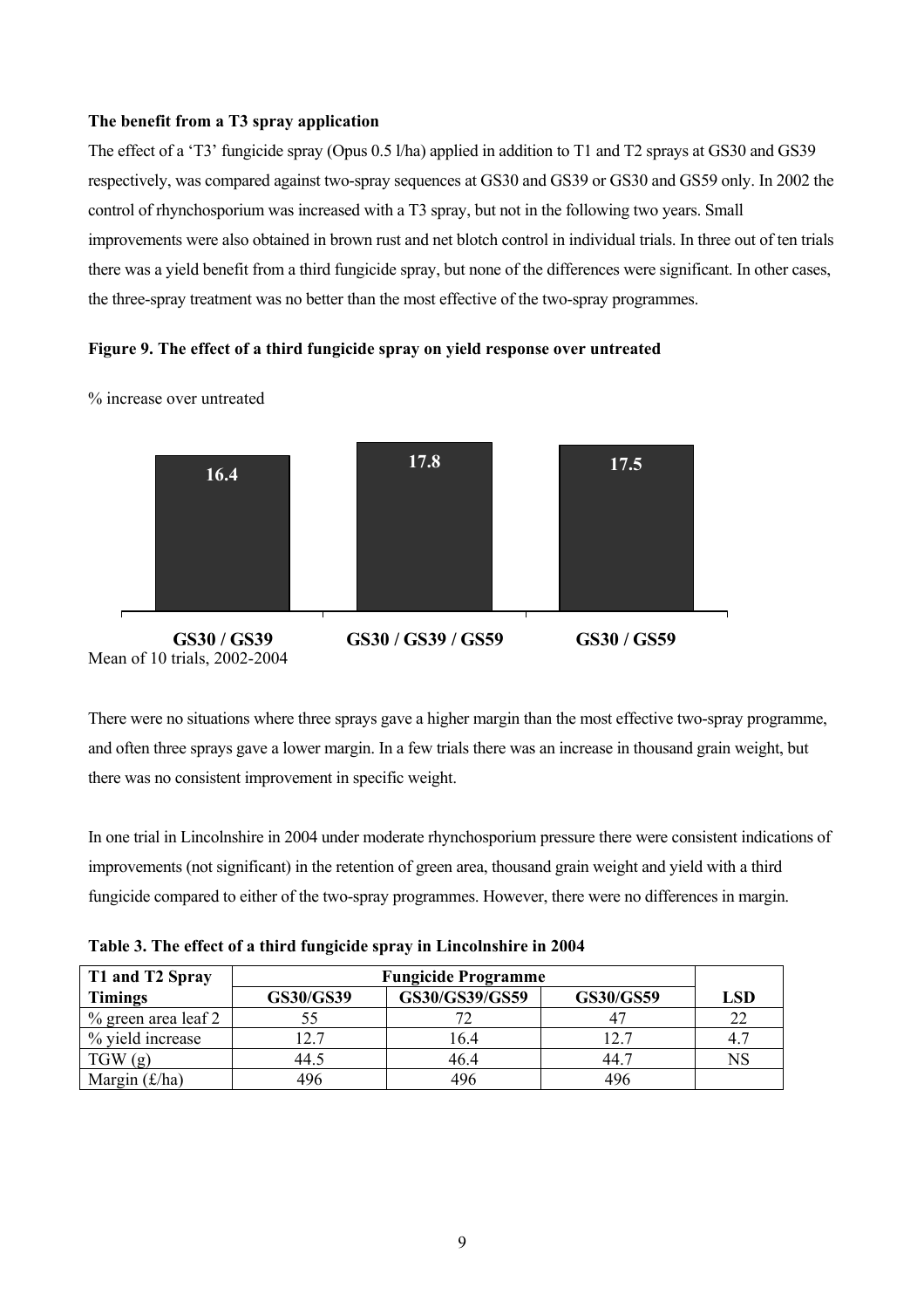### The benefit from a T3 spray application

The effect of a 'T3' fungicide spray (Opus 0.5 l/ha) applied in addition to T1 and T2 sprays at GS30 and GS39 respectively, was compared against two-spray sequences at GS30 and GS39 or GS30 and GS59 only. In 2002 the control of rhynchosporium was increased with a T3 spray, but not in the following two years. Small improvements were also obtained in brown rust and net blotch control in individual trials. In three out of ten trials there was a yield benefit from a third fungicide spray, but none of the differences were significant. In other cases, the three-spray treatment was no better than the most effective of the two-spray programmes.

**Figure 9. The effect of a third fungicide spray on yield response over untreated**

% increase over untreated

| | GS30 / GS39 | GS30 / GS39 / GS59 | GS30 / GS59 |
|---|---|---|---|
| % increase over untreated | 16.4 | 17.8 | 17.5 |

Mean of 10 trials, 2002-2004

There were no situations where three sprays gave a higher margin than the most effective two-spray programme, and often three sprays gave a lower margin. In a few trials there was an increase in thousand grain weight, but there was no consistent improvement in specific weight.

In one trial in Lincolnshire in 2004 under moderate rhynchosporium pressure there were consistent indications of improvements (not significant) in the retention of green area, thousand grain weight and yield with a third fungicide compared to either of the two-spray programmes. However, there were no differences in margin.

**Table 3. The effect of a third fungicide spray in Lincolnshire in 2004**

| T1 and T2 Spray | Fungicide Programme | | | |
|---|---|---|---|---|
| **Timings** | **GS30/GS39** | **GS30/GS39/GS59** | **GS30/GS59** | **LSD** |
| % green area leaf 2 | 55 | 72 | 47 | 22 |
| % yield increase | 12.7 | 16.4 | 12.7 | 4.7 |
| TGW (g) | 44.5 | 46.4 | 44.7 | NS |
| Margin (£/ha) | 496 | 496 | 496 | |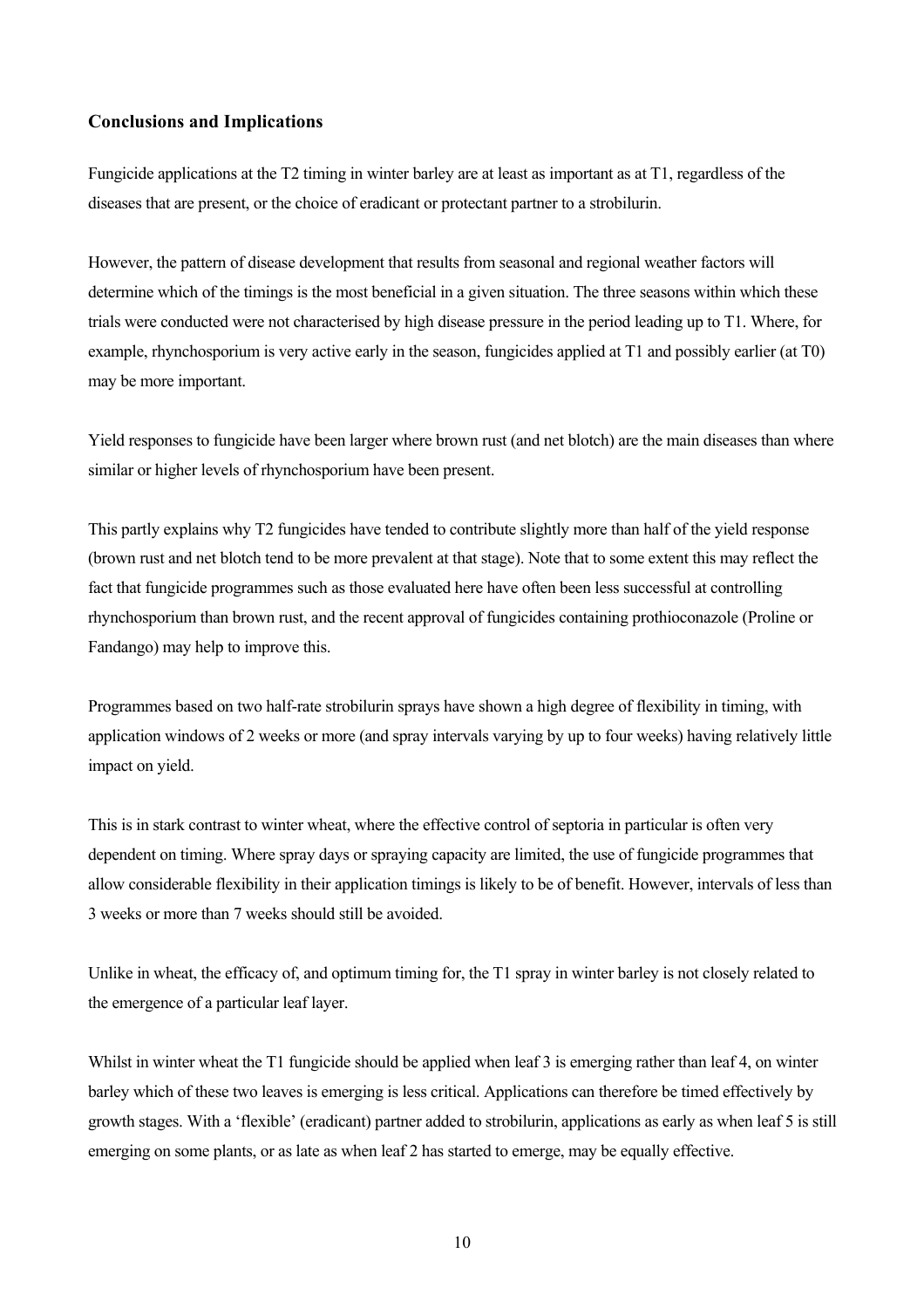## Conclusions and Implications

Fungicide applications at the T2 timing in winter barley are at least as important as at T1, regardless of the diseases that are present, or the choice of eradicant or protectant partner to a strobilurin.

However, the pattern of disease development that results from seasonal and regional weather factors will determine which of the timings is the most beneficial in a given situation. The three seasons within which these trials were conducted were not characterised by high disease pressure in the period leading up to T1. Where, for example, rhynchosporium is very active early in the season, fungicides applied at T1 and possibly earlier (at T0) may be more important.

Yield responses to fungicide have been larger where brown rust (and net blotch) are the main diseases than where similar or higher levels of rhynchosporium have been present.

This partly explains why T2 fungicides have tended to contribute slightly more than half of the yield response (brown rust and net blotch tend to be more prevalent at that stage). Note that to some extent this may reflect the fact that fungicide programmes such as those evaluated here have often been less successful at controlling rhynchosporium than brown rust, and the recent approval of fungicides containing prothioconazole (Proline or Fandango) may help to improve this.

Programmes based on two half-rate strobilurin sprays have shown a high degree of flexibility in timing, with application windows of 2 weeks or more (and spray intervals varying by up to four weeks) having relatively little impact on yield.

This is in stark contrast to winter wheat, where the effective control of septoria in particular is often very dependent on timing. Where spray days or spraying capacity are limited, the use of fungicide programmes that allow considerable flexibility in their application timings is likely to be of benefit. However, intervals of less than 3 weeks or more than 7 weeks should still be avoided.

Unlike in wheat, the efficacy of, and optimum timing for, the T1 spray in winter barley is not closely related to the emergence of a particular leaf layer.

Whilst in winter wheat the T1 fungicide should be applied when leaf 3 is emerging rather than leaf 4, on winter barley which of these two leaves is emerging is less critical. Applications can therefore be timed effectively by growth stages. With a 'flexible' (eradicant) partner added to strobilurin, applications as early as when leaf 5 is still emerging on some plants, or as late as when leaf 2 has started to emerge, may be equally effective.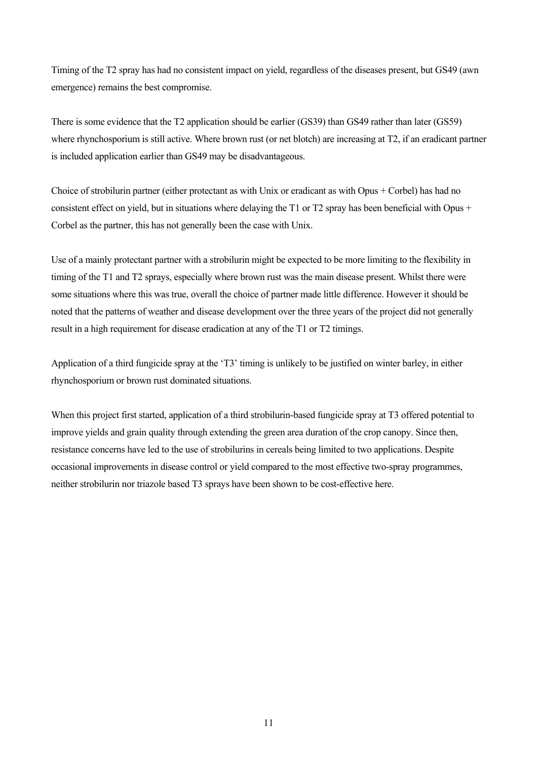Timing of the T2 spray has had no consistent impact on yield, regardless of the diseases present, but GS49 (awn emergence) remains the best compromise.

There is some evidence that the T2 application should be earlier (GS39) than GS49 rather than later (GS59) where rhynchosporium is still active. Where brown rust (or net blotch) are increasing at T2, if an eradicant partner is included application earlier than GS49 may be disadvantageous.

Choice of strobilurin partner (either protectant as with Unix or eradicant as with Opus + Corbel) has had no consistent effect on yield, but in situations where delaying the T1 or T2 spray has been beneficial with Opus + Corbel as the partner, this has not generally been the case with Unix.

Use of a mainly protectant partner with a strobilurin might be expected to be more limiting to the flexibility in timing of the T1 and T2 sprays, especially where brown rust was the main disease present. Whilst there were some situations where this was true, overall the choice of partner made little difference. However it should be noted that the patterns of weather and disease development over the three years of the project did not generally result in a high requirement for disease eradication at any of the T1 or T2 timings.

Application of a third fungicide spray at the 'T3' timing is unlikely to be justified on winter barley, in either rhynchosporium or brown rust dominated situations.

When this project first started, application of a third strobilurin-based fungicide spray at T3 offered potential to improve yields and grain quality through extending the green area duration of the crop canopy. Since then, resistance concerns have led to the use of strobilurins in cereals being limited to two applications. Despite occasional improvements in disease control or yield compared to the most effective two-spray programmes, neither strobilurin nor triazole based T3 sprays have been shown to be cost-effective here.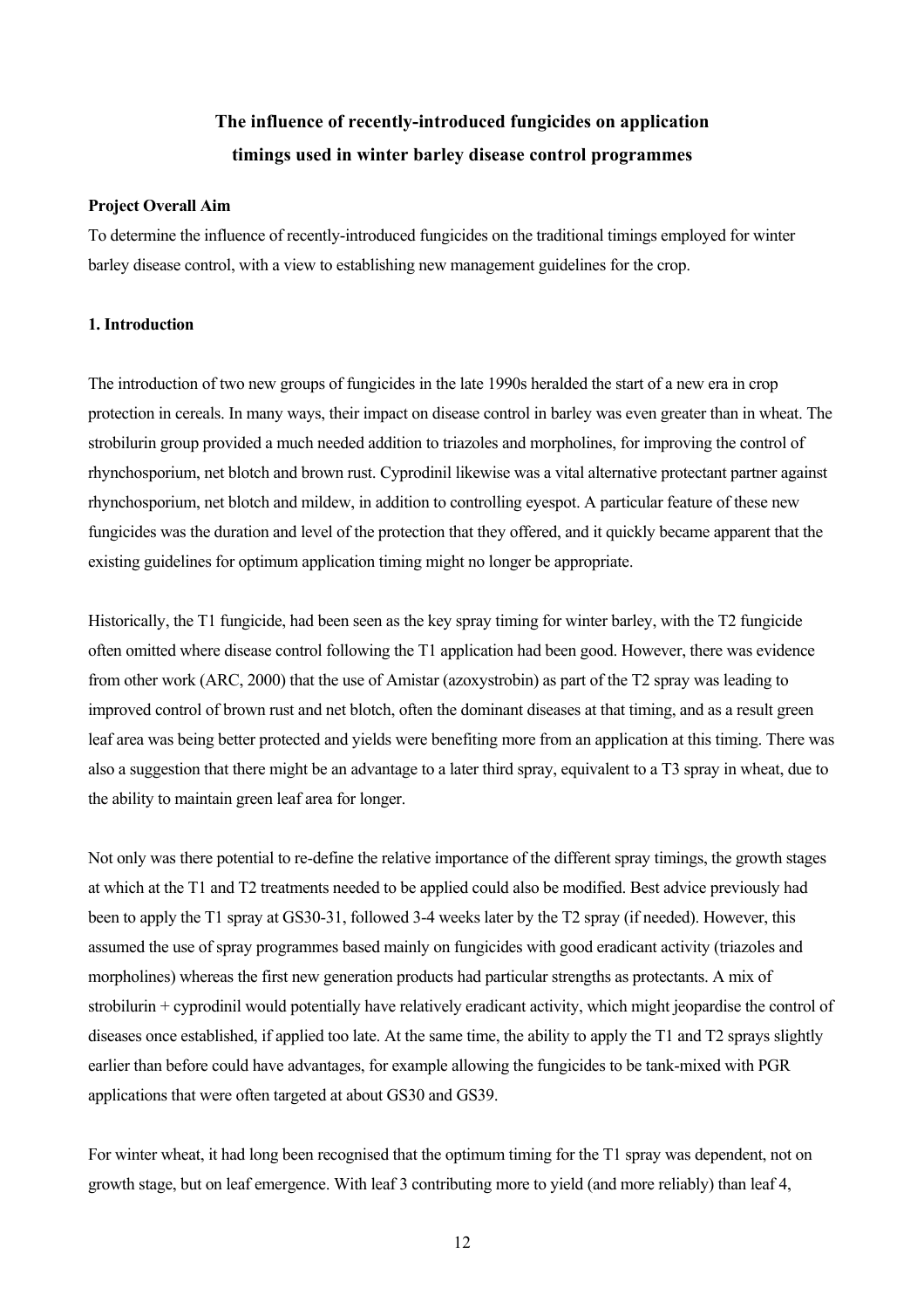# The influence of recently-introduced fungicides on application timings used in winter barley disease control programmes

**Project Overall Aim**

To determine the influence of recently-introduced fungicides on the traditional timings employed for winter barley disease control, with a view to establishing new management guidelines for the crop.

**1. Introduction**

The introduction of two new groups of fungicides in the late 1990s heralded the start of a new era in crop protection in cereals. In many ways, their impact on disease control in barley was even greater than in wheat. The strobilurin group provided a much needed addition to triazoles and morpholines, for improving the control of rhynchosporium, net blotch and brown rust. Cyprodinil likewise was a vital alternative protectant partner against rhynchosporium, net blotch and mildew, in addition to controlling eyespot. A particular feature of these new fungicides was the duration and level of the protection that they offered, and it quickly became apparent that the existing guidelines for optimum application timing might no longer be appropriate.

Historically, the T1 fungicide, had been seen as the key spray timing for winter barley, with the T2 fungicide often omitted where disease control following the T1 application had been good. However, there was evidence from other work (ARC, 2000) that the use of Amistar (azoxystrobin) as part of the T2 spray was leading to improved control of brown rust and net blotch, often the dominant diseases at that timing, and as a result green leaf area was being better protected and yields were benefiting more from an application at this timing. There was also a suggestion that there might be an advantage to a later third spray, equivalent to a T3 spray in wheat, due to the ability to maintain green leaf area for longer.

Not only was there potential to re-define the relative importance of the different spray timings, the growth stages at which at the T1 and T2 treatments needed to be applied could also be modified. Best advice previously had been to apply the T1 spray at GS30-31, followed 3-4 weeks later by the T2 spray (if needed). However, this assumed the use of spray programmes based mainly on fungicides with good eradicant activity (triazoles and morpholines) whereas the first new generation products had particular strengths as protectants. A mix of strobilurin + cyprodinil would potentially have relatively eradicant activity, which might jeopardise the control of diseases once established, if applied too late. At the same time, the ability to apply the T1 and T2 sprays slightly earlier than before could have advantages, for example allowing the fungicides to be tank-mixed with PGR applications that were often targeted at about GS30 and GS39.

For winter wheat, it had long been recognised that the optimum timing for the T1 spray was dependent, not on growth stage, but on leaf emergence. With leaf 3 contributing more to yield (and more reliably) than leaf 4,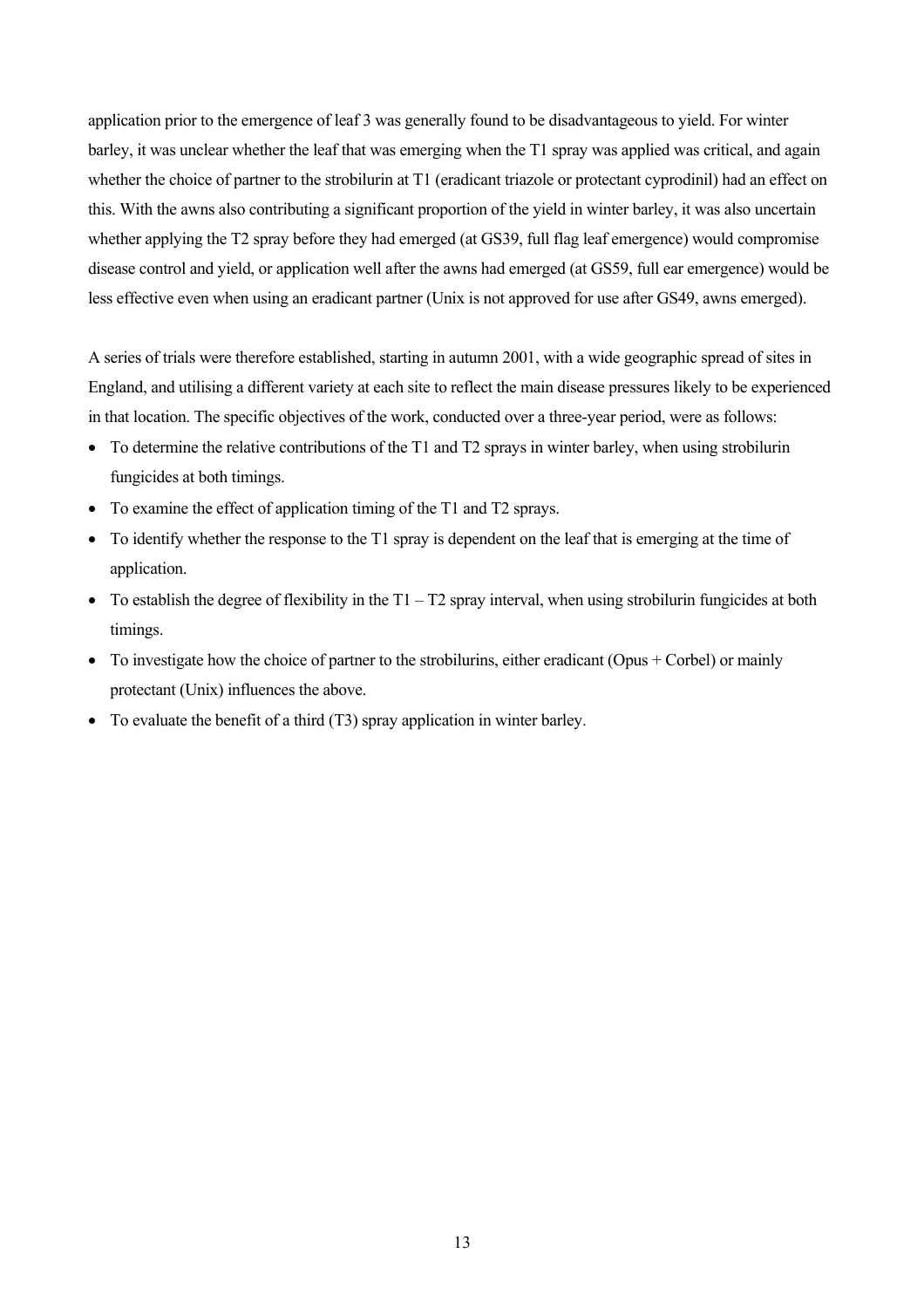application prior to the emergence of leaf 3 was generally found to be disadvantageous to yield. For winter barley, it was unclear whether the leaf that was emerging when the T1 spray was applied was critical, and again whether the choice of partner to the strobilurin at T1 (eradicant triazole or protectant cyprodinil) had an effect on this. With the awns also contributing a significant proportion of the yield in winter barley, it was also uncertain whether applying the T2 spray before they had emerged (at GS39, full flag leaf emergence) would compromise disease control and yield, or application well after the awns had emerged (at GS59, full ear emergence) would be less effective even when using an eradicant partner (Unix is not approved for use after GS49, awns emerged).

A series of trials were therefore established, starting in autumn 2001, with a wide geographic spread of sites in England, and utilising a different variety at each site to reflect the main disease pressures likely to be experienced in that location. The specific objectives of the work, conducted over a three-year period, were as follows:

- To determine the relative contributions of the T1 and T2 sprays in winter barley, when using strobilurin fungicides at both timings.
- To examine the effect of application timing of the T1 and T2 sprays.
- To identify whether the response to the T1 spray is dependent on the leaf that is emerging at the time of application.
- To establish the degree of flexibility in the T1 – T2 spray interval, when using strobilurin fungicides at both timings.
- To investigate how the choice of partner to the strobilurins, either eradicant (Opus + Corbel) or mainly protectant (Unix) influences the above.
- To evaluate the benefit of a third (T3) spray application in winter barley.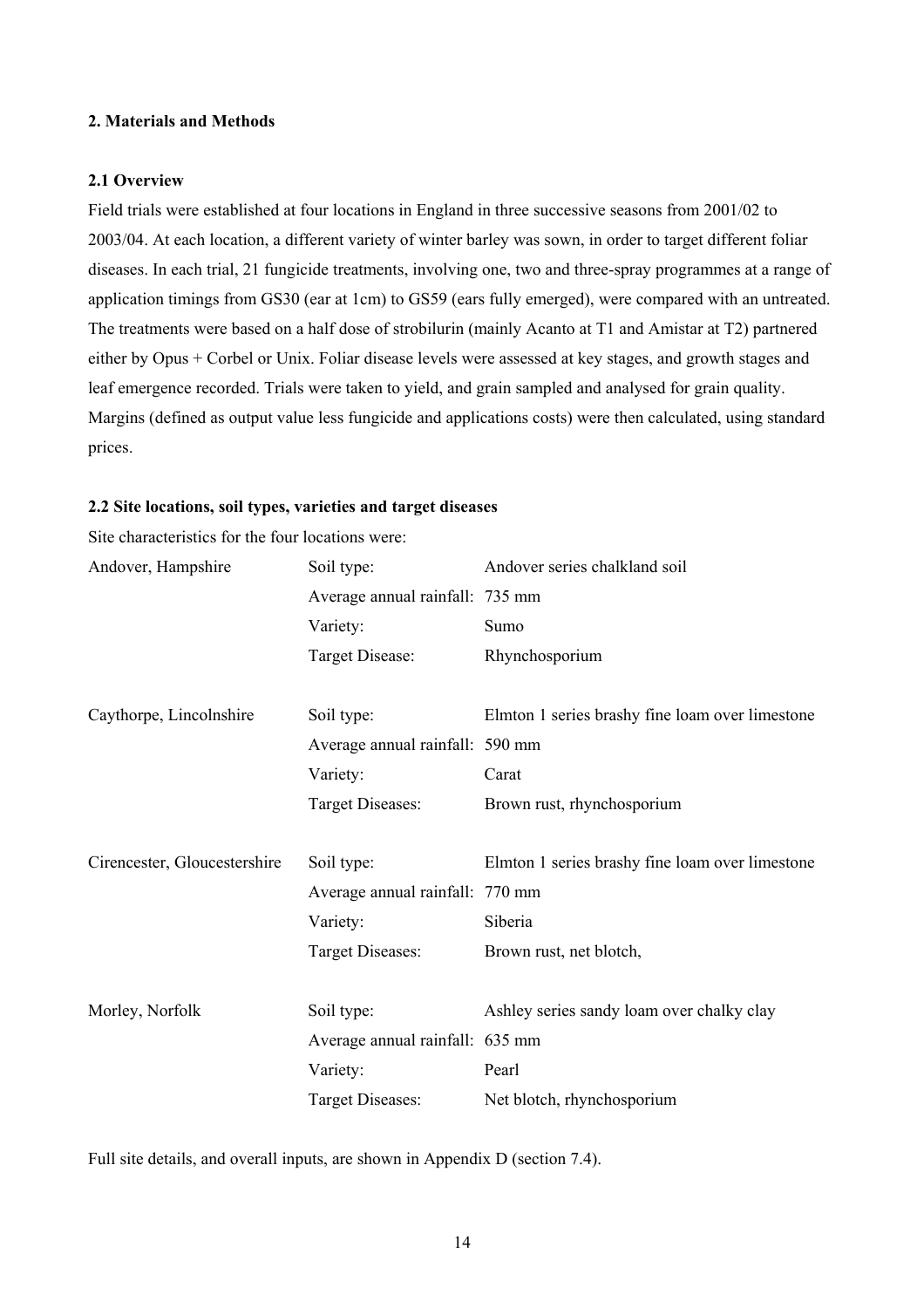## 2. Materials and Methods

### 2.1 Overview

Field trials were established at four locations in England in three successive seasons from 2001/02 to 2003/04. At each location, a different variety of winter barley was sown, in order to target different foliar diseases. In each trial, 21 fungicide treatments, involving one, two and three-spray programmes at a range of application timings from GS30 (ear at 1cm) to GS59 (ears fully emerged), were compared with an untreated. The treatments were based on a half dose of strobilurin (mainly Acanto at T1 and Amistar at T2) partnered either by Opus + Corbel or Unix. Foliar disease levels were assessed at key stages, and growth stages and leaf emergence recorded. Trials were taken to yield, and grain sampled and analysed for grain quality. Margins (defined as output value less fungicide and applications costs) were then calculated, using standard prices.

### 2.2 Site locations, soil types, varieties and target diseases

Site characteristics for the four locations were:

| | | |
|---|---|---|
| Andover, Hampshire | Soil type: | Andover series chalkland soil |
| | Average annual rainfall: | 735 mm |
| | Variety: | Sumo |
| | Target Disease: | Rhynchosporium |
| Caythorpe, Lincolnshire | Soil type: | Elmton 1 series brashy fine loam over limestone |
| | Average annual rainfall: | 590 mm |
| | Variety: | Carat |
| | Target Diseases: | Brown rust, rhynchosporium |
| Cirencester, Gloucestershire | Soil type: | Elmton 1 series brashy fine loam over limestone |
| | Average annual rainfall: | 770 mm |
| | Variety: | Siberia |
| | Target Diseases: | Brown rust, net blotch, |
| Morley, Norfolk | Soil type: | Ashley series sandy loam over chalky clay |
| | Average annual rainfall: | 635 mm |
| | Variety: | Pearl |
| | Target Diseases: | Net blotch, rhynchosporium |

Full site details, and overall inputs, are shown in Appendix D (section 7.4).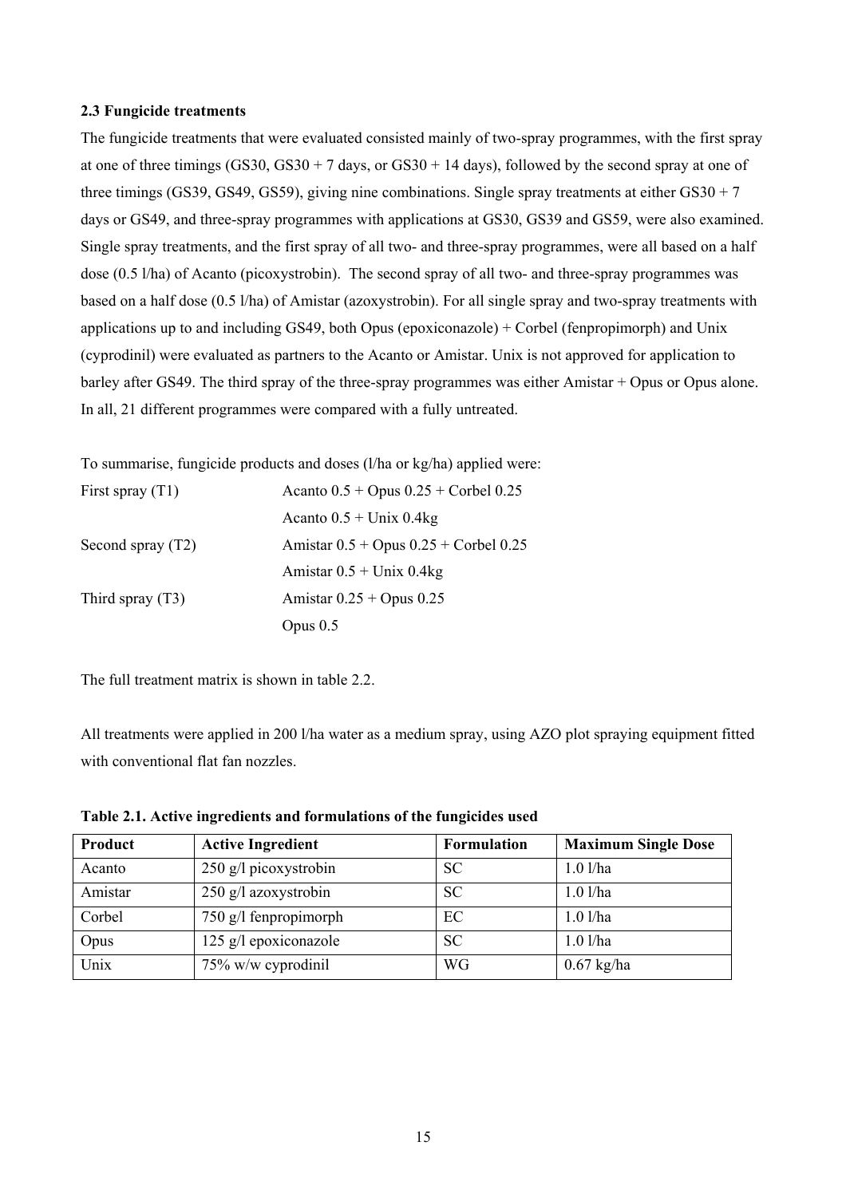### 2.3 Fungicide treatments

The fungicide treatments that were evaluated consisted mainly of two-spray programmes, with the first spray at one of three timings (GS30, GS30 + 7 days, or GS30 + 14 days), followed by the second spray at one of three timings (GS39, GS49, GS59), giving nine combinations. Single spray treatments at either GS30 + 7 days or GS49, and three-spray programmes with applications at GS30, GS39 and GS59, were also examined. Single spray treatments, and the first spray of all two- and three-spray programmes, were all based on a half dose (0.5 l/ha) of Acanto (picoxystrobin). The second spray of all two- and three-spray programmes was based on a half dose (0.5 l/ha) of Amistar (azoxystrobin). For all single spray and two-spray treatments with applications up to and including GS49, both Opus (epoxiconazole) + Corbel (fenpropimorph) and Unix (cyprodinil) were evaluated as partners to the Acanto or Amistar. Unix is not approved for application to barley after GS49. The third spray of the three-spray programmes was either Amistar + Opus or Opus alone. In all, 21 different programmes were compared with a fully untreated.

To summarise, fungicide products and doses (l/ha or kg/ha) applied were:

| | |
|---|---|
| First spray (T1) | Acanto 0.5 + Opus 0.25 + Corbel 0.25 |
| | Acanto 0.5 + Unix 0.4kg |
| Second spray (T2) | Amistar 0.5 + Opus 0.25 + Corbel 0.25 |
| | Amistar 0.5 + Unix 0.4kg |
| Third spray (T3) | Amistar 0.25 + Opus 0.25 |
| | Opus 0.5 |

The full treatment matrix is shown in table 2.2.

All treatments were applied in 200 l/ha water as a medium spray, using AZO plot spraying equipment fitted with conventional flat fan nozzles.

**Table 2.1. Active ingredients and formulations of the fungicides used**

| Product | Active Ingredient | Formulation | Maximum Single Dose |
|---|---|---|---|
| Acanto | 250 g/l picoxystrobin | SC | 1.0 l/ha |
| Amistar | 250 g/l azoxystrobin | SC | 1.0 l/ha |
| Corbel | 750 g/l fenpropimorph | EC | 1.0 l/ha |
| Opus | 125 g/l epoxiconazole | SC | 1.0 l/ha |
| Unix | 75% w/w cyprodinil | WG | 0.67 kg/ha |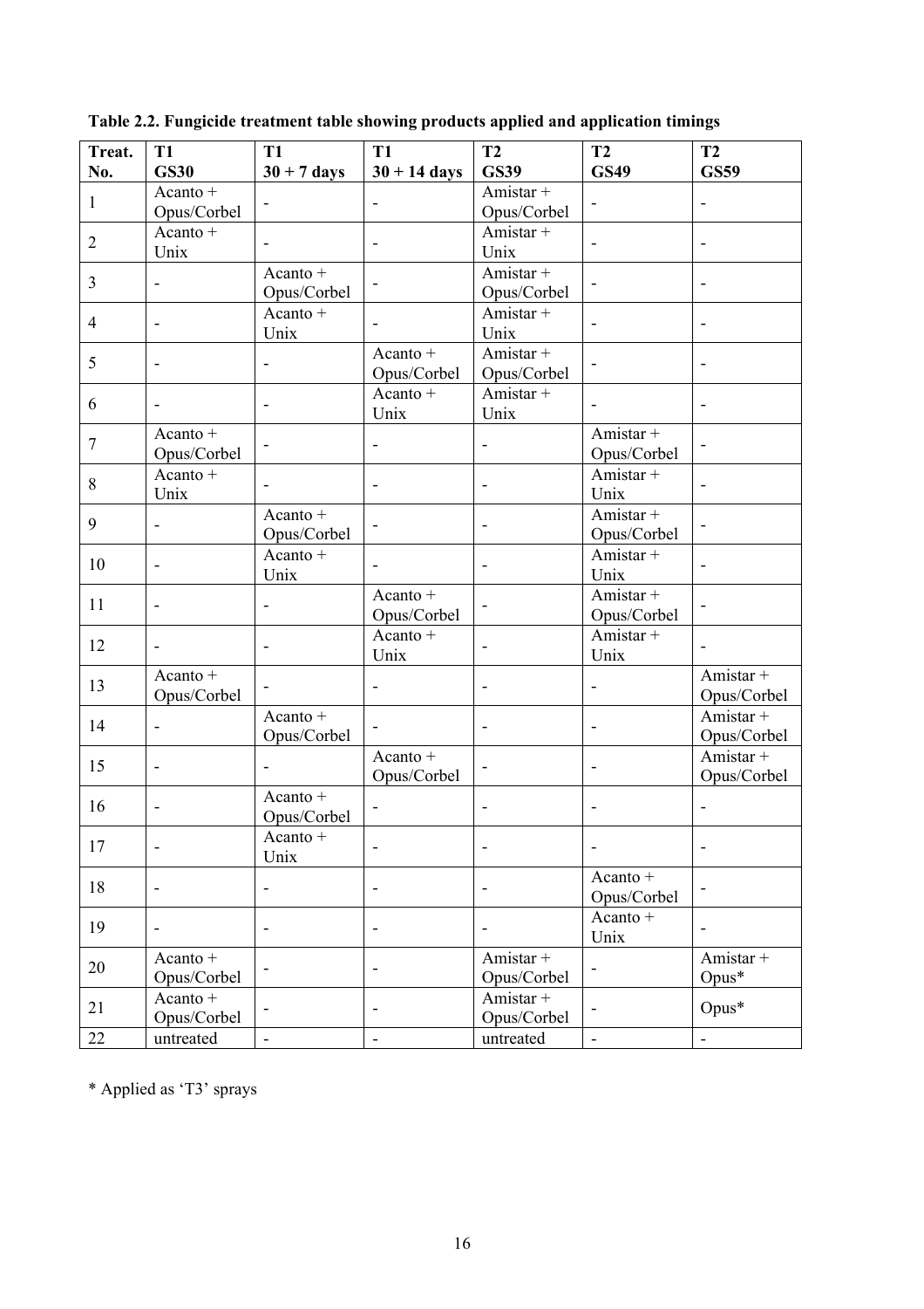**Table 2.2. Fungicide treatment table showing products applied and application timings**

| Treat. No. | T1 GS30 | T1 30 + 7 days | T1 30 + 14 days | T2 GS39 | T2 GS49 | T2 GS59 |
|---|---|---|---|---|---|---|
| 1 | Acanto + Opus/Corbel | - | - | Amistar + Opus/Corbel | - | - |
| 2 | Acanto + Unix | - | - | Amistar + Unix | - | - |
| 3 | - | Acanto + Opus/Corbel | - | Amistar + Opus/Corbel | - | - |
| 4 | - | Acanto + Unix | - | Amistar + Unix | - | - |
| 5 | - | - | Acanto + Opus/Corbel | Amistar + Opus/Corbel | - | - |
| 6 | - | - | Acanto + Unix | Amistar + Unix | - | - |
| 7 | Acanto + Opus/Corbel | - | - | - | Amistar + Opus/Corbel | - |
| 8 | Acanto + Unix | - | - | - | Amistar + Unix | - |
| 9 | - | Acanto + Opus/Corbel | - | - | Amistar + Opus/Corbel | - |
| 10 | - | Acanto + Unix | - | - | Amistar + Unix | - |
| 11 | - | - | Acanto + Opus/Corbel | - | Amistar + Opus/Corbel | - |
| 12 | - | - | Acanto + Unix | - | Amistar + Unix | - |
| 13 | Acanto + Opus/Corbel | - | - | - | - | Amistar + Opus/Corbel |
| 14 | - | Acanto + Opus/Corbel | - | - | - | Amistar + Opus/Corbel |
| 15 | - | - | Acanto + Opus/Corbel | - | - | Amistar + Opus/Corbel |
| 16 | - | Acanto + Opus/Corbel | - | - | - | - |
| 17 | - | Acanto + Unix | - | - | - | - |
| 18 | - | - | - | - | Acanto + Opus/Corbel | - |
| 19 | - | - | - | - | Acanto + Unix | - |
| 20 | Acanto + Opus/Corbel | - | - | Amistar + Opus/Corbel | - | Amistar + Opus* |
| 21 | Acanto + Opus/Corbel | - | - | Amistar + Opus/Corbel | - | Opus* |
| 22 | untreated | - | - | untreated | - | - |

* Applied as 'T3' sprays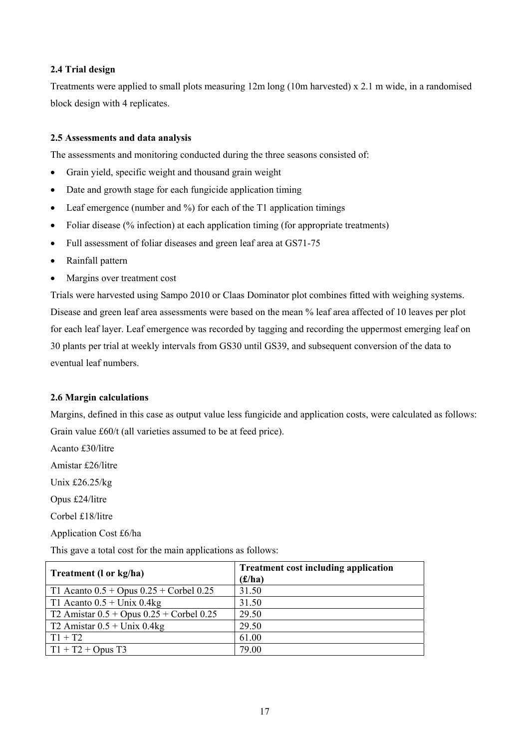### 2.4 Trial design

Treatments were applied to small plots measuring 12m long (10m harvested) x 2.1 m wide, in a randomised block design with 4 replicates.

### 2.5 Assessments and data analysis

The assessments and monitoring conducted during the three seasons consisted of:

- Grain yield, specific weight and thousand grain weight
- Date and growth stage for each fungicide application timing
- Leaf emergence (number and %) for each of the T1 application timings
- Foliar disease (% infection) at each application timing (for appropriate treatments)
- Full assessment of foliar diseases and green leaf area at GS71-75
- Rainfall pattern
- Margins over treatment cost

Trials were harvested using Sampo 2010 or Claas Dominator plot combines fitted with weighing systems. Disease and green leaf area assessments were based on the mean % leaf area affected of 10 leaves per plot for each leaf layer. Leaf emergence was recorded by tagging and recording the uppermost emerging leaf on 30 plants per trial at weekly intervals from GS30 until GS39, and subsequent conversion of the data to eventual leaf numbers.

### 2.6 Margin calculations

Margins, defined in this case as output value less fungicide and application costs, were calculated as follows: Grain value £60/t (all varieties assumed to be at feed price).

Acanto £30/litre

Amistar £26/litre

Unix £26.25/kg

Opus £24/litre

Corbel £18/litre

Application Cost £6/ha

This gave a total cost for the main applications as follows:

| Treatment (l or kg/ha) | Treatment cost including application (£/ha) |
|---|---|
| T1 Acanto 0.5 + Opus 0.25 + Corbel 0.25 | 31.50 |
| T1 Acanto 0.5 + Unix 0.4kg | 31.50 |
| T2 Amistar 0.5 + Opus 0.25 + Corbel 0.25 | 29.50 |
| T2 Amistar 0.5 + Unix 0.4kg | 29.50 |
| T1 + T2 | 61.00 |
| T1 + T2 + Opus T3 | 79.00 |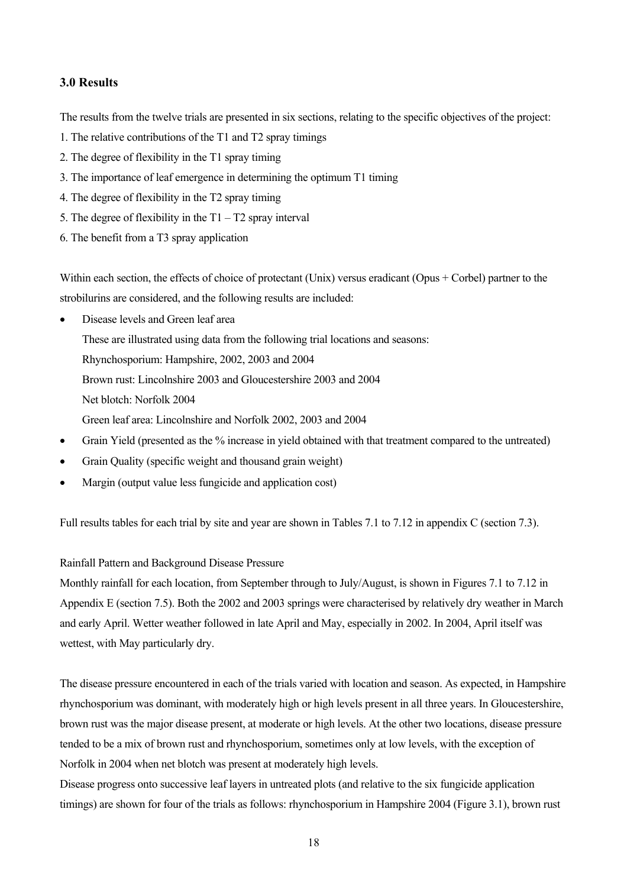### 3.0 Results

The results from the twelve trials are presented in six sections, relating to the specific objectives of the project:

1. The relative contributions of the T1 and T2 spray timings
2. The degree of flexibility in the T1 spray timing
3. The importance of leaf emergence in determining the optimum T1 timing
4. The degree of flexibility in the T2 spray timing
5. The degree of flexibility in the T1 – T2 spray interval
6. The benefit from a T3 spray application

Within each section, the effects of choice of protectant (Unix) versus eradicant (Opus + Corbel) partner to the strobilurins are considered, and the following results are included:

- Disease levels and Green leaf area

  These are illustrated using data from the following trial locations and seasons:

  Rhynchosporium: Hampshire, 2002, 2003 and 2004

  Brown rust: Lincolnshire 2003 and Gloucestershire 2003 and 2004

  Net blotch: Norfolk 2004

  Green leaf area: Lincolnshire and Norfolk 2002, 2003 and 2004
- Grain Yield (presented as the % increase in yield obtained with that treatment compared to the untreated)
- Grain Quality (specific weight and thousand grain weight)
- Margin (output value less fungicide and application cost)

Full results tables for each trial by site and year are shown in Tables 7.1 to 7.12 in appendix C (section 7.3).

Rainfall Pattern and Background Disease Pressure

Monthly rainfall for each location, from September through to July/August, is shown in Figures 7.1 to 7.12 in Appendix E (section 7.5). Both the 2002 and 2003 springs were characterised by relatively dry weather in March and early April. Wetter weather followed in late April and May, especially in 2002. In 2004, April itself was wettest, with May particularly dry.

The disease pressure encountered in each of the trials varied with location and season. As expected, in Hampshire rhynchosporium was dominant, with moderately high or high levels present in all three years. In Gloucestershire, brown rust was the major disease present, at moderate or high levels. At the other two locations, disease pressure tended to be a mix of brown rust and rhynchosporium, sometimes only at low levels, with the exception of Norfolk in 2004 when net blotch was present at moderately high levels.

Disease progress onto successive leaf layers in untreated plots (and relative to the six fungicide application timings) are shown for four of the trials as follows: rhynchosporium in Hampshire 2004 (Figure 3.1), brown rust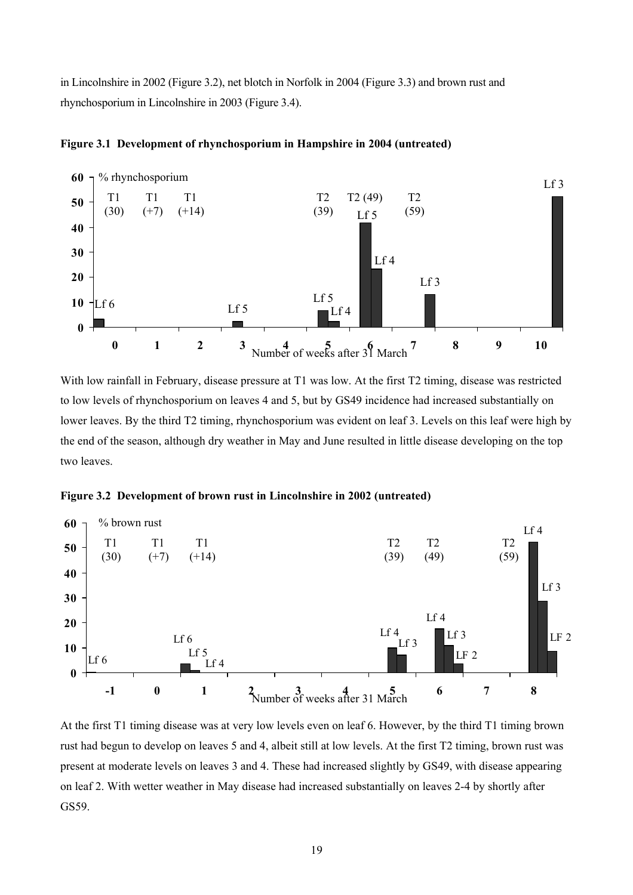in Lincolnshire in 2002 (Figure 3.2), net blotch in Norfolk in 2004 (Figure 3.3) and brown rust and rhynchosporium in Lincolnshire in 2003 (Figure 3.4).

**Figure 3.1 Development of rhynchosporium in Hampshire in 2004 (untreated)**

With low rainfall in February, disease pressure at T1 was low. At the first T2 timing, disease was restricted to low levels of rhynchosporium on leaves 4 and 5, but by GS49 incidence had increased substantially on lower leaves. By the third T2 timing, rhynchosporium was evident on leaf 3. Levels on this leaf were high by the end of the season, although dry weather in May and June resulted in little disease developing on the top two leaves.

**Figure 3.2 Development of brown rust in Lincolnshire in 2002 (untreated)**

At the first T1 timing disease was at very low levels even on leaf 6. However, by the third T1 timing brown rust had begun to develop on leaves 5 and 4, albeit still at low levels. At the first T2 timing, brown rust was present at moderate levels on leaves 3 and 4. These had increased slightly by GS49, with disease appearing on leaf 2. With wetter weather in May disease had increased substantially on leaves 2-4 by shortly after GS59.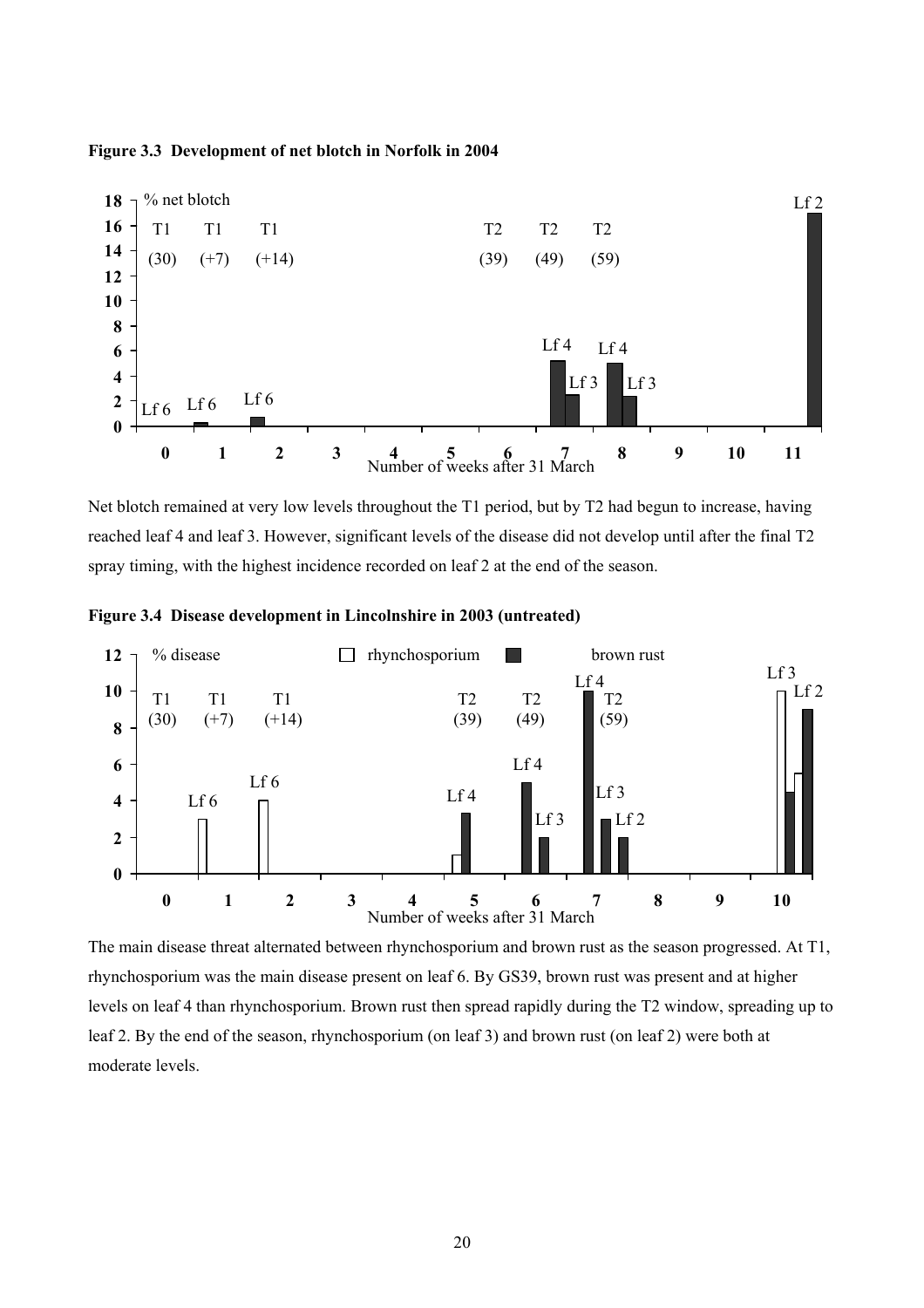**Figure 3.3 Development of net blotch in Norfolk in 2004**

Net blotch remained at very low levels throughout the T1 period, but by T2 had begun to increase, having reached leaf 4 and leaf 3. However, significant levels of the disease did not develop until after the final T2 spray timing, with the highest incidence recorded on leaf 2 at the end of the season.

**Figure 3.4 Disease development in Lincolnshire in 2003 (untreated)**

The main disease threat alternated between rhynchosporium and brown rust as the season progressed. At T1, rhynchosporium was the main disease present on leaf 6. By GS39, brown rust was present and at higher levels on leaf 4 than rhynchosporium. Brown rust then spread rapidly during the T2 window, spreading up to leaf 2. By the end of the season, rhynchosporium (on leaf 3) and brown rust (on leaf 2) were both at moderate levels.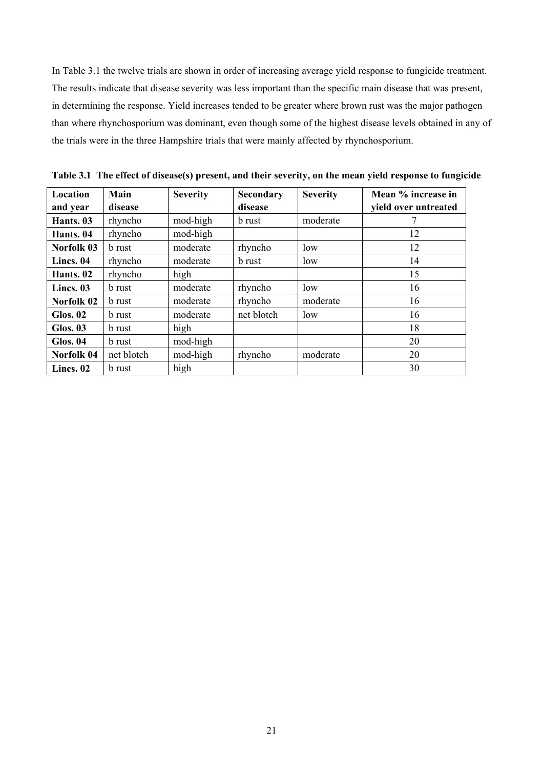In Table 3.1 the twelve trials are shown in order of increasing average yield response to fungicide treatment. The results indicate that disease severity was less important than the specific main disease that was present, in determining the response. Yield increases tended to be greater where brown rust was the major pathogen than where rhynchosporium was dominant, even though some of the highest disease levels obtained in any of the trials were in the three Hampshire trials that were mainly affected by rhynchosporium.

**Table 3.1 The effect of disease(s) present, and their severity, on the mean yield response to fungicide**

| Location and year | Main disease | Severity | Secondary disease | Severity | Mean % increase in yield over untreated |
|---|---|---|---|---|---|
| **Hants. 03** | rhyncho | mod-high | b rust | moderate | 7 |
| **Hants. 04** | rhyncho | mod-high | | | 12 |
| **Norfolk 03** | b rust | moderate | rhyncho | low | 12 |
| **Lincs. 04** | rhyncho | moderate | b rust | low | 14 |
| **Hants. 02** | rhyncho | high | | | 15 |
| **Lincs. 03** | b rust | moderate | rhyncho | low | 16 |
| **Norfolk 02** | b rust | moderate | rhyncho | moderate | 16 |
| **Glos. 02** | b rust | moderate | net blotch | low | 16 |
| **Glos. 03** | b rust | high | | | 18 |
| **Glos. 04** | b rust | mod-high | | | 20 |
| **Norfolk 04** | net blotch | mod-high | rhyncho | moderate | 20 |
| **Lincs. 02** | b rust | high | | | 30 |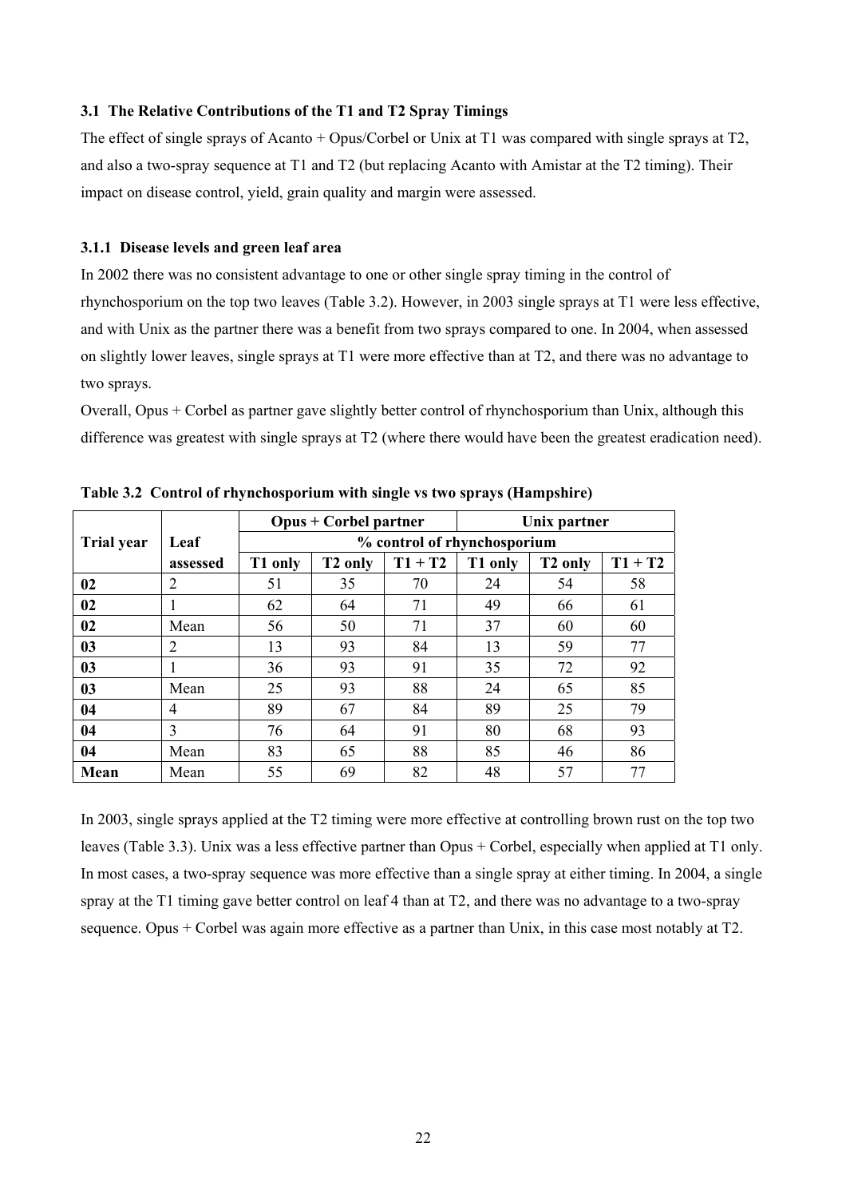### 3.1 The Relative Contributions of the T1 and T2 Spray Timings

The effect of single sprays of Acanto + Opus/Corbel or Unix at T1 was compared with single sprays at T2, and also a two-spray sequence at T1 and T2 (but replacing Acanto with Amistar at the T2 timing). Their impact on disease control, yield, grain quality and margin were assessed.

#### 3.1.1 Disease levels and green leaf area

In 2002 there was no consistent advantage to one or other single spray timing in the control of rhynchosporium on the top two leaves (Table 3.2). However, in 2003 single sprays at T1 were less effective, and with Unix as the partner there was a benefit from two sprays compared to one. In 2004, when assessed on slightly lower leaves, single sprays at T1 were more effective than at T2, and there was no advantage to two sprays.

Overall, Opus + Corbel as partner gave slightly better control of rhynchosporium than Unix, although this difference was greatest with single sprays at T2 (where there would have been the greatest eradication need).

**Table 3.2 Control of rhynchosporium with single vs two sprays (Hampshire)**

| Trial year | Leaf assessed | Opus + Corbel partner | | | Unix partner | | |
|---|---|---|---|---|---|---|---|
| | | % control of rhynchosporium | | | | | |
| | | T1 only | T2 only | T1 + T2 | T1 only | T2 only | T1 + T2 |
| **02** | 2 | 51 | 35 | 70 | 24 | 54 | 58 |
| **02** | 1 | 62 | 64 | 71 | 49 | 66 | 61 |
| **02** | Mean | 56 | 50 | 71 | 37 | 60 | 60 |
| **03** | 2 | 13 | 93 | 84 | 13 | 59 | 77 |
| **03** | 1 | 36 | 93 | 91 | 35 | 72 | 92 |
| **03** | Mean | 25 | 93 | 88 | 24 | 65 | 85 |
| **04** | 4 | 89 | 67 | 84 | 89 | 25 | 79 |
| **04** | 3 | 76 | 64 | 91 | 80 | 68 | 93 |
| **04** | Mean | 83 | 65 | 88 | 85 | 46 | 86 |
| **Mean** | Mean | 55 | 69 | 82 | 48 | 57 | 77 |

In 2003, single sprays applied at the T2 timing were more effective at controlling brown rust on the top two leaves (Table 3.3). Unix was a less effective partner than Opus + Corbel, especially when applied at T1 only. In most cases, a two-spray sequence was more effective than a single spray at either timing. In 2004, a single spray at the T1 timing gave better control on leaf 4 than at T2, and there was no advantage to a two-spray sequence. Opus + Corbel was again more effective as a partner than Unix, in this case most notably at T2.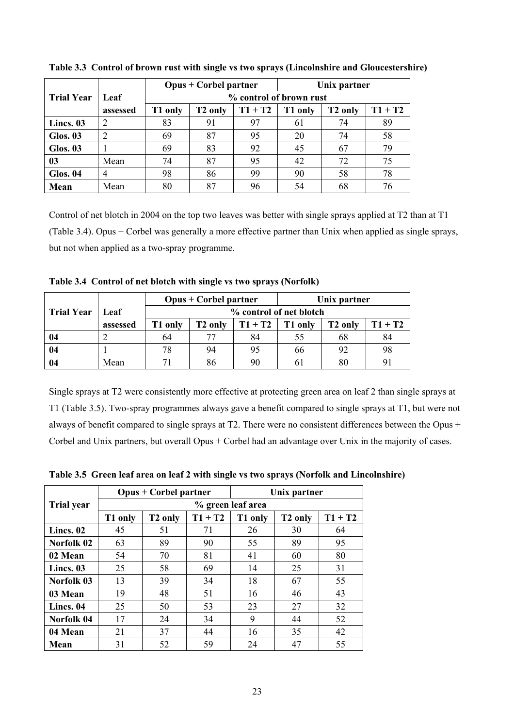**Table 3.3 Control of brown rust with single vs two sprays (Lincolnshire and Gloucestershire)**

| Trial Year | Leaf assessed | Opus + Corbel partner | | | Unix partner | | |
|---|---|---|---|---|---|---|---|
| | | % control of brown rust | | | | | |
| | | T1 only | T2 only | T1 + T2 | T1 only | T2 only | T1 + T2 |
| **Lincs. 03** | 2 | 83 | 91 | 97 | 61 | 74 | 89 |
| **Glos. 03** | 2 | 69 | 87 | 95 | 20 | 74 | 58 |
| **Glos. 03** | 1 | 69 | 83 | 92 | 45 | 67 | 79 |
| **03** | Mean | 74 | 87 | 95 | 42 | 72 | 75 |
| **Glos. 04** | 4 | 98 | 86 | 99 | 90 | 58 | 78 |
| **Mean** | Mean | 80 | 87 | 96 | 54 | 68 | 76 |

Control of net blotch in 2004 on the top two leaves was better with single sprays applied at T2 than at T1 (Table 3.4). Opus + Corbel was generally a more effective partner than Unix when applied as single sprays, but not when applied as a two-spray programme.

**Table 3.4 Control of net blotch with single vs two sprays (Norfolk)**

| Trial Year | Leaf assessed | Opus + Corbel partner | | | Unix partner | | |
|---|---|---|---|---|---|---|---|
| | | % control of net blotch | | | | | |
| | | T1 only | T2 only | T1 + T2 | T1 only | T2 only | T1 + T2 |
| **04** | 2 | 64 | 77 | 84 | 55 | 68 | 84 |
| **04** | 1 | 78 | 94 | 95 | 66 | 92 | 98 |
| **04** | Mean | 71 | 86 | 90 | 61 | 80 | 91 |

Single sprays at T2 were consistently more effective at protecting green area on leaf 2 than single sprays at T1 (Table 3.5). Two-spray programmes always gave a benefit compared to single sprays at T1, but were not always of benefit compared to single sprays at T2. There were no consistent differences between the Opus + Corbel and Unix partners, but overall Opus + Corbel had an advantage over Unix in the majority of cases.

**Table 3.5 Green leaf area on leaf 2 with single vs two sprays (Norfolk and Lincolnshire)**

| Trial year | Opus + Corbel partner | | | Unix partner | | |
|---|---|---|---|---|---|---|
| | % green leaf area | | | | | |
| | T1 only | T2 only | T1 + T2 | T1 only | T2 only | T1 + T2 |
| **Lincs. 02** | 45 | 51 | 71 | 26 | 30 | 64 |
| **Norfolk 02** | 63 | 89 | 90 | 55 | 89 | 95 |
| **02 Mean** | 54 | 70 | 81 | 41 | 60 | 80 |
| **Lincs. 03** | 25 | 58 | 69 | 14 | 25 | 31 |
| **Norfolk 03** | 13 | 39 | 34 | 18 | 67 | 55 |
| **03 Mean** | 19 | 48 | 51 | 16 | 46 | 43 |
| **Lincs. 04** | 25 | 50 | 53 | 23 | 27 | 32 |
| **Norfolk 04** | 17 | 24 | 34 | 9 | 44 | 52 |
| **04 Mean** | 21 | 37 | 44 | 16 | 35 | 42 |
| **Mean** | 31 | 52 | 59 | 24 | 47 | 55 |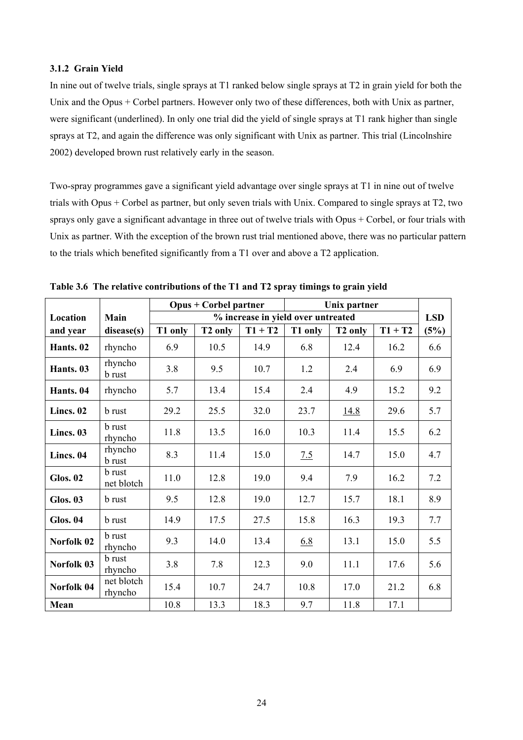### 3.1.2 Grain Yield

In nine out of twelve trials, single sprays at T1 ranked below single sprays at T2 in grain yield for both the Unix and the Opus + Corbel partners. However only two of these differences, both with Unix as partner, were significant (underlined). In only one trial did the yield of single sprays at T1 rank higher than single sprays at T2, and again the difference was only significant with Unix as partner. This trial (Lincolnshire 2002) developed brown rust relatively early in the season.

Two-spray programmes gave a significant yield advantage over single sprays at T1 in nine out of twelve trials with Opus + Corbel as partner, but only seven trials with Unix. Compared to single sprays at T2, two sprays only gave a significant advantage in three out of twelve trials with Opus + Corbel, or four trials with Unix as partner. With the exception of the brown rust trial mentioned above, there was no particular pattern to the trials which benefited significantly from a T1 over and above a T2 application.

**Table 3.6 The relative contributions of the T1 and T2 spray timings to grain yield**

| | | Opus + Corbel partner | | | Unix partner | | | |
|---|---|---|---|---|---|---|---|---|
| **Location** | **Main** | % increase in yield over untreated | | | | | | **LSD** |
| **and year** | **disease(s)** | **T1 only** | **T2 only** | **T1 + T2** | **T1 only** | **T2 only** | **T1 + T2** | **(5%)** |
| **Hants. 02** | rhyncho | 6.9 | 10.5 | 14.9 | 6.8 | 12.4 | 16.2 | 6.6 |
| **Hants. 03** | rhyncho b rust | 3.8 | 9.5 | 10.7 | 1.2 | 2.4 | 6.9 | 6.9 |
| **Hants. 04** | rhyncho | 5.7 | 13.4 | 15.4 | 2.4 | 4.9 | 15.2 | 9.2 |
| **Lincs. 02** | b rust | 29.2 | 25.5 | 32.0 | 23.7 | <u>14.8</u> | 29.6 | 5.7 |
| **Lincs. 03** | b rust rhyncho | 11.8 | 13.5 | 16.0 | 10.3 | 11.4 | 15.5 | 6.2 |
| **Lincs. 04** | rhyncho b rust | 8.3 | 11.4 | 15.0 | <u>7.5</u> | 14.7 | 15.0 | 4.7 |
| **Glos. 02** | b rust net blotch | 11.0 | 12.8 | 19.0 | 9.4 | 7.9 | 16.2 | 7.2 |
| **Glos. 03** | b rust | 9.5 | 12.8 | 19.0 | 12.7 | 15.7 | 18.1 | 8.9 |
| **Glos. 04** | b rust | 14.9 | 17.5 | 27.5 | 15.8 | 16.3 | 19.3 | 7.7 |
| **Norfolk 02** | b rust rhyncho | 9.3 | 14.0 | 13.4 | <u>6.8</u> | 13.1 | 15.0 | 5.5 |
| **Norfolk 03** | b rust rhyncho | 3.8 | 7.8 | 12.3 | 9.0 | 11.1 | 17.6 | 5.6 |
| **Norfolk 04** | net blotch rhyncho | 15.4 | 10.7 | 24.7 | 10.8 | 17.0 | 21.2 | 6.8 |
| **Mean** | | 10.8 | 13.3 | 18.3 | 9.7 | 11.8 | 17.1 | |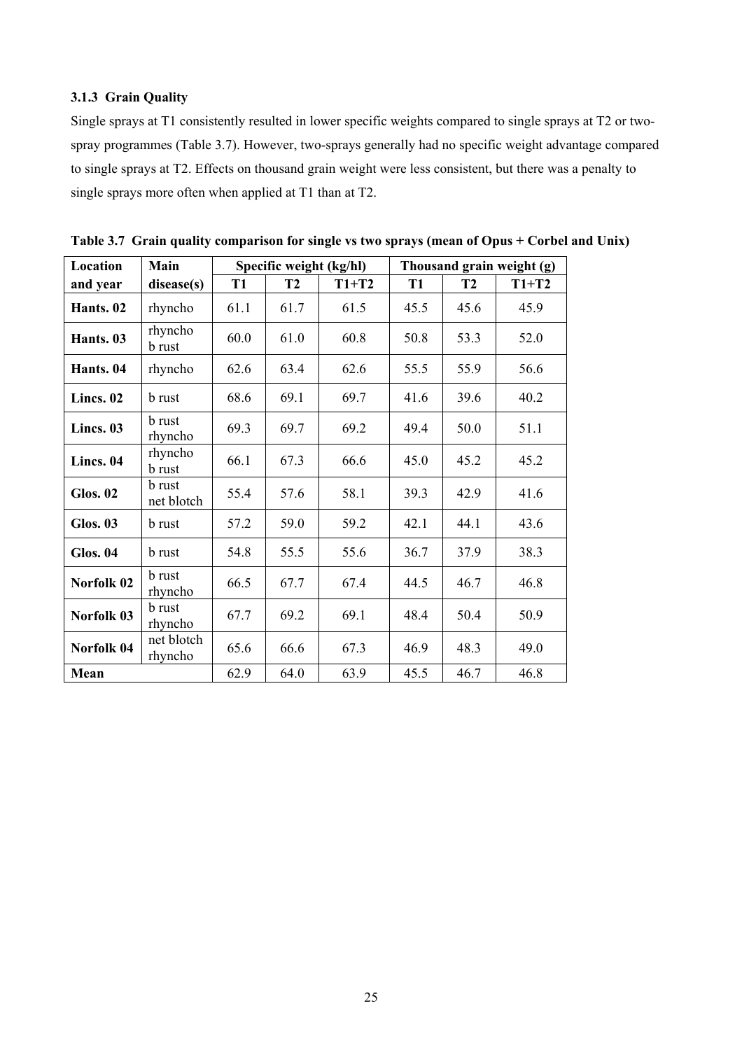### 3.1.3 Grain Quality

Single sprays at T1 consistently resulted in lower specific weights compared to single sprays at T2 or two-spray programmes (Table 3.7). However, two-sprays generally had no specific weight advantage compared to single sprays at T2. Effects on thousand grain weight were less consistent, but there was a penalty to single sprays more often when applied at T1 than at T2.

**Table 3.7 Grain quality comparison for single vs two sprays (mean of Opus + Corbel and Unix)**

| Location and year | Main disease(s) | Specific weight (kg/hl) | | | Thousand grain weight (g) | | |
|---|---|---|---|---|---|---|---|
| | | T1 | T2 | T1+T2 | T1 | T2 | T1+T2 |
| **Hants. 02** | rhyncho | 61.1 | 61.7 | 61.5 | 45.5 | 45.6 | 45.9 |
| **Hants. 03** | rhyncho b rust | 60.0 | 61.0 | 60.8 | 50.8 | 53.3 | 52.0 |
| **Hants. 04** | rhyncho | 62.6 | 63.4 | 62.6 | 55.5 | 55.9 | 56.6 |
| **Lincs. 02** | b rust | 68.6 | 69.1 | 69.7 | 41.6 | 39.6 | 40.2 |
| **Lincs. 03** | b rust rhyncho | 69.3 | 69.7 | 69.2 | 49.4 | 50.0 | 51.1 |
| **Lincs. 04** | rhyncho b rust | 66.1 | 67.3 | 66.6 | 45.0 | 45.2 | 45.2 |
| **Glos. 02** | b rust net blotch | 55.4 | 57.6 | 58.1 | 39.3 | 42.9 | 41.6 |
| **Glos. 03** | b rust | 57.2 | 59.0 | 59.2 | 42.1 | 44.1 | 43.6 |
| **Glos. 04** | b rust | 54.8 | 55.5 | 55.6 | 36.7 | 37.9 | 38.3 |
| **Norfolk 02** | b rust rhyncho | 66.5 | 67.7 | 67.4 | 44.5 | 46.7 | 46.8 |
| **Norfolk 03** | b rust rhyncho | 67.7 | 69.2 | 69.1 | 48.4 | 50.4 | 50.9 |
| **Norfolk 04** | net blotch rhyncho | 65.6 | 66.6 | 67.3 | 46.9 | 48.3 | 49.0 |
| **Mean** | | 62.9 | 64.0 | 63.9 | 45.5 | 46.7 | 46.8 |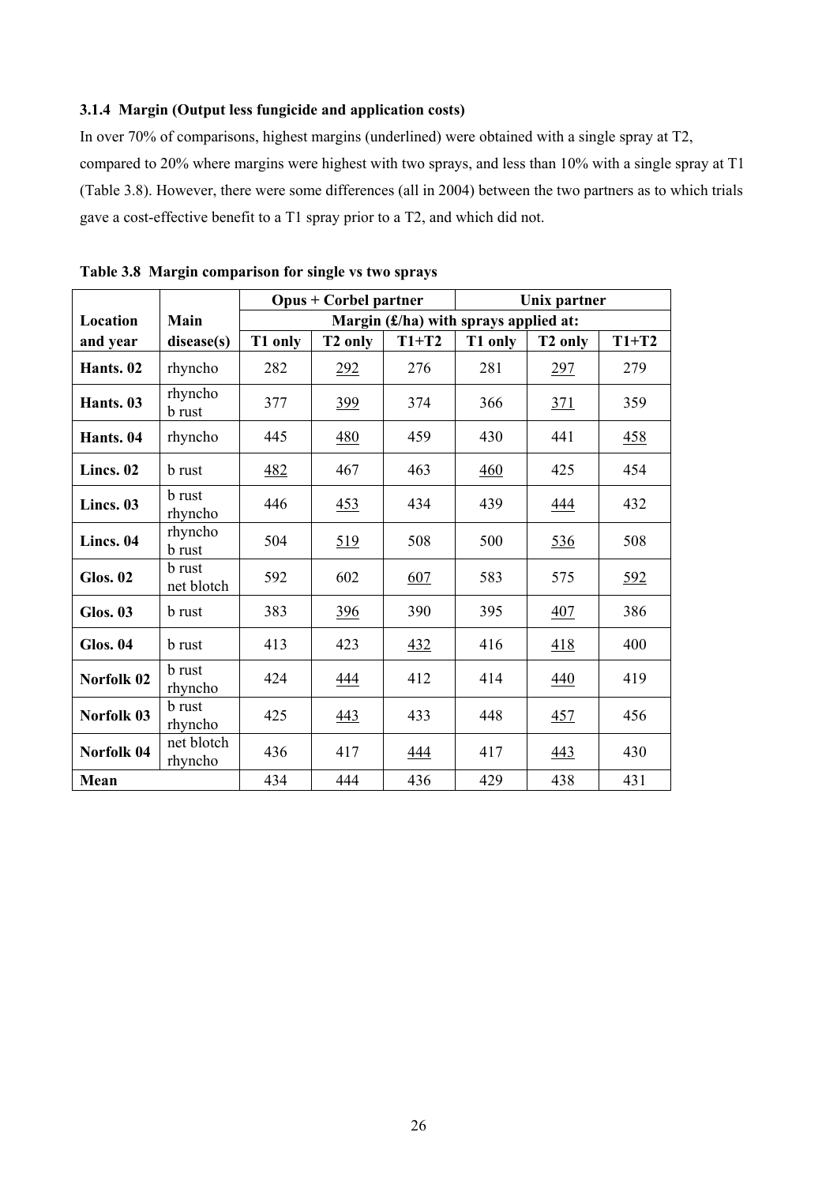### 3.1.4 Margin (Output less fungicide and application costs)

In over 70% of comparisons, highest margins (underlined) were obtained with a single spray at T2, compared to 20% where margins were highest with two sprays, and less than 10% with a single spray at T1 (Table 3.8). However, there were some differences (all in 2004) between the two partners as to which trials gave a cost-effective benefit to a T1 spray prior to a T2, and which did not.

**Table 3.8 Margin comparison for single vs two sprays**

| Location and year | Main disease(s) | Opus + Corbel partner | | | Unix partner | | |
|---|---|---|---|---|---|---|---|
| | | Margin (£/ha) with sprays applied at: | | | | | |
| | | T1 only | T2 only | T1+T2 | T1 only | T2 only | T1+T2 |
| **Hants. 02** | rhyncho | 282 | <u>292</u> | 276 | 281 | <u>297</u> | 279 |
| **Hants. 03** | rhyncho b rust | 377 | <u>399</u> | 374 | 366 | <u>371</u> | 359 |
| **Hants. 04** | rhyncho | 445 | <u>480</u> | 459 | 430 | 441 | <u>458</u> |
| **Lincs. 02** | b rust | <u>482</u> | 467 | 463 | <u>460</u> | 425 | 454 |
| **Lincs. 03** | b rust rhyncho | 446 | <u>453</u> | 434 | 439 | <u>444</u> | 432 |
| **Lincs. 04** | rhyncho b rust | 504 | <u>519</u> | 508 | 500 | <u>536</u> | 508 |
| **Glos. 02** | b rust net blotch | 592 | 602 | <u>607</u> | 583 | 575 | <u>592</u> |
| **Glos. 03** | b rust | 383 | <u>396</u> | 390 | 395 | <u>407</u> | 386 |
| **Glos. 04** | b rust | 413 | 423 | <u>432</u> | 416 | <u>418</u> | 400 |
| **Norfolk 02** | b rust rhyncho | 424 | <u>444</u> | 412 | 414 | <u>440</u> | 419 |
| **Norfolk 03** | b rust rhyncho | 425 | <u>443</u> | 433 | 448 | <u>457</u> | 456 |
| **Norfolk 04** | net blotch rhyncho | 436 | 417 | <u>444</u> | 417 | <u>443</u> | 430 |
| **Mean** | | 434 | 444 | 436 | 429 | 438 | 431 |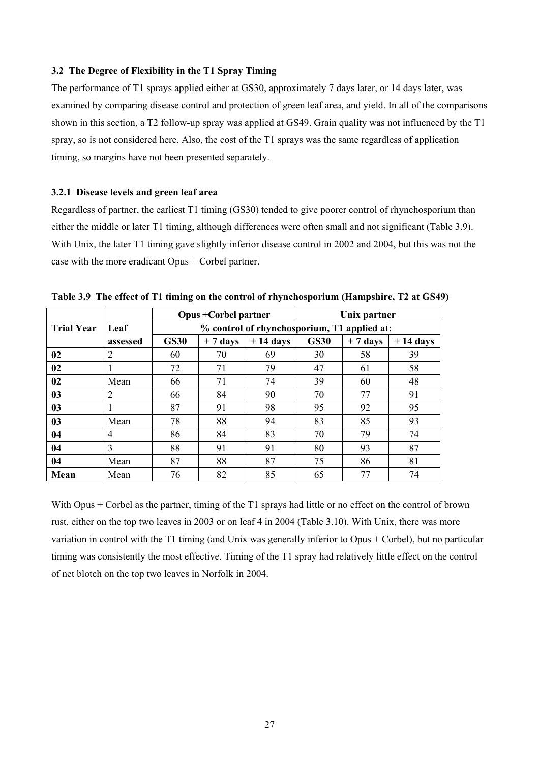### 3.2 The Degree of Flexibility in the T1 Spray Timing

The performance of T1 sprays applied either at GS30, approximately 7 days later, or 14 days later, was examined by comparing disease control and protection of green leaf area, and yield. In all of the comparisons shown in this section, a T2 follow-up spray was applied at GS49. Grain quality was not influenced by the T1 spray, so is not considered here. Also, the cost of the T1 sprays was the same regardless of application timing, so margins have not been presented separately.

#### 3.2.1 Disease levels and green leaf area

Regardless of partner, the earliest T1 timing (GS30) tended to give poorer control of rhynchosporium than either the middle or later T1 timing, although differences were often small and not significant (Table 3.9). With Unix, the later T1 timing gave slightly inferior disease control in 2002 and 2004, but this was not the case with the more eradicant Opus + Corbel partner.

**Table 3.9 The effect of T1 timing on the control of rhynchosporium (Hampshire, T2 at GS49)**

| Trial Year | Leaf | Opus +Corbel partner | | | Unix partner | | |
|---|---|---|---|---|---|---|---|
| | | % control of rhynchosporium, T1 applied at: | | | | | |
| | assessed | GS30 | + 7 days | + 14 days | GS30 | + 7 days | + 14 days |
| **02** | 2 | 60 | 70 | 69 | 30 | 58 | 39 |
| **02** | 1 | 72 | 71 | 79 | 47 | 61 | 58 |
| **02** | Mean | 66 | 71 | 74 | 39 | 60 | 48 |
| **03** | 2 | 66 | 84 | 90 | 70 | 77 | 91 |
| **03** | 1 | 87 | 91 | 98 | 95 | 92 | 95 |
| **03** | Mean | 78 | 88 | 94 | 83 | 85 | 93 |
| **04** | 4 | 86 | 84 | 83 | 70 | 79 | 74 |
| **04** | 3 | 88 | 91 | 91 | 80 | 93 | 87 |
| **04** | Mean | 87 | 88 | 87 | 75 | 86 | 81 |
| **Mean** | Mean | 76 | 82 | 85 | 65 | 77 | 74 |

With Opus + Corbel as the partner, timing of the T1 sprays had little or no effect on the control of brown rust, either on the top two leaves in 2003 or on leaf 4 in 2004 (Table 3.10). With Unix, there was more variation in control with the T1 timing (and Unix was generally inferior to Opus + Corbel), but no particular timing was consistently the most effective. Timing of the T1 spray had relatively little effect on the control of net blotch on the top two leaves in Norfolk in 2004.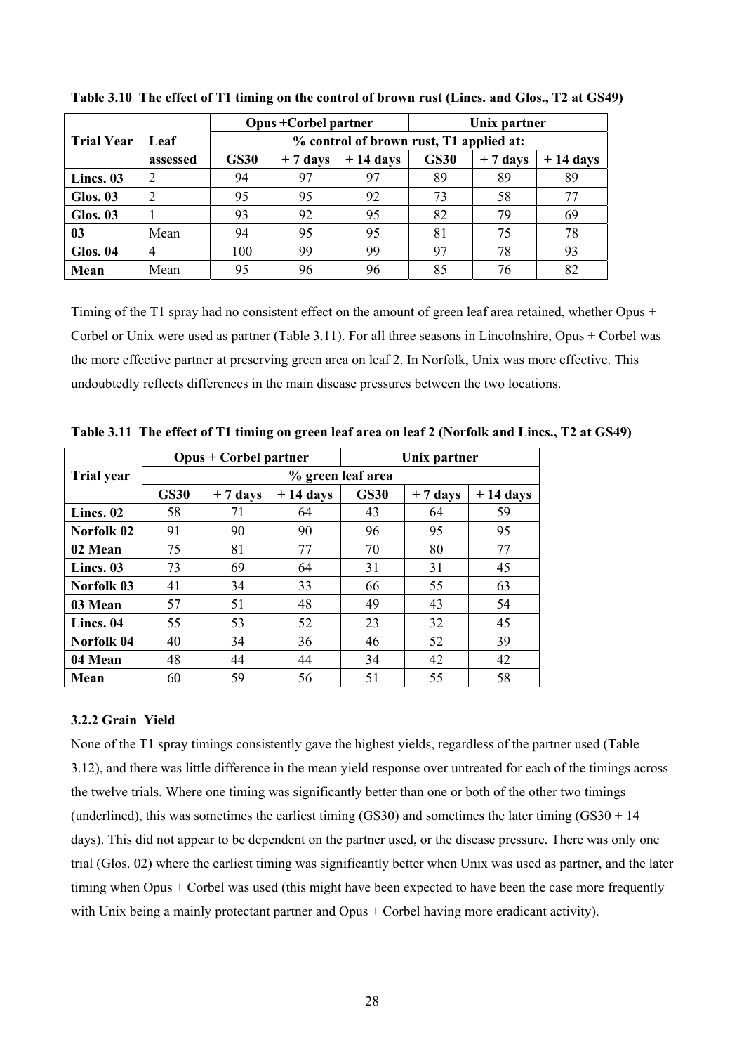**Table 3.10 The effect of T1 timing on the control of brown rust (Lincs. and Glos., T2 at GS49)**

| Trial Year | Leaf assessed | Opus +Corbel partner | | | Unix partner | | |
|---|---|---|---|---|---|---|---|
| | | % control of brown rust, T1 applied at: | | | | | |
| | | GS30 | + 7 days | + 14 days | GS30 | + 7 days | + 14 days |
| **Lincs. 03** | 2 | 94 | 97 | 97 | 89 | 89 | 89 |
| **Glos. 03** | 2 | 95 | 95 | 92 | 73 | 58 | 77 |
| **Glos. 03** | 1 | 93 | 92 | 95 | 82 | 79 | 69 |
| **03** | Mean | 94 | 95 | 95 | 81 | 75 | 78 |
| **Glos. 04** | 4 | 100 | 99 | 99 | 97 | 78 | 93 |
| **Mean** | Mean | 95 | 96 | 96 | 85 | 76 | 82 |

Timing of the T1 spray had no consistent effect on the amount of green leaf area retained, whether Opus + Corbel or Unix were used as partner (Table 3.11). For all three seasons in Lincolnshire, Opus + Corbel was the more effective partner at preserving green area on leaf 2. In Norfolk, Unix was more effective. This undoubtedly reflects differences in the main disease pressures between the two locations.

**Table 3.11 The effect of T1 timing on green leaf area on leaf 2 (Norfolk and Lincs., T2 at GS49)**

| Trial year | Opus + Corbel partner | | | Unix partner | | |
|---|---|---|---|---|---|---|
| | % green leaf area | | | | | |
| | GS30 | + 7 days | + 14 days | GS30 | + 7 days | + 14 days |
| **Lincs. 02** | 58 | 71 | 64 | 43 | 64 | 59 |
| **Norfolk 02** | 91 | 90 | 90 | 96 | 95 | 95 |
| **02 Mean** | 75 | 81 | 77 | 70 | 80 | 77 |
| **Lincs. 03** | 73 | 69 | 64 | 31 | 31 | 45 |
| **Norfolk 03** | 41 | 34 | 33 | 66 | 55 | 63 |
| **03 Mean** | 57 | 51 | 48 | 49 | 43 | 54 |
| **Lincs. 04** | 55 | 53 | 52 | 23 | 32 | 45 |
| **Norfolk 04** | 40 | 34 | 36 | 46 | 52 | 39 |
| **04 Mean** | 48 | 44 | 44 | 34 | 42 | 42 |
| **Mean** | 60 | 59 | 56 | 51 | 55 | 58 |

### 3.2.2 Grain Yield

None of the T1 spray timings consistently gave the highest yields, regardless of the partner used (Table 3.12), and there was little difference in the mean yield response over untreated for each of the timings across the twelve trials. Where one timing was significantly better than one or both of the other two timings (underlined), this was sometimes the earliest timing (GS30) and sometimes the later timing (GS30 + 14 days). This did not appear to be dependent on the partner used, or the disease pressure. There was only one trial (Glos. 02) where the earliest timing was significantly better when Unix was used as partner, and the later timing when Opus + Corbel was used (this might have been expected to have been the case more frequently with Unix being a mainly protectant partner and Opus + Corbel having more eradicant activity).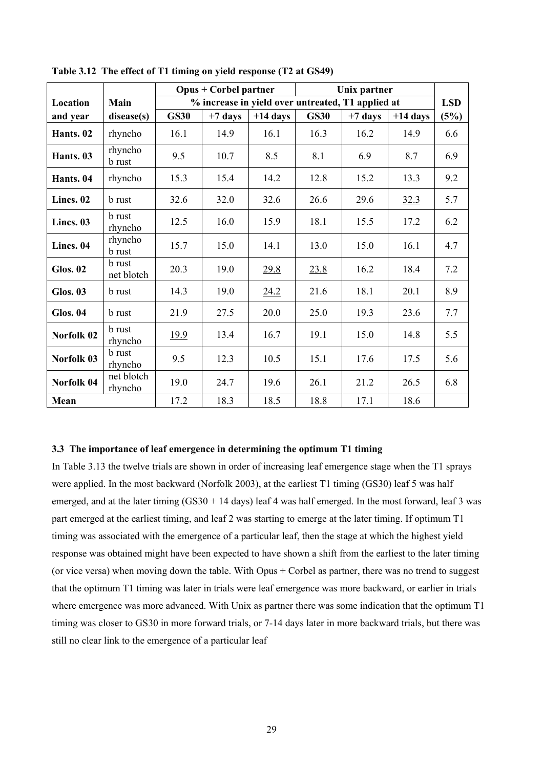**Table 3.12 The effect of T1 timing on yield response (T2 at GS49)**

| Location | Main | Opus + Corbel partner | | | Unix partner | | | LSD |
|---|---|---|---|---|---|---|---|---|
| | | % increase in yield over untreated, T1 applied at | | | | | | |
| and year | disease(s) | GS30 | +7 days | +14 days | GS30 | +7 days | +14 days | (5%) |
| **Hants. 02** | rhyncho | 16.1 | 14.9 | 16.1 | 16.3 | 16.2 | 14.9 | 6.6 |
| **Hants. 03** | rhyncho b rust | 9.5 | 10.7 | 8.5 | 8.1 | 6.9 | 8.7 | 6.9 |
| **Hants. 04** | rhyncho | 15.3 | 15.4 | 14.2 | 12.8 | 15.2 | 13.3 | 9.2 |
| **Lincs. 02** | b rust | 32.6 | 32.0 | 32.6 | 26.6 | 29.6 | <u>32.3</u> | 5.7 |
| **Lincs. 03** | b rust rhyncho | 12.5 | 16.0 | 15.9 | 18.1 | 15.5 | 17.2 | 6.2 |
| **Lincs. 04** | rhyncho b rust | 15.7 | 15.0 | 14.1 | 13.0 | 15.0 | 16.1 | 4.7 |
| **Glos. 02** | b rust net blotch | 20.3 | 19.0 | <u>29.8</u> | <u>23.8</u> | 16.2 | 18.4 | 7.2 |
| **Glos. 03** | b rust | 14.3 | 19.0 | <u>24.2</u> | 21.6 | 18.1 | 20.1 | 8.9 |
| **Glos. 04** | b rust | 21.9 | 27.5 | 20.0 | 25.0 | 19.3 | 23.6 | 7.7 |
| **Norfolk 02** | b rust rhyncho | <u>19.9</u> | 13.4 | 16.7 | 19.1 | 15.0 | 14.8 | 5.5 |
| **Norfolk 03** | b rust rhyncho | 9.5 | 12.3 | 10.5 | 15.1 | 17.6 | 17.5 | 5.6 |
| **Norfolk 04** | net blotch rhyncho | 19.0 | 24.7 | 19.6 | 26.1 | 21.2 | 26.5 | 6.8 |
| **Mean** | | 17.2 | 18.3 | 18.5 | 18.8 | 17.1 | 18.6 | |

### 3.3 The importance of leaf emergence in determining the optimum T1 timing

In Table 3.13 the twelve trials are shown in order of increasing leaf emergence stage when the T1 sprays were applied. In the most backward (Norfolk 2003), at the earliest T1 timing (GS30) leaf 5 was half emerged, and at the later timing (GS30 + 14 days) leaf 4 was half emerged. In the most forward, leaf 3 was part emerged at the earliest timing, and leaf 2 was starting to emerge at the later timing. If optimum T1 timing was associated with the emergence of a particular leaf, then the stage at which the highest yield response was obtained might have been expected to have shown a shift from the earliest to the later timing (or vice versa) when moving down the table. With Opus + Corbel as partner, there was no trend to suggest that the optimum T1 timing was later in trials were leaf emergence was more backward, or earlier in trials where emergence was more advanced. With Unix as partner there was some indication that the optimum T1 timing was closer to GS30 in more forward trials, or 7-14 days later in more backward trials, but there was still no clear link to the emergence of a particular leaf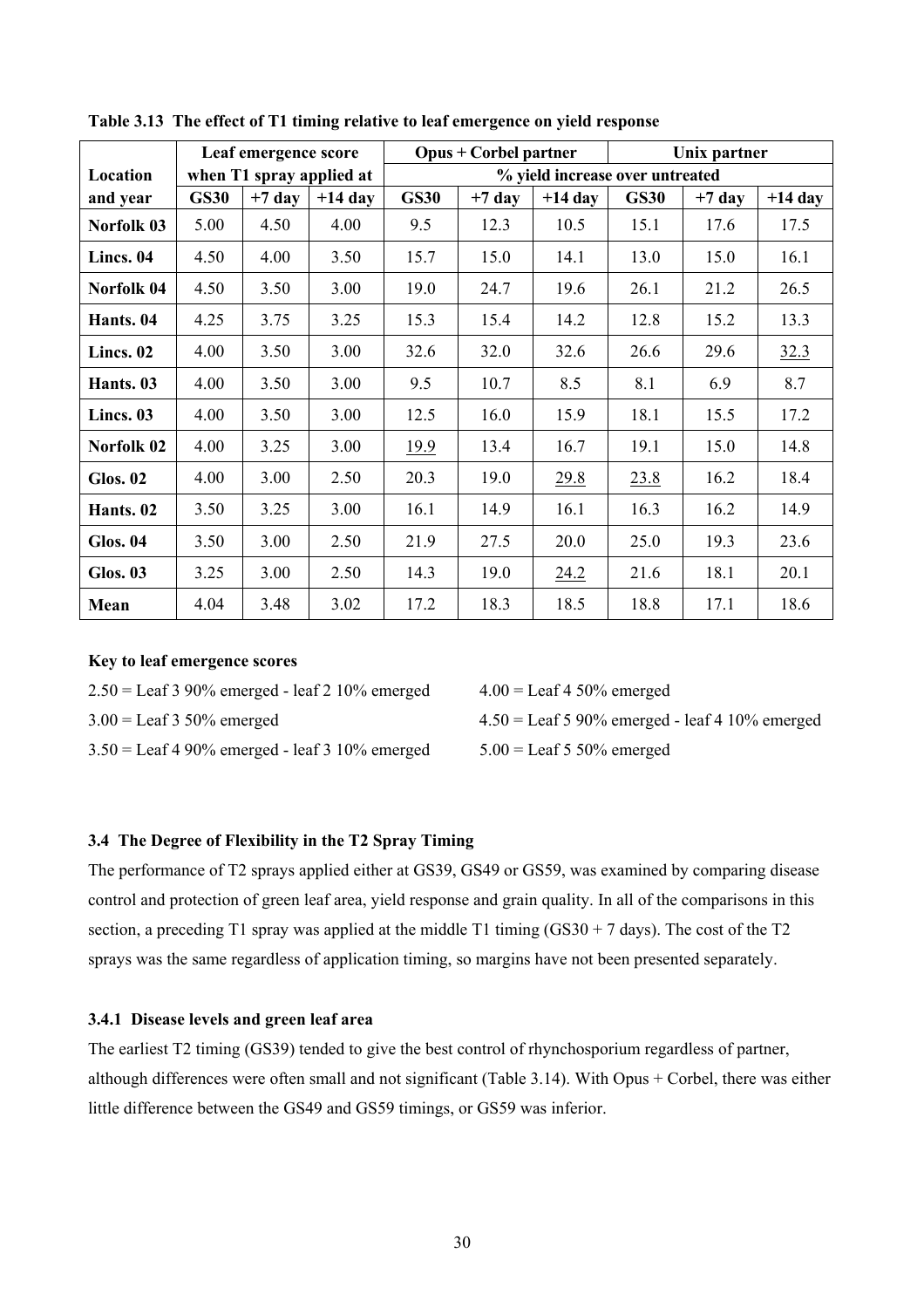**Table 3.13 The effect of T1 timing relative to leaf emergence on yield response**

| Location and year | Leaf emergence score when T1 spray applied at | | | Opus + Corbel partner | | | Unix partner | | |
|---|---|---|---|---|---|---|---|---|---|
| | | | | % yield increase over untreated | | | | | |
| | GS30 | +7 day | +14 day | GS30 | +7 day | +14 day | GS30 | +7 day | +14 day |
| **Norfolk 03** | 5.00 | 4.50 | 4.00 | 9.5 | 12.3 | 10.5 | 15.1 | 17.6 | 17.5 |
| **Lincs. 04** | 4.50 | 4.00 | 3.50 | 15.7 | 15.0 | 14.1 | 13.0 | 15.0 | 16.1 |
| **Norfolk 04** | 4.50 | 3.50 | 3.00 | 19.0 | 24.7 | 19.6 | 26.1 | 21.2 | 26.5 |
| **Hants. 04** | 4.25 | 3.75 | 3.25 | 15.3 | 15.4 | 14.2 | 12.8 | 15.2 | 13.3 |
| **Lincs. 02** | 4.00 | 3.50 | 3.00 | 32.6 | 32.0 | 32.6 | 26.6 | 29.6 | <u>32.3</u> |
| **Hants. 03** | 4.00 | 3.50 | 3.00 | 9.5 | 10.7 | 8.5 | 8.1 | 6.9 | 8.7 |
| **Lincs. 03** | 4.00 | 3.50 | 3.00 | 12.5 | 16.0 | 15.9 | 18.1 | 15.5 | 17.2 |
| **Norfolk 02** | 4.00 | 3.25 | 3.00 | <u>19.9</u> | 13.4 | 16.7 | 19.1 | 15.0 | 14.8 |
| **Glos. 02** | 4.00 | 3.00 | 2.50 | 20.3 | 19.0 | <u>29.8</u> | <u>23.8</u> | 16.2 | 18.4 |
| **Hants. 02** | 3.50 | 3.25 | 3.00 | 16.1 | 14.9 | 16.1 | 16.3 | 16.2 | 14.9 |
| **Glos. 04** | 3.50 | 3.00 | 2.50 | 21.9 | 27.5 | 20.0 | 25.0 | 19.3 | 23.6 |
| **Glos. 03** | 3.25 | 3.00 | 2.50 | 14.3 | 19.0 | <u>24.2</u> | 21.6 | 18.1 | 20.1 |
| **Mean** | 4.04 | 3.48 | 3.02 | 17.2 | 18.3 | 18.5 | 18.8 | 17.1 | 18.6 |

**Key to leaf emergence scores**

2.50 = Leaf 3 90% emerged - leaf 2 10% emerged

3.00 = Leaf 3 50% emerged

3.50 = Leaf 4 90% emerged - leaf 3 10% emerged

4.00 = Leaf 4 50% emerged

4.50 = Leaf 5 90% emerged - leaf 4 10% emerged

5.00 = Leaf 5 50% emerged

### 3.4 The Degree of Flexibility in the T2 Spray Timing

The performance of T2 sprays applied either at GS39, GS49 or GS59, was examined by comparing disease control and protection of green leaf area, yield response and grain quality. In all of the comparisons in this section, a preceding T1 spray was applied at the middle T1 timing (GS30 + 7 days). The cost of the T2 sprays was the same regardless of application timing, so margins have not been presented separately.

#### 3.4.1 Disease levels and green leaf area

The earliest T2 timing (GS39) tended to give the best control of rhynchosporium regardless of partner, although differences were often small and not significant (Table 3.14). With Opus + Corbel, there was either little difference between the GS49 and GS59 timings, or GS59 was inferior.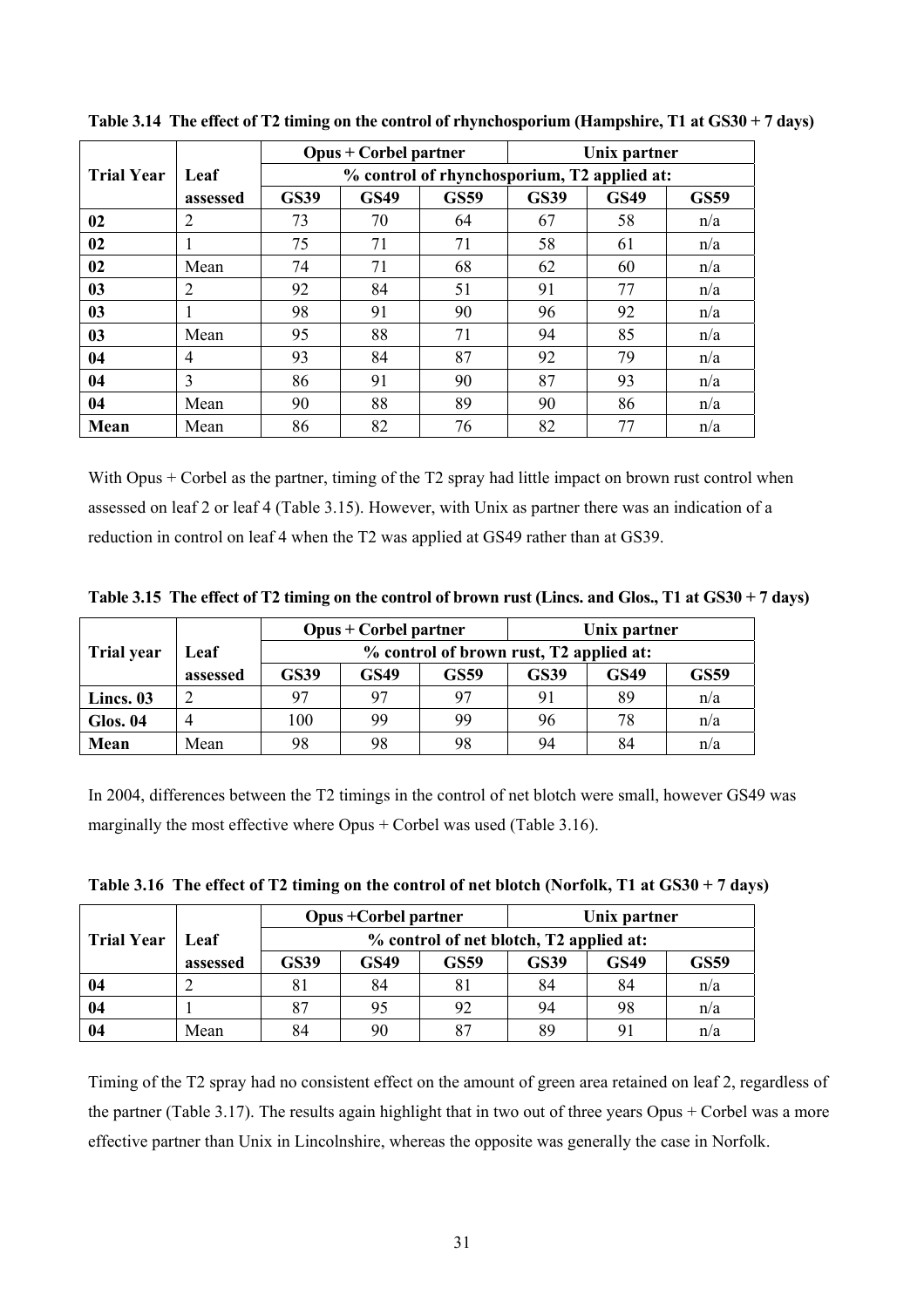**Table 3.14 The effect of T2 timing on the control of rhynchosporium (Hampshire, T1 at GS30 + 7 days)**

| Trial Year | Leaf assessed | Opus + Corbel partner | | | Unix partner | | |
|---|---|---|---|---|---|---|---|
| | | % control of rhynchosporium, T2 applied at: | | | | | |
| | | GS39 | GS49 | GS59 | GS39 | GS49 | GS59 |
| **02** | 2 | 73 | 70 | 64 | 67 | 58 | n/a |
| **02** | 1 | 75 | 71 | 71 | 58 | 61 | n/a |
| **02** | Mean | 74 | 71 | 68 | 62 | 60 | n/a |
| **03** | 2 | 92 | 84 | 51 | 91 | 77 | n/a |
| **03** | 1 | 98 | 91 | 90 | 96 | 92 | n/a |
| **03** | Mean | 95 | 88 | 71 | 94 | 85 | n/a |
| **04** | 4 | 93 | 84 | 87 | 92 | 79 | n/a |
| **04** | 3 | 86 | 91 | 90 | 87 | 93 | n/a |
| **04** | Mean | 90 | 88 | 89 | 90 | 86 | n/a |
| **Mean** | Mean | 86 | 82 | 76 | 82 | 77 | n/a |

With Opus + Corbel as the partner, timing of the T2 spray had little impact on brown rust control when assessed on leaf 2 or leaf 4 (Table 3.15). However, with Unix as partner there was an indication of a reduction in control on leaf 4 when the T2 was applied at GS49 rather than at GS39.

**Table 3.15 The effect of T2 timing on the control of brown rust (Lincs. and Glos., T1 at GS30 + 7 days)**

| Trial year | Leaf assessed | Opus + Corbel partner | | | Unix partner | | |
|---|---|---|---|---|---|---|---|
| | | % control of brown rust, T2 applied at: | | | | | |
| | | GS39 | GS49 | GS59 | GS39 | GS49 | GS59 |
| **Lincs. 03** | 2 | 97 | 97 | 97 | 91 | 89 | n/a |
| **Glos. 04** | 4 | 100 | 99 | 99 | 96 | 78 | n/a |
| **Mean** | Mean | 98 | 98 | 98 | 94 | 84 | n/a |

In 2004, differences between the T2 timings in the control of net blotch were small, however GS49 was marginally the most effective where Opus + Corbel was used (Table 3.16).

**Table 3.16 The effect of T2 timing on the control of net blotch (Norfolk, T1 at GS30 + 7 days)**

| Trial Year | Leaf assessed | Opus +Corbel partner | | | Unix partner | | |
|---|---|---|---|---|---|---|---|
| | | % control of net blotch, T2 applied at: | | | | | |
| | | GS39 | GS49 | GS59 | GS39 | GS49 | GS59 |
| **04** | 2 | 81 | 84 | 81 | 84 | 84 | n/a |
| **04** | 1 | 87 | 95 | 92 | 94 | 98 | n/a |
| **04** | Mean | 84 | 90 | 87 | 89 | 91 | n/a |

Timing of the T2 spray had no consistent effect on the amount of green area retained on leaf 2, regardless of the partner (Table 3.17). The results again highlight that in two out of three years Opus + Corbel was a more effective partner than Unix in Lincolnshire, whereas the opposite was generally the case in Norfolk.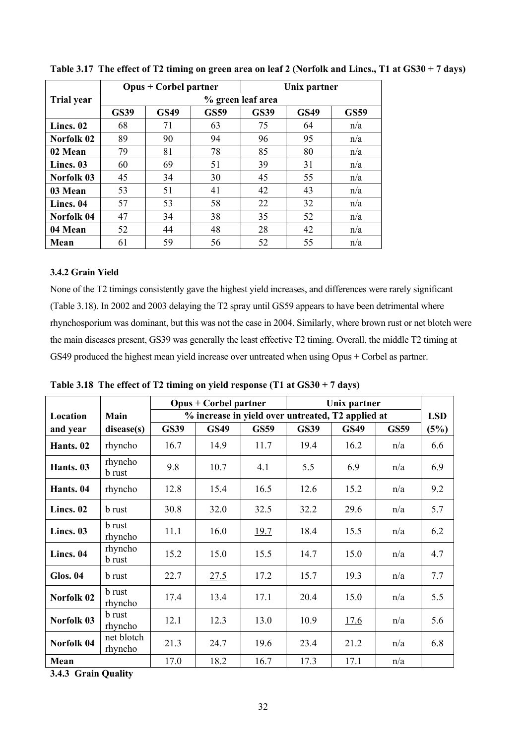**Table 3.17 The effect of T2 timing on green area on leaf 2 (Norfolk and Lincs., T1 at GS30 + 7 days)**

| Trial year | Opus + Corbel partner | | | Unix partner | | |
|---|---|---|---|---|---|---|
| | % green leaf area | | | | | |
| | GS39 | GS49 | GS59 | GS39 | GS49 | GS59 |
| **Lincs. 02** | 68 | 71 | 63 | 75 | 64 | n/a |
| **Norfolk 02** | 89 | 90 | 94 | 96 | 95 | n/a |
| **02 Mean** | 79 | 81 | 78 | 85 | 80 | n/a |
| **Lincs. 03** | 60 | 69 | 51 | 39 | 31 | n/a |
| **Norfolk 03** | 45 | 34 | 30 | 45 | 55 | n/a |
| **03 Mean** | 53 | 51 | 41 | 42 | 43 | n/a |
| **Lincs. 04** | 57 | 53 | 58 | 22 | 32 | n/a |
| **Norfolk 04** | 47 | 34 | 38 | 35 | 52 | n/a |
| **04 Mean** | 52 | 44 | 48 | 28 | 42 | n/a |
| **Mean** | 61 | 59 | 56 | 52 | 55 | n/a |

### 3.4.2 Grain Yield

None of the T2 timings consistently gave the highest yield increases, and differences were rarely significant (Table 3.18). In 2002 and 2003 delaying the T2 spray until GS59 appears to have been detrimental where rhynchosporium was dominant, but this was not the case in 2004. Similarly, where brown rust or net blotch were the main diseases present, GS39 was generally the least effective T2 timing. Overall, the middle T2 timing at GS49 produced the highest mean yield increase over untreated when using Opus + Corbel as partner.

**Table 3.18 The effect of T2 timing on yield response (T1 at GS30 + 7 days)**

| Location and year | Main disease(s) | Opus + Corbel partner | | | Unix partner | | | LSD (5%) |
|---|---|---|---|---|---|---|---|---|
| | | % increase in yield over untreated, T2 applied at | | | | | | |
| | | GS39 | GS49 | GS59 | GS39 | GS49 | GS59 | |
| **Hants. 02** | rhyncho | 16.7 | 14.9 | 11.7 | 19.4 | 16.2 | n/a | 6.6 |
| **Hants. 03** | rhyncho b rust | 9.8 | 10.7 | 4.1 | 5.5 | 6.9 | n/a | 6.9 |
| **Hants. 04** | rhyncho | 12.8 | 15.4 | 16.5 | 12.6 | 15.2 | n/a | 9.2 |
| **Lincs. 02** | b rust | 30.8 | 32.0 | 32.5 | 32.2 | 29.6 | n/a | 5.7 |
| **Lincs. 03** | b rust rhyncho | 11.1 | 16.0 | <u>19.7</u> | 18.4 | 15.5 | n/a | 6.2 |
| **Lincs. 04** | rhyncho b rust | 15.2 | 15.0 | 15.5 | 14.7 | 15.0 | n/a | 4.7 |
| **Glos. 04** | b rust | 22.7 | <u>27.5</u> | 17.2 | 15.7 | 19.3 | n/a | 7.7 |
| **Norfolk 02** | b rust rhyncho | 17.4 | 13.4 | 17.1 | 20.4 | 15.0 | n/a | 5.5 |
| **Norfolk 03** | b rust rhyncho | 12.1 | 12.3 | 13.0 | 10.9 | <u>17.6</u> | n/a | 5.6 |
| **Norfolk 04** | net blotch rhyncho | 21.3 | 24.7 | 19.6 | 23.4 | 21.2 | n/a | 6.8 |
| **Mean** | | 17.0 | 18.2 | 16.7 | 17.3 | 17.1 | n/a | |

### 3.4.3 Grain Quality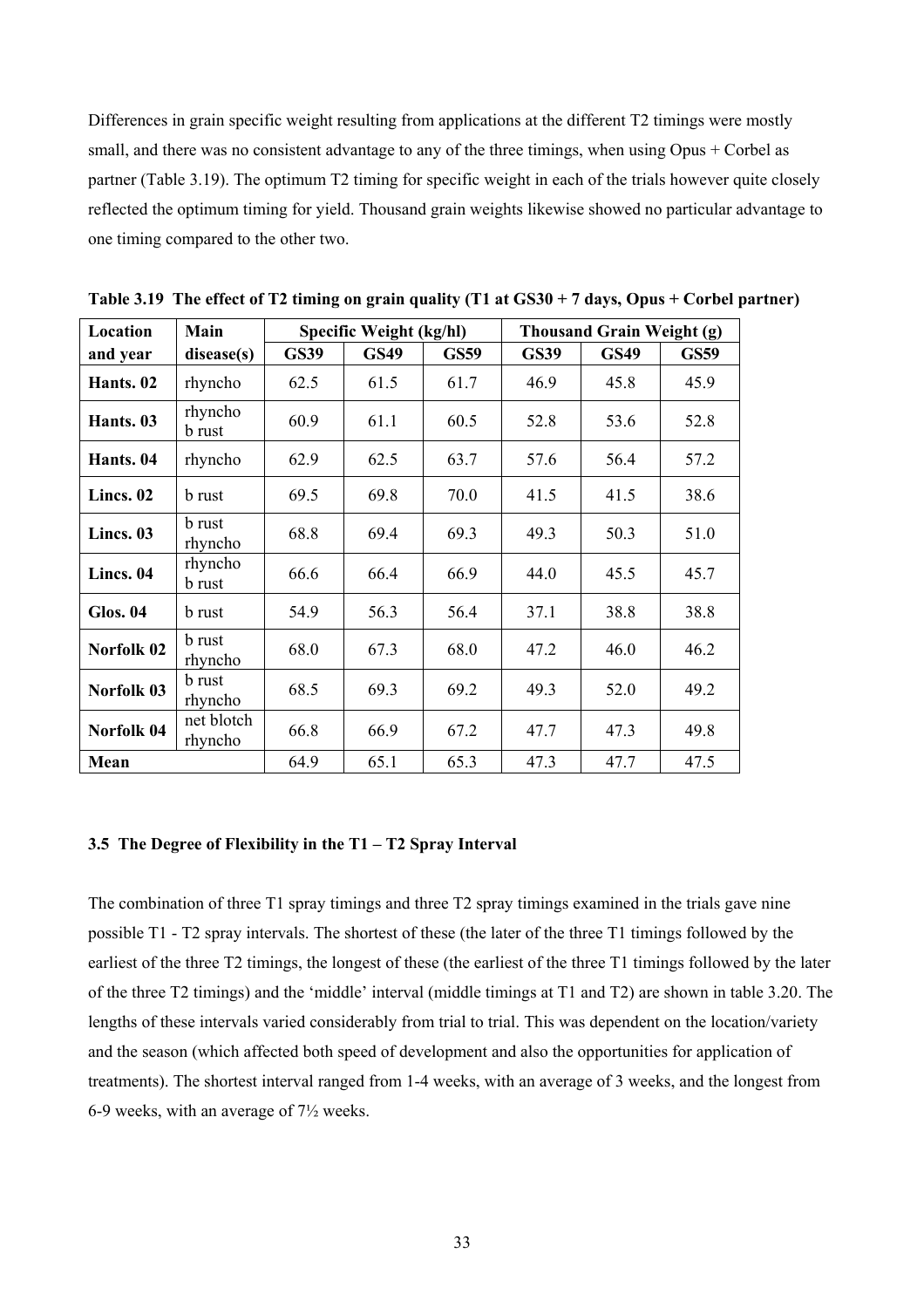Differences in grain specific weight resulting from applications at the different T2 timings were mostly small, and there was no consistent advantage to any of the three timings, when using Opus + Corbel as partner (Table 3.19). The optimum T2 timing for specific weight in each of the trials however quite closely reflected the optimum timing for yield. Thousand grain weights likewise showed no particular advantage to one timing compared to the other two.

**Table 3.19 The effect of T2 timing on grain quality (T1 at GS30 + 7 days, Opus + Corbel partner)**

| Location and year | Main disease(s) | Specific Weight (kg/hl) | | | Thousand Grain Weight (g) | | |
|---|---|---|---|---|---|---|---|
| | | GS39 | GS49 | GS59 | GS39 | GS49 | GS59 |
| **Hants. 02** | rhyncho | 62.5 | 61.5 | 61.7 | 46.9 | 45.8 | 45.9 |
| **Hants. 03** | rhyncho b rust | 60.9 | 61.1 | 60.5 | 52.8 | 53.6 | 52.8 |
| **Hants. 04** | rhyncho | 62.9 | 62.5 | 63.7 | 57.6 | 56.4 | 57.2 |
| **Lincs. 02** | b rust | 69.5 | 69.8 | 70.0 | 41.5 | 41.5 | 38.6 |
| **Lincs. 03** | b rust rhyncho | 68.8 | 69.4 | 69.3 | 49.3 | 50.3 | 51.0 |
| **Lincs. 04** | rhyncho b rust | 66.6 | 66.4 | 66.9 | 44.0 | 45.5 | 45.7 |
| **Glos. 04** | b rust | 54.9 | 56.3 | 56.4 | 37.1 | 38.8 | 38.8 |
| **Norfolk 02** | b rust rhyncho | 68.0 | 67.3 | 68.0 | 47.2 | 46.0 | 46.2 |
| **Norfolk 03** | b rust rhyncho | 68.5 | 69.3 | 69.2 | 49.3 | 52.0 | 49.2 |
| **Norfolk 04** | net blotch rhyncho | 66.8 | 66.9 | 67.2 | 47.7 | 47.3 | 49.8 |
| **Mean** | | 64.9 | 65.1 | 65.3 | 47.3 | 47.7 | 47.5 |

### 3.5 The Degree of Flexibility in the T1 – T2 Spray Interval

The combination of three T1 spray timings and three T2 spray timings examined in the trials gave nine possible T1 - T2 spray intervals. The shortest of these (the later of the three T1 timings followed by the earliest of the three T2 timings, the longest of these (the earliest of the three T1 timings followed by the later of the three T2 timings) and the 'middle' interval (middle timings at T1 and T2) are shown in table 3.20. The lengths of these intervals varied considerably from trial to trial. This was dependent on the location/variety and the season (which affected both speed of development and also the opportunities for application of treatments). The shortest interval ranged from 1-4 weeks, with an average of 3 weeks, and the longest from 6-9 weeks, with an average of 7½ weeks.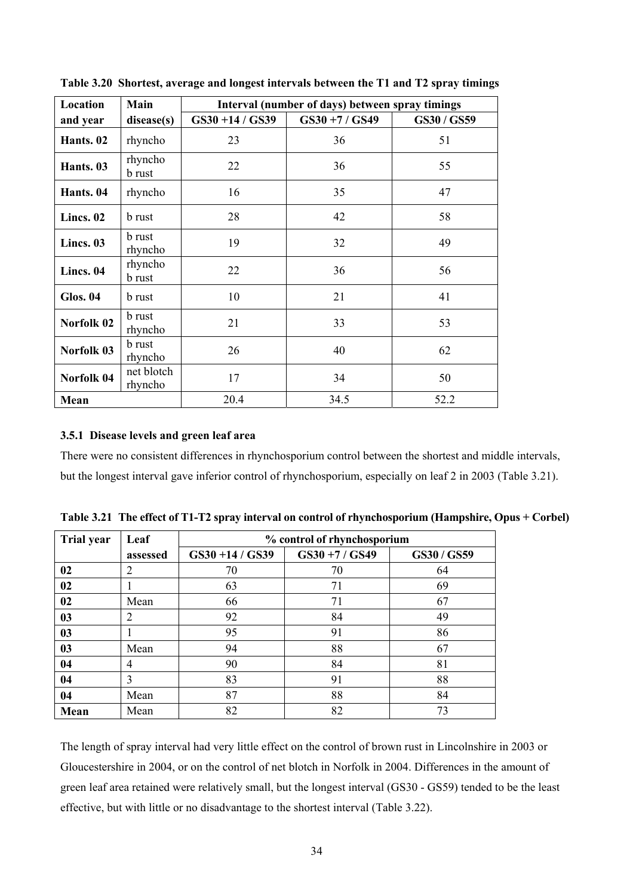**Table 3.20 Shortest, average and longest intervals between the T1 and T2 spray timings**

| Location and year | Main disease(s) | Interval (number of days) between spray timings | | |
|---|---|---|---|---|
| | | GS30 +14 / GS39 | GS30 +7 / GS49 | GS30 / GS59 |
| **Hants. 02** | rhyncho | 23 | 36 | 51 |
| **Hants. 03** | rhyncho b rust | 22 | 36 | 55 |
| **Hants. 04** | rhyncho | 16 | 35 | 47 |
| **Lincs. 02** | b rust | 28 | 42 | 58 |
| **Lincs. 03** | b rust rhyncho | 19 | 32 | 49 |
| **Lincs. 04** | rhyncho b rust | 22 | 36 | 56 |
| **Glos. 04** | b rust | 10 | 21 | 41 |
| **Norfolk 02** | b rust rhyncho | 21 | 33 | 53 |
| **Norfolk 03** | b rust rhyncho | 26 | 40 | 62 |
| **Norfolk 04** | net blotch rhyncho | 17 | 34 | 50 |
| **Mean** | | 20.4 | 34.5 | 52.2 |

### 3.5.1 Disease levels and green leaf area

There were no consistent differences in rhynchosporium control between the shortest and middle intervals, but the longest interval gave inferior control of rhynchosporium, especially on leaf 2 in 2003 (Table 3.21).

**Table 3.21 The effect of T1-T2 spray interval on control of rhynchosporium (Hampshire, Opus + Corbel)**

| Trial year | Leaf assessed | % control of rhynchosporium | | |
|---|---|---|---|---|
| | | GS30 +14 / GS39 | GS30 +7 / GS49 | GS30 / GS59 |
| **02** | 2 | 70 | 70 | 64 |
| **02** | 1 | 63 | 71 | 69 |
| **02** | Mean | 66 | 71 | 67 |
| **03** | 2 | 92 | 84 | 49 |
| **03** | 1 | 95 | 91 | 86 |
| **03** | Mean | 94 | 88 | 67 |
| **04** | 4 | 90 | 84 | 81 |
| **04** | 3 | 83 | 91 | 88 |
| **04** | Mean | 87 | 88 | 84 |
| **Mean** | Mean | 82 | 82 | 73 |

The length of spray interval had very little effect on the control of brown rust in Lincolnshire in 2003 or Gloucestershire in 2004, or on the control of net blotch in Norfolk in 2004. Differences in the amount of green leaf area retained were relatively small, but the longest interval (GS30 - GS59) tended to be the least effective, but with little or no disadvantage to the shortest interval (Table 3.22).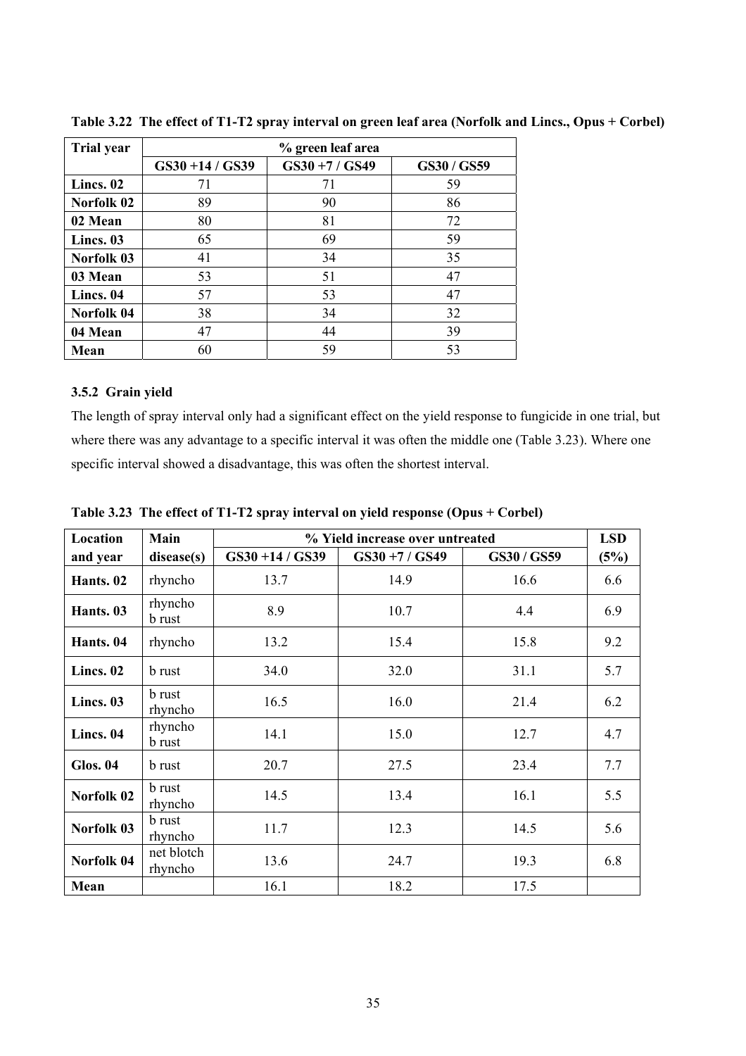**Table 3.22 The effect of T1-T2 spray interval on green leaf area (Norfolk and Lincs., Opus + Corbel)**

| Trial year | % green leaf area | | |
|---|---|---|---|
| | GS30 +14 / GS39 | GS30 +7 / GS49 | GS30 / GS59 |
| **Lincs. 02** | 71 | 71 | 59 |
| **Norfolk 02** | 89 | 90 | 86 |
| **02 Mean** | 80 | 81 | 72 |
| **Lincs. 03** | 65 | 69 | 59 |
| **Norfolk 03** | 41 | 34 | 35 |
| **03 Mean** | 53 | 51 | 47 |
| **Lincs. 04** | 57 | 53 | 47 |
| **Norfolk 04** | 38 | 34 | 32 |
| **04 Mean** | 47 | 44 | 39 |
| **Mean** | 60 | 59 | 53 |

### 3.5.2 Grain yield

The length of spray interval only had a significant effect on the yield response to fungicide in one trial, but where there was any advantage to a specific interval it was often the middle one (Table 3.23). Where one specific interval showed a disadvantage, this was often the shortest interval.

**Table 3.23 The effect of T1-T2 spray interval on yield response (Opus + Corbel)**

| Location and year | Main disease(s) | % Yield increase over untreated | | | LSD (5%) |
|---|---|---|---|---|---|
| | | GS30 +14 / GS39 | GS30 +7 / GS49 | GS30 / GS59 | |
| **Hants. 02** | rhyncho | 13.7 | 14.9 | 16.6 | 6.6 |
| **Hants. 03** | rhyncho b rust | 8.9 | 10.7 | 4.4 | 6.9 |
| **Hants. 04** | rhyncho | 13.2 | 15.4 | 15.8 | 9.2 |
| **Lincs. 02** | b rust | 34.0 | 32.0 | 31.1 | 5.7 |
| **Lincs. 03** | b rust rhyncho | 16.5 | 16.0 | 21.4 | 6.2 |
| **Lincs. 04** | rhyncho b rust | 14.1 | 15.0 | 12.7 | 4.7 |
| **Glos. 04** | b rust | 20.7 | 27.5 | 23.4 | 7.7 |
| **Norfolk 02** | b rust rhyncho | 14.5 | 13.4 | 16.1 | 5.5 |
| **Norfolk 03** | b rust rhyncho | 11.7 | 12.3 | 14.5 | 5.6 |
| **Norfolk 04** | net blotch rhyncho | 13.6 | 24.7 | 19.3 | 6.8 |
| **Mean** | | 16.1 | 18.2 | 17.5 | |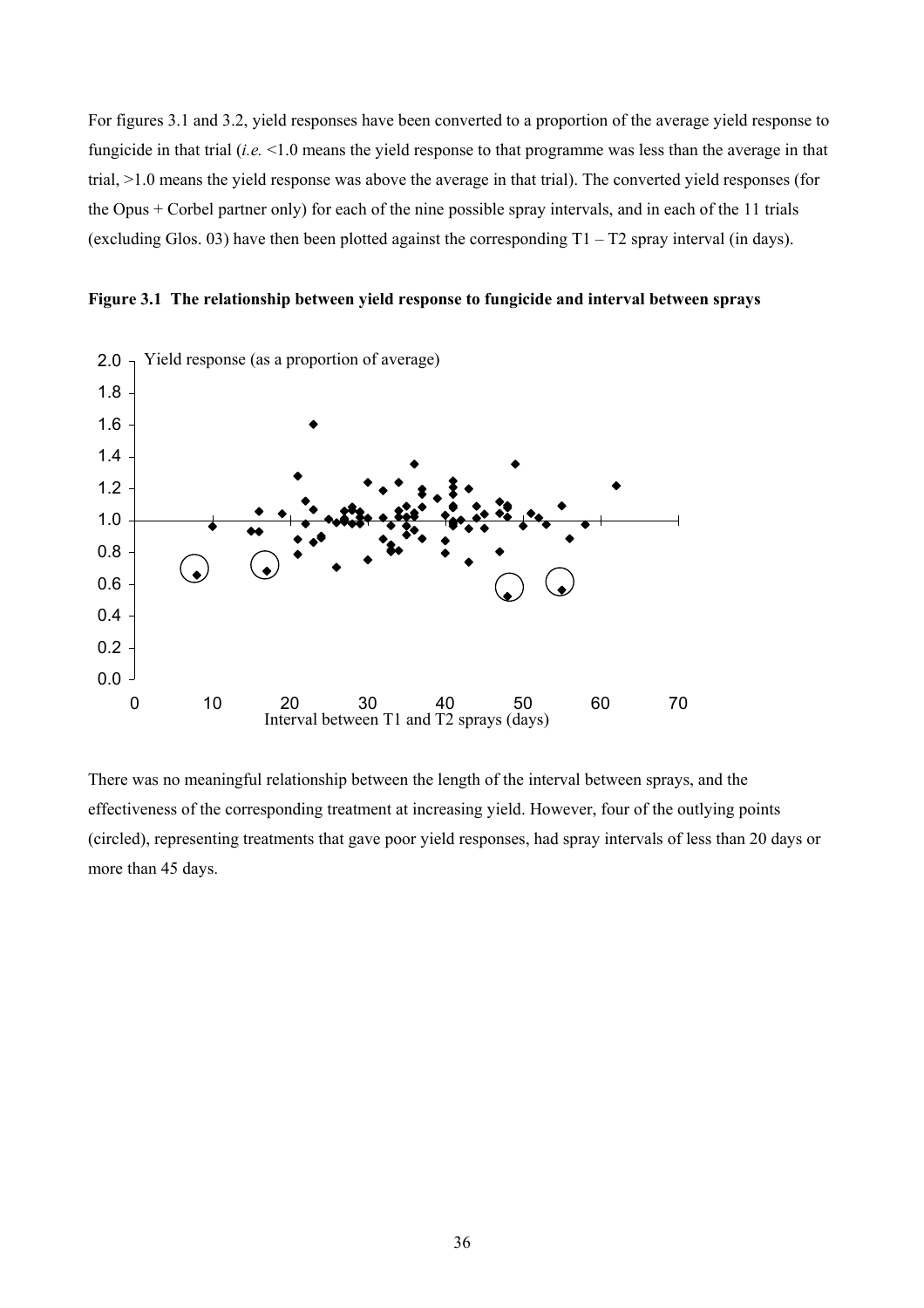For figures 3.1 and 3.2, yield responses have been converted to a proportion of the average yield response to fungicide in that trial (*i.e.* <1.0 means the yield response to that programme was less than the average in that trial, >1.0 means the yield response was above the average in that trial). The converted yield responses (for the Opus + Corbel partner only) for each of the nine possible spray intervals, and in each of the 11 trials (excluding Glos. 03) have then been plotted against the corresponding T1 – T2 spray interval (in days).

**Figure 3.1 The relationship between yield response to fungicide and interval between sprays**

There was no meaningful relationship between the length of the interval between sprays, and the effectiveness of the corresponding treatment at increasing yield. However, four of the outlying points (circled), representing treatments that gave poor yield responses, had spray intervals of less than 20 days or more than 45 days.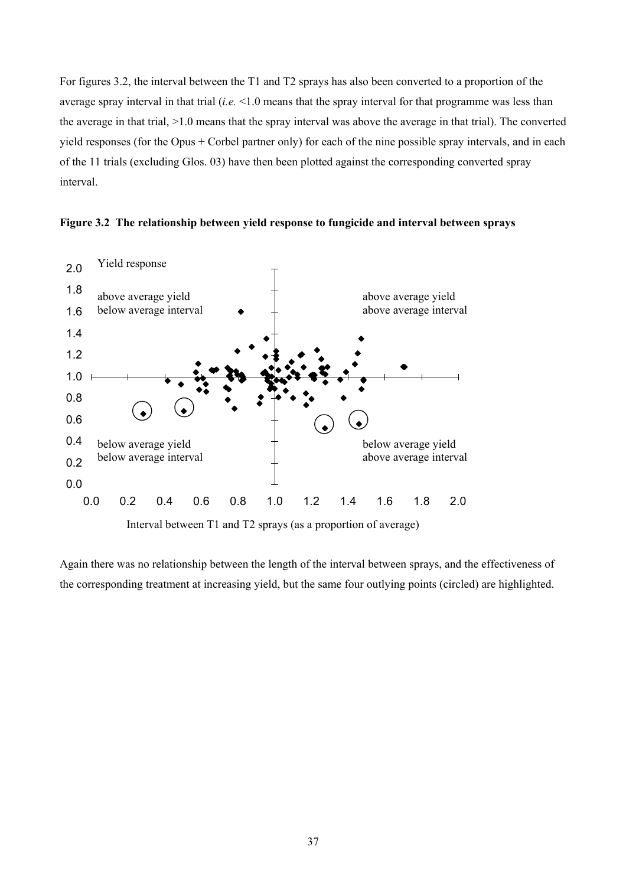For figures 3.2, the interval between the T1 and T2 sprays has also been converted to a proportion of the average spray interval in that trial (*i.e.* <1.0 means that the spray interval for that programme was less than the average in that trial, >1.0 means that the spray interval was above the average in that trial). The converted yield responses (for the Opus + Corbel partner only) for each of the nine possible spray intervals, and in each of the 11 trials (excluding Glos. 03) have then been plotted against the corresponding converted spray interval.

**Figure 3.2 The relationship between yield response to fungicide and interval between sprays**

Again there was no relationship between the length of the interval between sprays, and the effectiveness of the corresponding treatment at increasing yield, but the same four outlying points (circled) are highlighted.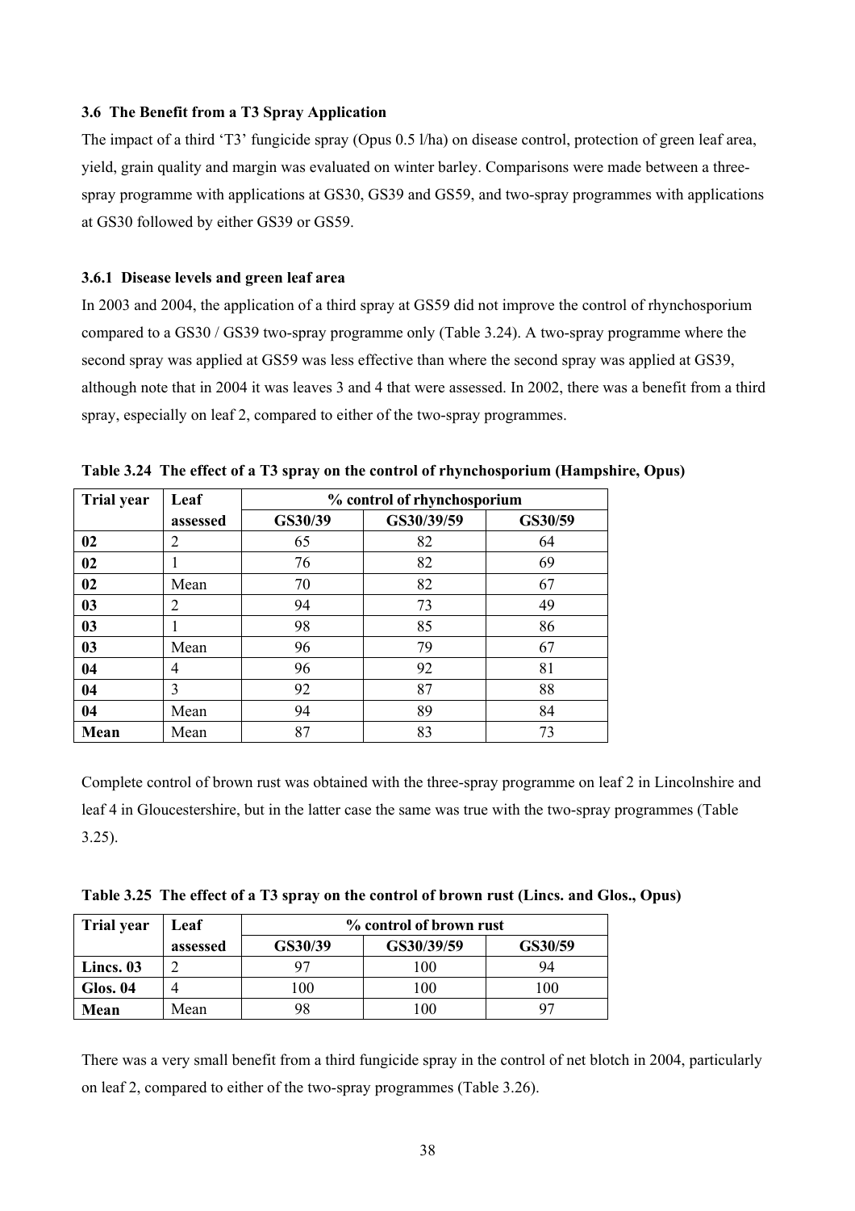### 3.6 The Benefit from a T3 Spray Application

The impact of a third 'T3' fungicide spray (Opus 0.5 l/ha) on disease control, protection of green leaf area, yield, grain quality and margin was evaluated on winter barley. Comparisons were made between a three-spray programme with applications at GS30, GS39 and GS59, and two-spray programmes with applications at GS30 followed by either GS39 or GS59.

#### 3.6.1 Disease levels and green leaf area

In 2003 and 2004, the application of a third spray at GS59 did not improve the control of rhynchosporium compared to a GS30 / GS39 two-spray programme only (Table 3.24). A two-spray programme where the second spray was applied at GS59 was less effective than where the second spray was applied at GS39, although note that in 2004 it was leaves 3 and 4 that were assessed. In 2002, there was a benefit from a third spray, especially on leaf 2, compared to either of the two-spray programmes.

**Table 3.24 The effect of a T3 spray on the control of rhynchosporium (Hampshire, Opus)**

| Trial year | Leaf assessed | % control of rhynchosporium | | |
|---|---|---|---|---|
| | | GS30/39 | GS30/39/59 | GS30/59 |
| **02** | 2 | 65 | 82 | 64 |
| **02** | 1 | 76 | 82 | 69 |
| **02** | Mean | 70 | 82 | 67 |
| **03** | 2 | 94 | 73 | 49 |
| **03** | 1 | 98 | 85 | 86 |
| **03** | Mean | 96 | 79 | 67 |
| **04** | 4 | 96 | 92 | 81 |
| **04** | 3 | 92 | 87 | 88 |
| **04** | Mean | 94 | 89 | 84 |
| **Mean** | Mean | 87 | 83 | 73 |

Complete control of brown rust was obtained with the three-spray programme on leaf 2 in Lincolnshire and leaf 4 in Gloucestershire, but in the latter case the same was true with the two-spray programmes (Table 3.25).

**Table 3.25 The effect of a T3 spray on the control of brown rust (Lincs. and Glos., Opus)**

| Trial year | Leaf assessed | % control of brown rust | | |
|---|---|---|---|---|
| | | GS30/39 | GS30/39/59 | GS30/59 |
| **Lincs. 03** | 2 | 97 | 100 | 94 |
| **Glos. 04** | 4 | 100 | 100 | 100 |
| **Mean** | Mean | 98 | 100 | 97 |

There was a very small benefit from a third fungicide spray in the control of net blotch in 2004, particularly on leaf 2, compared to either of the two-spray programmes (Table 3.26).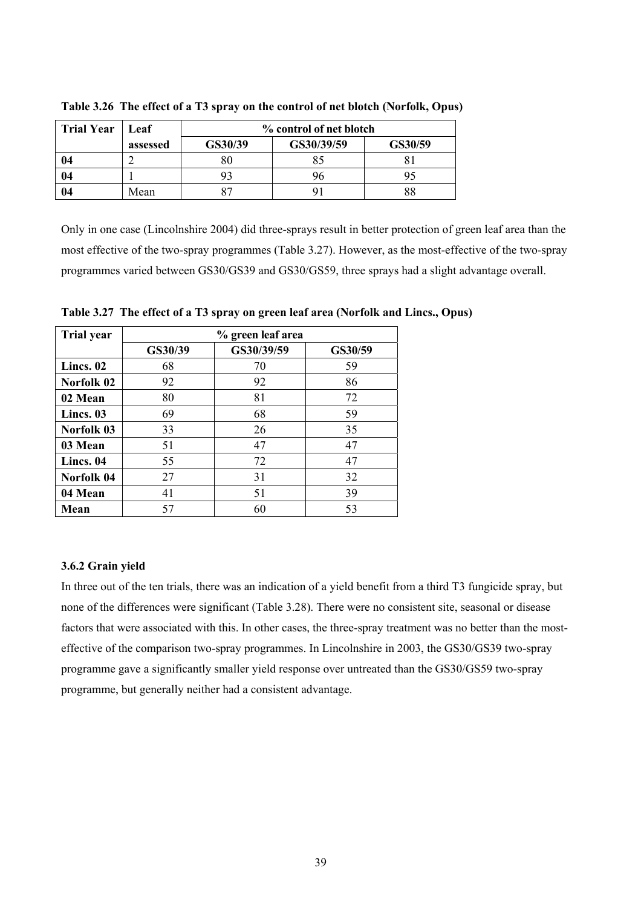**Table 3.26 The effect of a T3 spray on the control of net blotch (Norfolk, Opus)**

| Trial Year | Leaf assessed | % control of net blotch | | |
|---|---|---|---|---|
| | | GS30/39 | GS30/39/59 | GS30/59 |
| **04** | 2 | 80 | 85 | 81 |
| **04** | 1 | 93 | 96 | 95 |
| **04** | Mean | 87 | 91 | 88 |

Only in one case (Lincolnshire 2004) did three-sprays result in better protection of green leaf area than the most effective of the two-spray programmes (Table 3.27). However, as the most-effective of the two-spray programmes varied between GS30/GS39 and GS30/GS59, three sprays had a slight advantage overall.

**Table 3.27 The effect of a T3 spray on green leaf area (Norfolk and Lincs., Opus)**

| Trial year | % green leaf area | | |
|---|---|---|---|
| | GS30/39 | GS30/39/59 | GS30/59 |
| **Lincs. 02** | 68 | 70 | 59 |
| **Norfolk 02** | 92 | 92 | 86 |
| **02 Mean** | 80 | 81 | 72 |
| **Lincs. 03** | 69 | 68 | 59 |
| **Norfolk 03** | 33 | 26 | 35 |
| **03 Mean** | 51 | 47 | 47 |
| **Lincs. 04** | 55 | 72 | 47 |
| **Norfolk 04** | 27 | 31 | 32 |
| **04 Mean** | 41 | 51 | 39 |
| **Mean** | 57 | 60 | 53 |

### 3.6.2 Grain yield

In three out of the ten trials, there was an indication of a yield benefit from a third T3 fungicide spray, but none of the differences were significant (Table 3.28). There were no consistent site, seasonal or disease factors that were associated with this. In other cases, the three-spray treatment was no better than the most-effective of the comparison two-spray programmes. In Lincolnshire in 2003, the GS30/GS39 two-spray programme gave a significantly smaller yield response over untreated than the GS30/GS59 two-spray programme, but generally neither had a consistent advantage.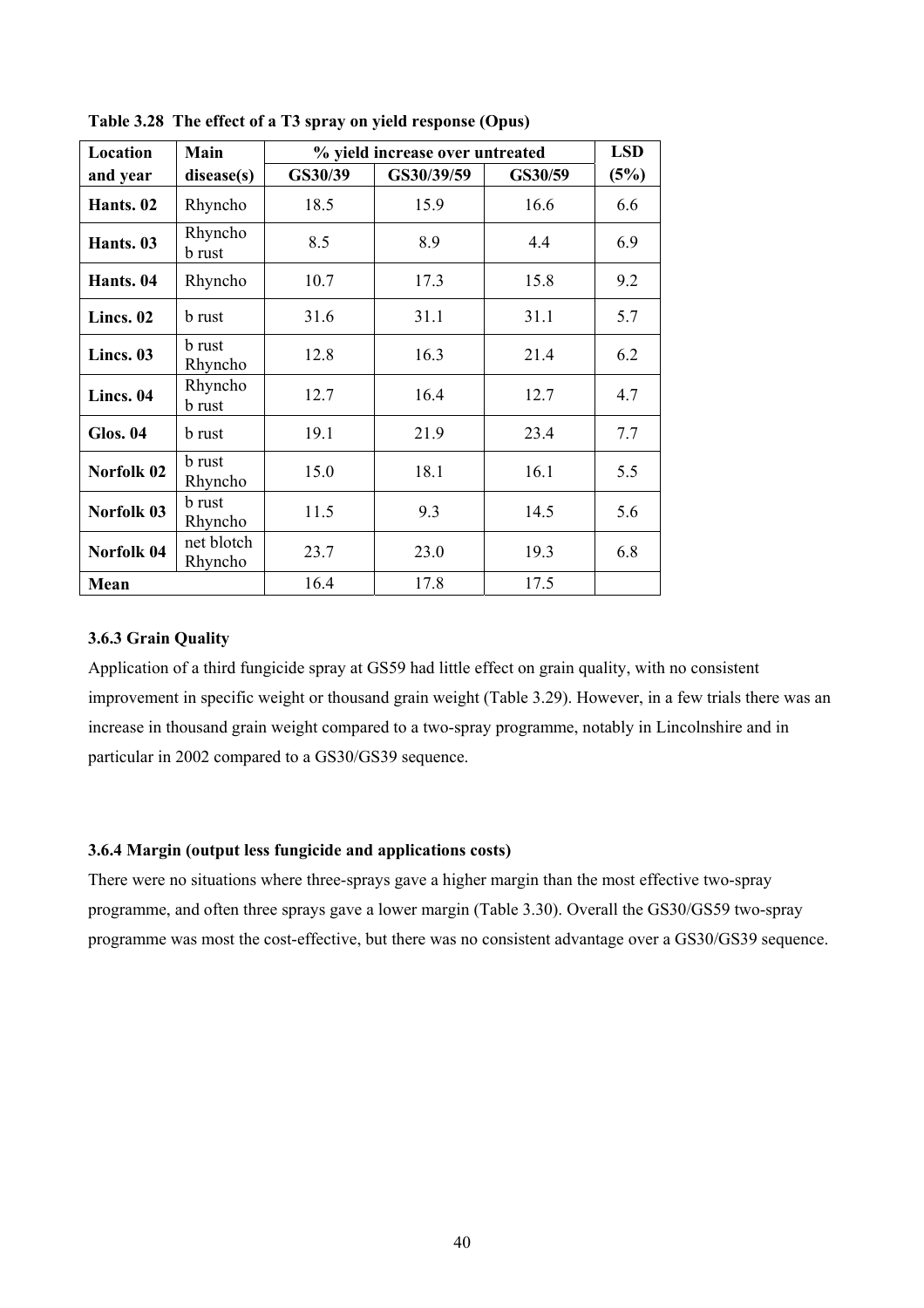**Table 3.28 The effect of a T3 spray on yield response (Opus)**

| Location and year | Main disease(s) | % yield increase over untreated | | | LSD (5%) |
|---|---|---|---|---|---|
| | | GS30/39 | GS30/39/59 | GS30/59 | |
| **Hants. 02** | Rhyncho | 18.5 | 15.9 | 16.6 | 6.6 |
| **Hants. 03** | Rhyncho b rust | 8.5 | 8.9 | 4.4 | 6.9 |
| **Hants. 04** | Rhyncho | 10.7 | 17.3 | 15.8 | 9.2 |
| **Lincs. 02** | b rust | 31.6 | 31.1 | 31.1 | 5.7 |
| **Lincs. 03** | b rust Rhyncho | 12.8 | 16.3 | 21.4 | 6.2 |
| **Lincs. 04** | Rhyncho b rust | 12.7 | 16.4 | 12.7 | 4.7 |
| **Glos. 04** | b rust | 19.1 | 21.9 | 23.4 | 7.7 |
| **Norfolk 02** | b rust Rhyncho | 15.0 | 18.1 | 16.1 | 5.5 |
| **Norfolk 03** | b rust Rhyncho | 11.5 | 9.3 | 14.5 | 5.6 |
| **Norfolk 04** | net blotch Rhyncho | 23.7 | 23.0 | 19.3 | 6.8 |
| **Mean** | | 16.4 | 17.8 | 17.5 | |

### 3.6.3 Grain Quality

Application of a third fungicide spray at GS59 had little effect on grain quality, with no consistent improvement in specific weight or thousand grain weight (Table 3.29). However, in a few trials there was an increase in thousand grain weight compared to a two-spray programme, notably in Lincolnshire and in particular in 2002 compared to a GS30/GS39 sequence.

### 3.6.4 Margin (output less fungicide and applications costs)

There were no situations where three-sprays gave a higher margin than the most effective two-spray programme, and often three sprays gave a lower margin (Table 3.30). Overall the GS30/GS59 two-spray programme was most the cost-effective, but there was no consistent advantage over a GS30/GS39 sequence.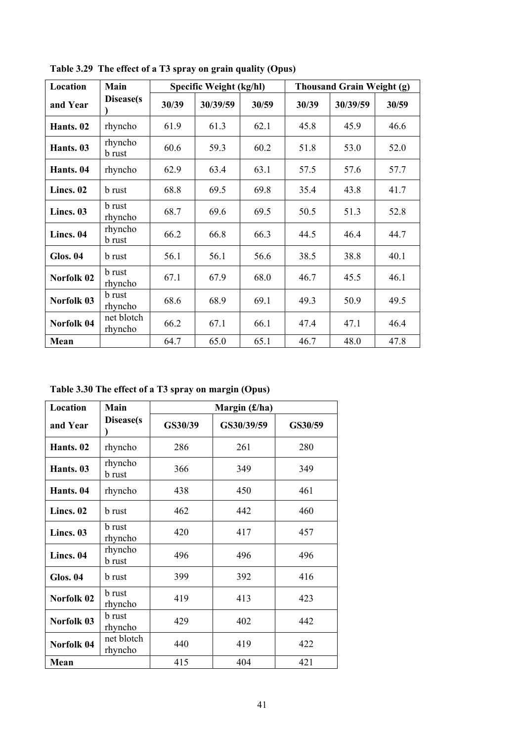**Table 3.29 The effect of a T3 spray on grain quality (Opus)**

| Location and Year | Main Disease(s) | Specific Weight (kg/hl) | | | Thousand Grain Weight (g) | | |
|---|---|---|---|---|---|---|---|
| | | 30/39 | 30/39/59 | 30/59 | 30/39 | 30/39/59 | 30/59 |
| **Hants. 02** | rhyncho | 61.9 | 61.3 | 62.1 | 45.8 | 45.9 | 46.6 |
| **Hants. 03** | rhyncho b rust | 60.6 | 59.3 | 60.2 | 51.8 | 53.0 | 52.0 |
| **Hants. 04** | rhyncho | 62.9 | 63.4 | 63.1 | 57.5 | 57.6 | 57.7 |
| **Lincs. 02** | b rust | 68.8 | 69.5 | 69.8 | 35.4 | 43.8 | 41.7 |
| **Lincs. 03** | b rust rhyncho | 68.7 | 69.6 | 69.5 | 50.5 | 51.3 | 52.8 |
| **Lincs. 04** | rhyncho b rust | 66.2 | 66.8 | 66.3 | 44.5 | 46.4 | 44.7 |
| **Glos. 04** | b rust | 56.1 | 56.1 | 56.6 | 38.5 | 38.8 | 40.1 |
| **Norfolk 02** | b rust rhyncho | 67.1 | 67.9 | 68.0 | 46.7 | 45.5 | 46.1 |
| **Norfolk 03** | b rust rhyncho | 68.6 | 68.9 | 69.1 | 49.3 | 50.9 | 49.5 |
| **Norfolk 04** | net blotch rhyncho | 66.2 | 67.1 | 66.1 | 47.4 | 47.1 | 46.4 |
| **Mean** | | 64.7 | 65.0 | 65.1 | 46.7 | 48.0 | 47.8 |

**Table 3.30 The effect of a T3 spray on margin (Opus)**

| Location and Year | Main Disease(s) | Margin (£/ha) | | |
|---|---|---|---|---|
| | | GS30/39 | GS30/39/59 | GS30/59 |
| **Hants. 02** | rhyncho | 286 | 261 | 280 |
| **Hants. 03** | rhyncho b rust | 366 | 349 | 349 |
| **Hants. 04** | rhyncho | 438 | 450 | 461 |
| **Lincs. 02** | b rust | 462 | 442 | 460 |
| **Lincs. 03** | b rust rhyncho | 420 | 417 | 457 |
| **Lincs. 04** | rhyncho b rust | 496 | 496 | 496 |
| **Glos. 04** | b rust | 399 | 392 | 416 |
| **Norfolk 02** | b rust rhyncho | 419 | 413 | 423 |
| **Norfolk 03** | b rust rhyncho | 429 | 402 | 442 |
| **Norfolk 04** | net blotch rhyncho | 440 | 419 | 422 |
| **Mean** | | 415 | 404 | 421 |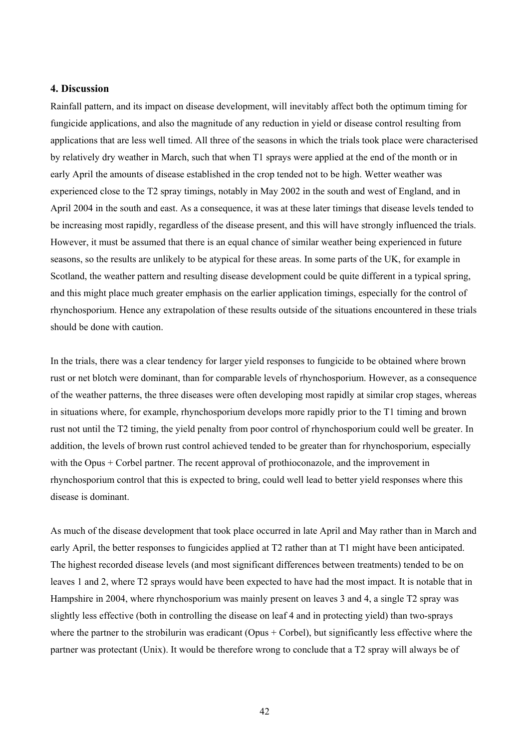## 4. Discussion

Rainfall pattern, and its impact on disease development, will inevitably affect both the optimum timing for fungicide applications, and also the magnitude of any reduction in yield or disease control resulting from applications that are less well timed. All three of the seasons in which the trials took place were characterised by relatively dry weather in March, such that when T1 sprays were applied at the end of the month or in early April the amounts of disease established in the crop tended not to be high. Wetter weather was experienced close to the T2 spray timings, notably in May 2002 in the south and west of England, and in April 2004 in the south and east. As a consequence, it was at these later timings that disease levels tended to be increasing most rapidly, regardless of the disease present, and this will have strongly influenced the trials. However, it must be assumed that there is an equal chance of similar weather being experienced in future seasons, so the results are unlikely to be atypical for these areas. In some parts of the UK, for example in Scotland, the weather pattern and resulting disease development could be quite different in a typical spring, and this might place much greater emphasis on the earlier application timings, especially for the control of rhynchosporium. Hence any extrapolation of these results outside of the situations encountered in these trials should be done with caution.

In the trials, there was a clear tendency for larger yield responses to fungicide to be obtained where brown rust or net blotch were dominant, than for comparable levels of rhynchosporium. However, as a consequence of the weather patterns, the three diseases were often developing most rapidly at similar crop stages, whereas in situations where, for example, rhynchosporium develops more rapidly prior to the T1 timing and brown rust not until the T2 timing, the yield penalty from poor control of rhynchosporium could well be greater. In addition, the levels of brown rust control achieved tended to be greater than for rhynchosporium, especially with the Opus + Corbel partner. The recent approval of prothioconazole, and the improvement in rhynchosporium control that this is expected to bring, could well lead to better yield responses where this disease is dominant.

As much of the disease development that took place occurred in late April and May rather than in March and early April, the better responses to fungicides applied at T2 rather than at T1 might have been anticipated. The highest recorded disease levels (and most significant differences between treatments) tended to be on leaves 1 and 2, where T2 sprays would have been expected to have had the most impact. It is notable that in Hampshire in 2004, where rhynchosporium was mainly present on leaves 3 and 4, a single T2 spray was slightly less effective (both in controlling the disease on leaf 4 and in protecting yield) than two-sprays where the partner to the strobilurin was eradicant (Opus + Corbel), but significantly less effective where the partner was protectant (Unix). It would be therefore wrong to conclude that a T2 spray will always be of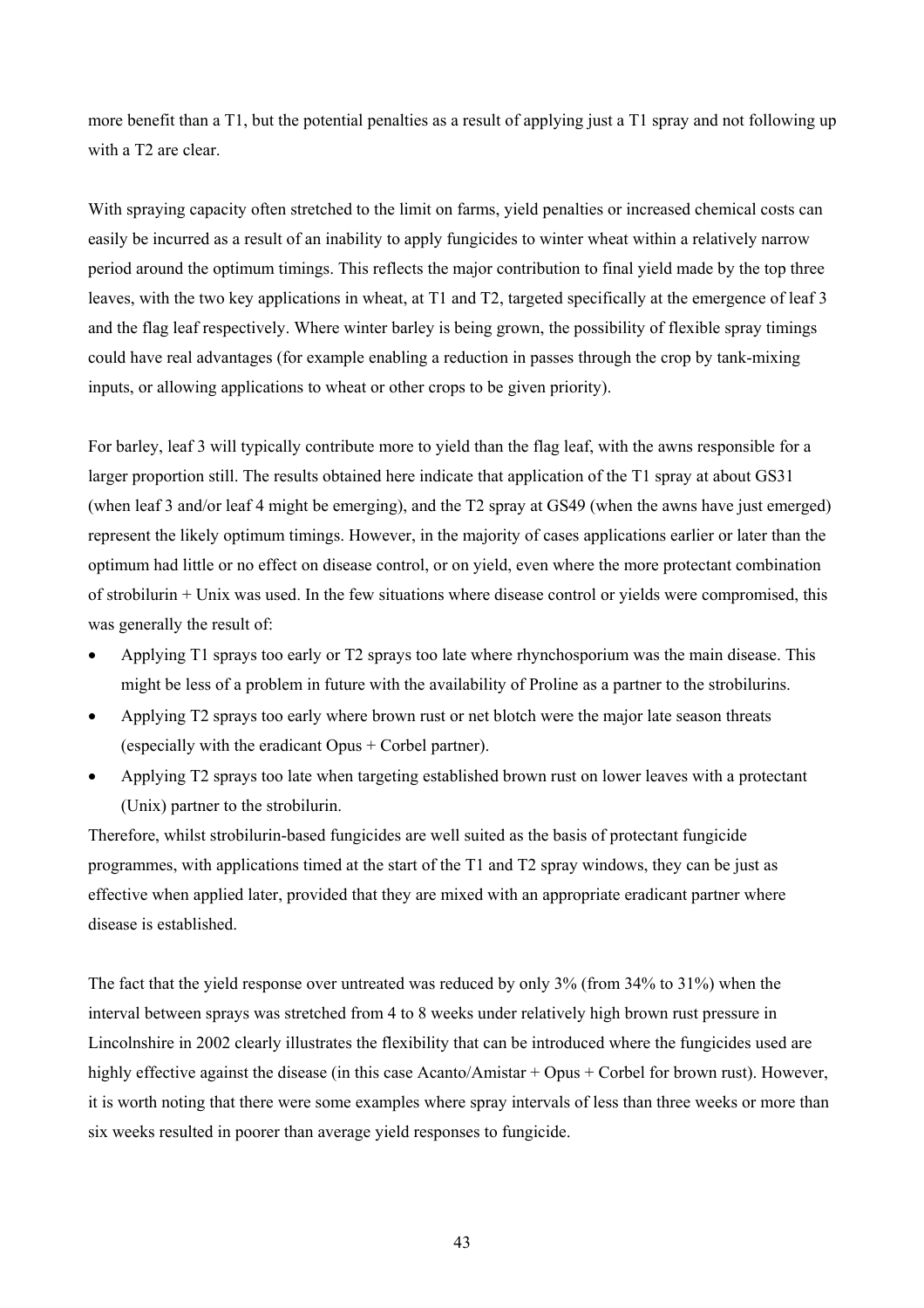more benefit than a T1, but the potential penalties as a result of applying just a T1 spray and not following up with a T2 are clear.

With spraying capacity often stretched to the limit on farms, yield penalties or increased chemical costs can easily be incurred as a result of an inability to apply fungicides to winter wheat within a relatively narrow period around the optimum timings. This reflects the major contribution to final yield made by the top three leaves, with the two key applications in wheat, at T1 and T2, targeted specifically at the emergence of leaf 3 and the flag leaf respectively. Where winter barley is being grown, the possibility of flexible spray timings could have real advantages (for example enabling a reduction in passes through the crop by tank-mixing inputs, or allowing applications to wheat or other crops to be given priority).

For barley, leaf 3 will typically contribute more to yield than the flag leaf, with the awns responsible for a larger proportion still. The results obtained here indicate that application of the T1 spray at about GS31 (when leaf 3 and/or leaf 4 might be emerging), and the T2 spray at GS49 (when the awns have just emerged) represent the likely optimum timings. However, in the majority of cases applications earlier or later than the optimum had little or no effect on disease control, or on yield, even where the more protectant combination of strobilurin + Unix was used. In the few situations where disease control or yields were compromised, this was generally the result of:

- Applying T1 sprays too early or T2 sprays too late where rhynchosporium was the main disease. This might be less of a problem in future with the availability of Proline as a partner to the strobilurins.
- Applying T2 sprays too early where brown rust or net blotch were the major late season threats (especially with the eradicant Opus + Corbel partner).
- Applying T2 sprays too late when targeting established brown rust on lower leaves with a protectant (Unix) partner to the strobilurin.

Therefore, whilst strobilurin-based fungicides are well suited as the basis of protectant fungicide programmes, with applications timed at the start of the T1 and T2 spray windows, they can be just as effective when applied later, provided that they are mixed with an appropriate eradicant partner where disease is established.

The fact that the yield response over untreated was reduced by only 3% (from 34% to 31%) when the interval between sprays was stretched from 4 to 8 weeks under relatively high brown rust pressure in Lincolnshire in 2002 clearly illustrates the flexibility that can be introduced where the fungicides used are highly effective against the disease (in this case Acanto/Amistar + Opus + Corbel for brown rust). However, it is worth noting that there were some examples where spray intervals of less than three weeks or more than six weeks resulted in poorer than average yield responses to fungicide.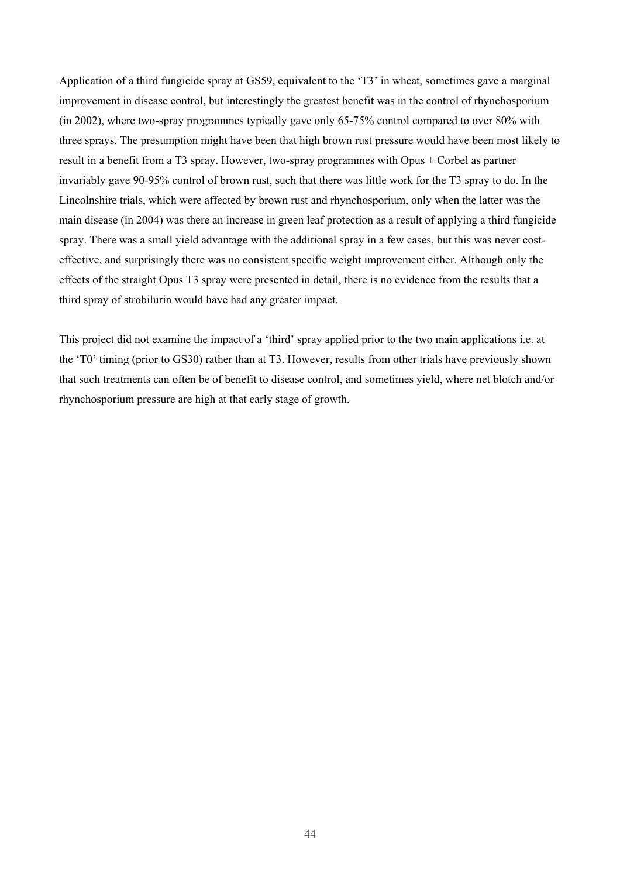Application of a third fungicide spray at GS59, equivalent to the 'T3' in wheat, sometimes gave a marginal improvement in disease control, but interestingly the greatest benefit was in the control of rhynchosporium (in 2002), where two-spray programmes typically gave only 65-75% control compared to over 80% with three sprays. The presumption might have been that high brown rust pressure would have been most likely to result in a benefit from a T3 spray. However, two-spray programmes with Opus + Corbel as partner invariably gave 90-95% control of brown rust, such that there was little work for the T3 spray to do. In the Lincolnshire trials, which were affected by brown rust and rhynchosporium, only when the latter was the main disease (in 2004) was there an increase in green leaf protection as a result of applying a third fungicide spray. There was a small yield advantage with the additional spray in a few cases, but this was never cost-effective, and surprisingly there was no consistent specific weight improvement either. Although only the effects of the straight Opus T3 spray were presented in detail, there is no evidence from the results that a third spray of strobilurin would have had any greater impact.

This project did not examine the impact of a 'third' spray applied prior to the two main applications i.e. at the 'T0' timing (prior to GS30) rather than at T3. However, results from other trials have previously shown that such treatments can often be of benefit to disease control, and sometimes yield, where net blotch and/or rhynchosporium pressure are high at that early stage of growth.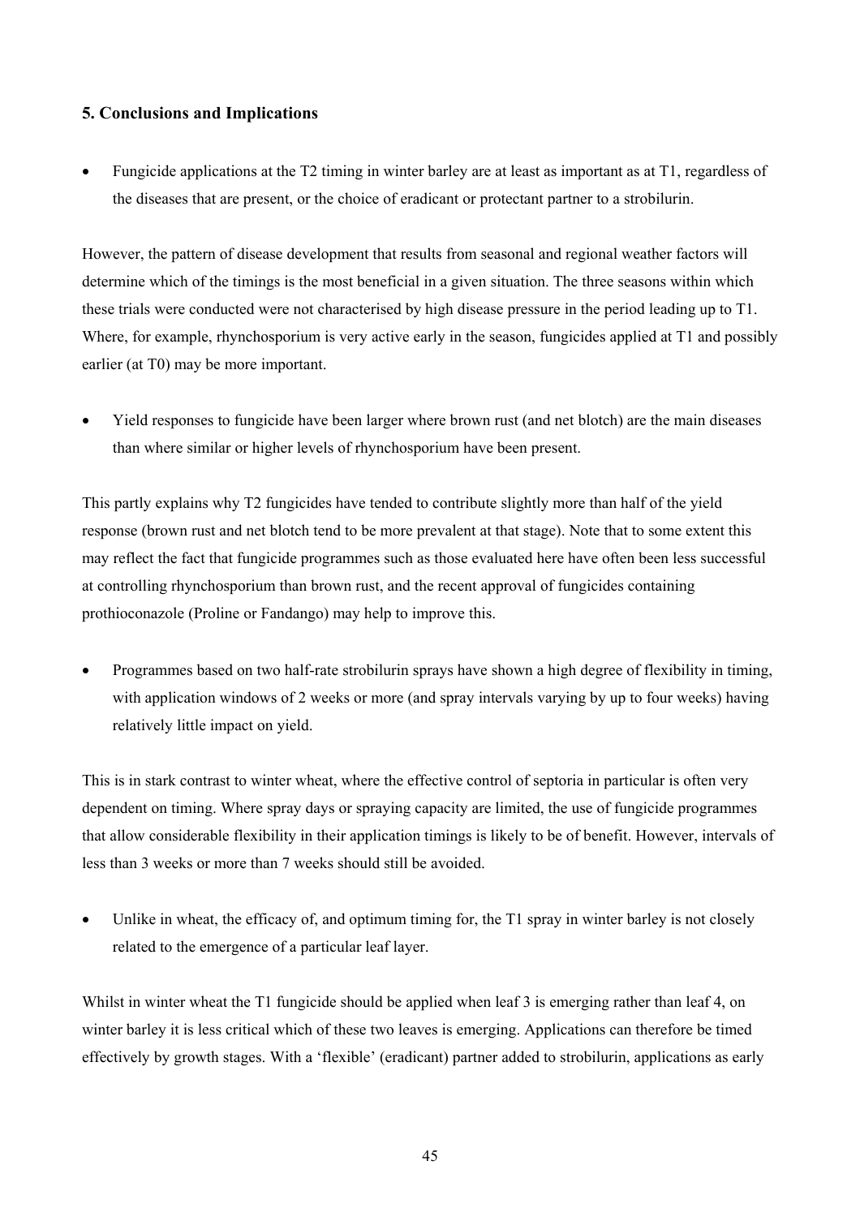## 5. Conclusions and Implications

- Fungicide applications at the T2 timing in winter barley are at least as important as at T1, regardless of the diseases that are present, or the choice of eradicant or protectant partner to a strobilurin.

However, the pattern of disease development that results from seasonal and regional weather factors will determine which of the timings is the most beneficial in a given situation. The three seasons within which these trials were conducted were not characterised by high disease pressure in the period leading up to T1. Where, for example, rhynchosporium is very active early in the season, fungicides applied at T1 and possibly earlier (at T0) may be more important.

- Yield responses to fungicide have been larger where brown rust (and net blotch) are the main diseases than where similar or higher levels of rhynchosporium have been present.

This partly explains why T2 fungicides have tended to contribute slightly more than half of the yield response (brown rust and net blotch tend to be more prevalent at that stage). Note that to some extent this may reflect the fact that fungicide programmes such as those evaluated here have often been less successful at controlling rhynchosporium than brown rust, and the recent approval of fungicides containing prothioconazole (Proline or Fandango) may help to improve this.

- Programmes based on two half-rate strobilurin sprays have shown a high degree of flexibility in timing, with application windows of 2 weeks or more (and spray intervals varying by up to four weeks) having relatively little impact on yield.

This is in stark contrast to winter wheat, where the effective control of septoria in particular is often very dependent on timing. Where spray days or spraying capacity are limited, the use of fungicide programmes that allow considerable flexibility in their application timings is likely to be of benefit. However, intervals of less than 3 weeks or more than 7 weeks should still be avoided.

- Unlike in wheat, the efficacy of, and optimum timing for, the T1 spray in winter barley is not closely related to the emergence of a particular leaf layer.

Whilst in winter wheat the T1 fungicide should be applied when leaf 3 is emerging rather than leaf 4, on winter barley it is less critical which of these two leaves is emerging. Applications can therefore be timed effectively by growth stages. With a 'flexible' (eradicant) partner added to strobilurin, applications as early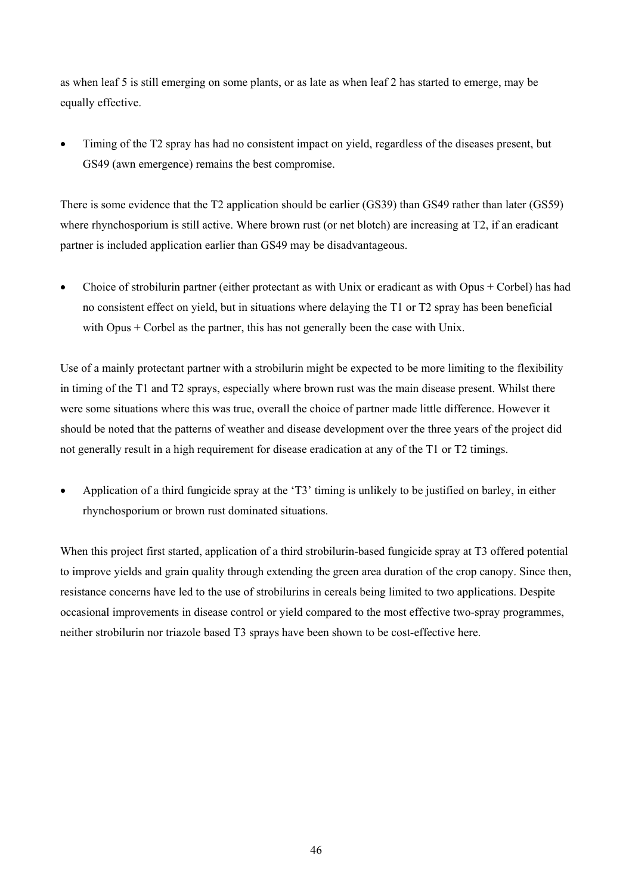as when leaf 5 is still emerging on some plants, or as late as when leaf 2 has started to emerge, may be equally effective.

- Timing of the T2 spray has had no consistent impact on yield, regardless of the diseases present, but GS49 (awn emergence) remains the best compromise.

There is some evidence that the T2 application should be earlier (GS39) than GS49 rather than later (GS59) where rhynchosporium is still active. Where brown rust (or net blotch) are increasing at T2, if an eradicant partner is included application earlier than GS49 may be disadvantageous.

- Choice of strobilurin partner (either protectant as with Unix or eradicant as with Opus + Corbel) has had no consistent effect on yield, but in situations where delaying the T1 or T2 spray has been beneficial with Opus + Corbel as the partner, this has not generally been the case with Unix.

Use of a mainly protectant partner with a strobilurin might be expected to be more limiting to the flexibility in timing of the T1 and T2 sprays, especially where brown rust was the main disease present. Whilst there were some situations where this was true, overall the choice of partner made little difference. However it should be noted that the patterns of weather and disease development over the three years of the project did not generally result in a high requirement for disease eradication at any of the T1 or T2 timings.

- Application of a third fungicide spray at the 'T3' timing is unlikely to be justified on barley, in either rhynchosporium or brown rust dominated situations.

When this project first started, application of a third strobilurin-based fungicide spray at T3 offered potential to improve yields and grain quality through extending the green area duration of the crop canopy. Since then, resistance concerns have led to the use of strobilurins in cereals being limited to two applications. Despite occasional improvements in disease control or yield compared to the most effective two-spray programmes, neither strobilurin nor triazole based T3 sprays have been shown to be cost-effective here.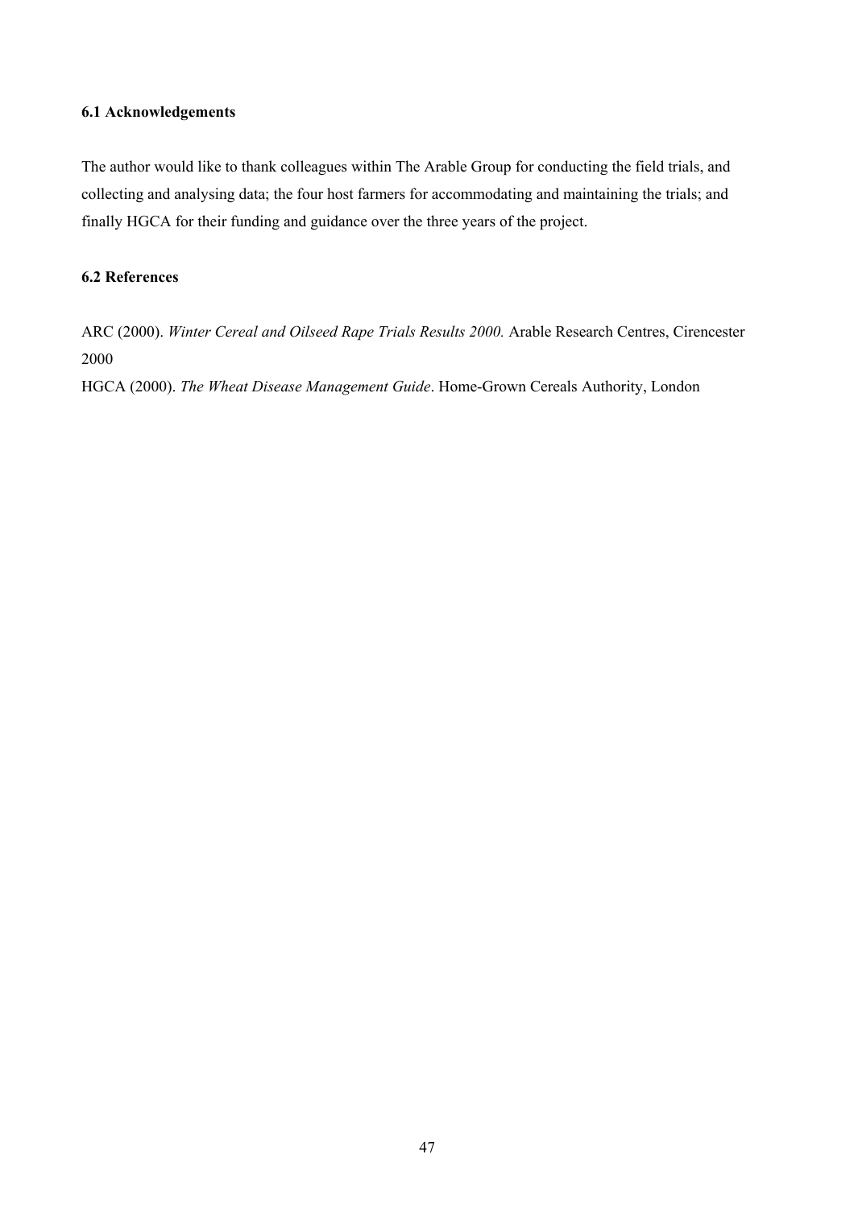### 6.1 Acknowledgements

The author would like to thank colleagues within The Arable Group for conducting the field trials, and collecting and analysing data; the four host farmers for accommodating and maintaining the trials; and finally HGCA for their funding and guidance over the three years of the project.

### 6.2 References

ARC (2000). *Winter Cereal and Oilseed Rape Trials Results 2000.* Arable Research Centres, Cirencester 2000

HGCA (2000). *The Wheat Disease Management Guide*. Home-Grown Cereals Authority, London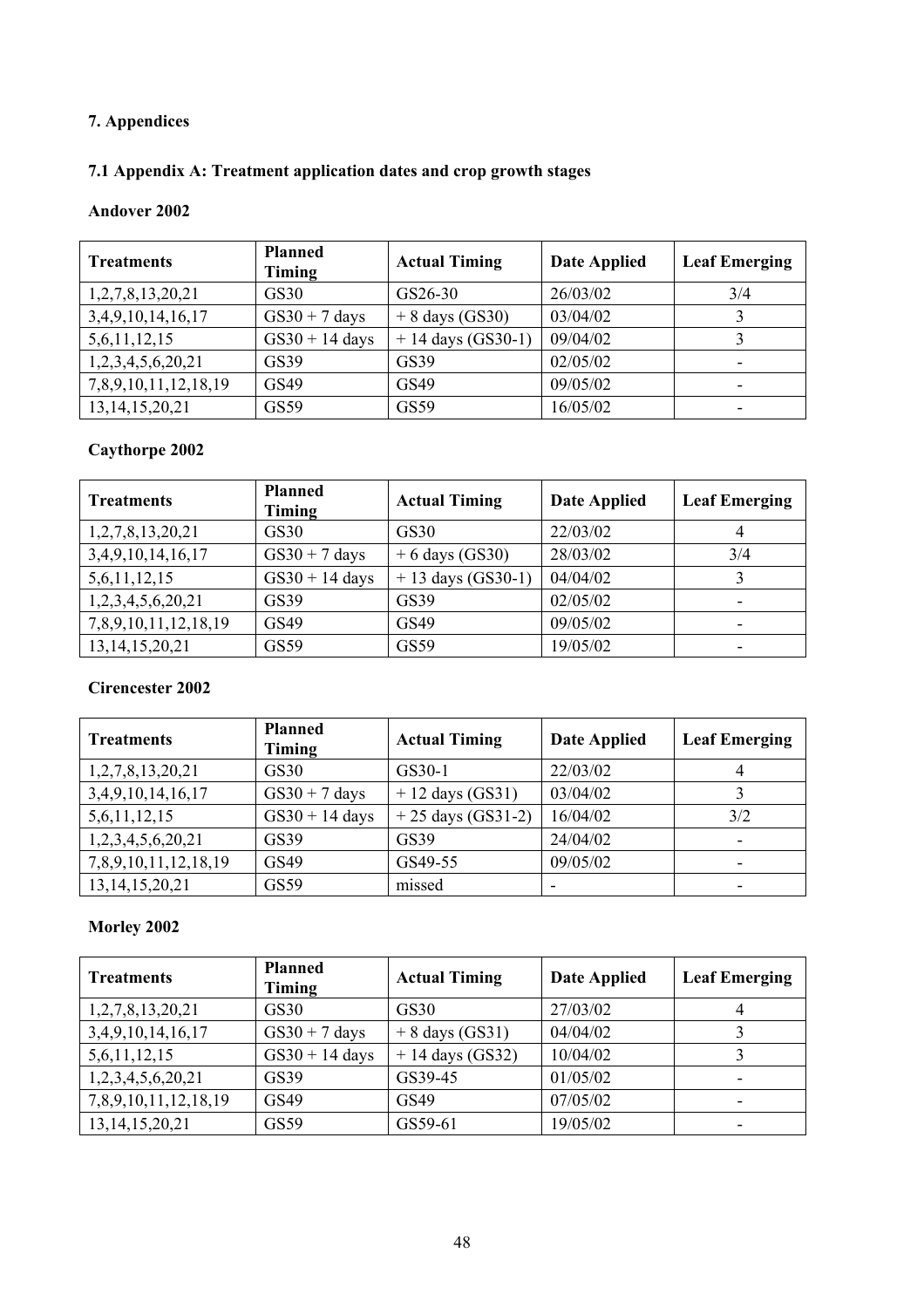## 7. Appendices

### 7.1 Appendix A: Treatment application dates and crop growth stages

**Andover 2002**

| Treatments | Planned Timing | Actual Timing | Date Applied | Leaf Emerging |
|---|---|---|---|---|
| 1,2,7,8,13,20,21 | GS30 | GS26-30 | 26/03/02 | 3/4 |
| 3,4,9,10,14,16,17 | GS30 + 7 days | + 8 days (GS30) | 03/04/02 | 3 |
| 5,6,11,12,15 | GS30 + 14 days | + 14 days (GS30-1) | 09/04/02 | 3 |
| 1,2,3,4,5,6,20,21 | GS39 | GS39 | 02/05/02 | - |
| 7,8,9,10,11,12,18,19 | GS49 | GS49 | 09/05/02 | - |
| 13,14,15,20,21 | GS59 | GS59 | 16/05/02 | - |

**Caythorpe 2002**

| Treatments | Planned Timing | Actual Timing | Date Applied | Leaf Emerging |
|---|---|---|---|---|
| 1,2,7,8,13,20,21 | GS30 | GS30 | 22/03/02 | 4 |
| 3,4,9,10,14,16,17 | GS30 + 7 days | + 6 days (GS30) | 28/03/02 | 3/4 |
| 5,6,11,12,15 | GS30 + 14 days | + 13 days (GS30-1) | 04/04/02 | 3 |
| 1,2,3,4,5,6,20,21 | GS39 | GS39 | 02/05/02 | - |
| 7,8,9,10,11,12,18,19 | GS49 | GS49 | 09/05/02 | - |
| 13,14,15,20,21 | GS59 | GS59 | 19/05/02 | - |

**Cirencester 2002**

| Treatments | Planned Timing | Actual Timing | Date Applied | Leaf Emerging |
|---|---|---|---|---|
| 1,2,7,8,13,20,21 | GS30 | GS30-1 | 22/03/02 | 4 |
| 3,4,9,10,14,16,17 | GS30 + 7 days | + 12 days (GS31) | 03/04/02 | 3 |
| 5,6,11,12,15 | GS30 + 14 days | + 25 days (GS31-2) | 16/04/02 | 3/2 |
| 1,2,3,4,5,6,20,21 | GS39 | GS39 | 24/04/02 | - |
| 7,8,9,10,11,12,18,19 | GS49 | GS49-55 | 09/05/02 | - |
| 13,14,15,20,21 | GS59 | missed | - | - |

**Morley 2002**

| Treatments | Planned Timing | Actual Timing | Date Applied | Leaf Emerging |
|---|---|---|---|---|
| 1,2,7,8,13,20,21 | GS30 | GS30 | 27/03/02 | 4 |
| 3,4,9,10,14,16,17 | GS30 + 7 days | + 8 days (GS31) | 04/04/02 | 3 |
| 5,6,11,12,15 | GS30 + 14 days | + 14 days (GS32) | 10/04/02 | 3 |
| 1,2,3,4,5,6,20,21 | GS39 | GS39-45 | 01/05/02 | - |
| 7,8,9,10,11,12,18,19 | GS49 | GS49 | 07/05/02 | - |
| 13,14,15,20,21 | GS59 | GS59-61 | 19/05/02 | - |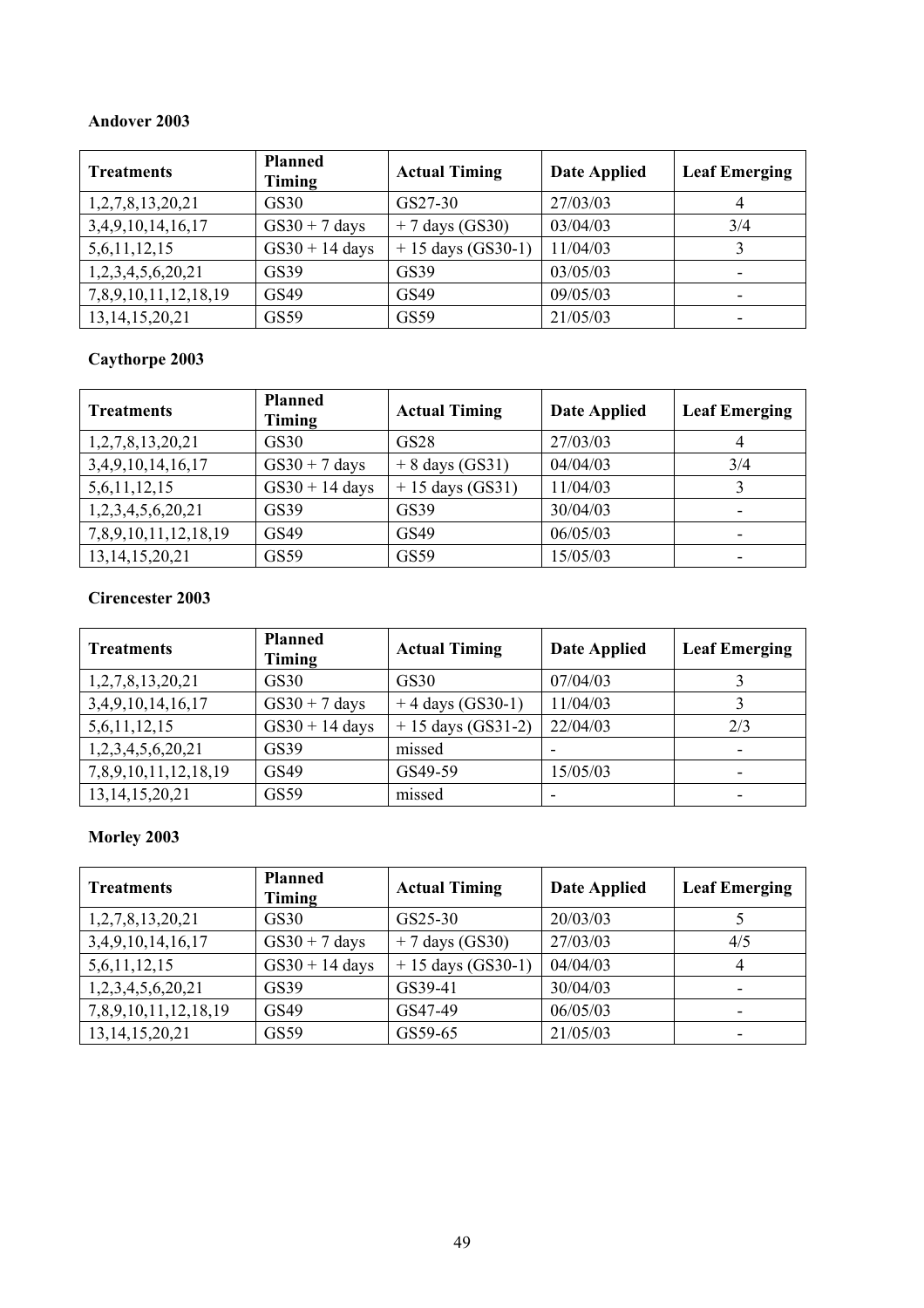**Andover 2003**

| Treatments | Planned Timing | Actual Timing | Date Applied | Leaf Emerging |
|---|---|---|---|---|
| 1,2,7,8,13,20,21 | GS30 | GS27-30 | 27/03/03 | 4 |
| 3,4,9,10,14,16,17 | GS30 + 7 days | + 7 days (GS30) | 03/04/03 | 3/4 |
| 5,6,11,12,15 | GS30 + 14 days | + 15 days (GS30-1) | 11/04/03 | 3 |
| 1,2,3,4,5,6,20,21 | GS39 | GS39 | 03/05/03 | - |
| 7,8,9,10,11,12,18,19 | GS49 | GS49 | 09/05/03 | - |
| 13,14,15,20,21 | GS59 | GS59 | 21/05/03 | - |

**Caythorpe 2003**

| Treatments | Planned Timing | Actual Timing | Date Applied | Leaf Emerging |
|---|---|---|---|---|
| 1,2,7,8,13,20,21 | GS30 | GS28 | 27/03/03 | 4 |
| 3,4,9,10,14,16,17 | GS30 + 7 days | + 8 days (GS31) | 04/04/03 | 3/4 |
| 5,6,11,12,15 | GS30 + 14 days | + 15 days (GS31) | 11/04/03 | 3 |
| 1,2,3,4,5,6,20,21 | GS39 | GS39 | 30/04/03 | - |
| 7,8,9,10,11,12,18,19 | GS49 | GS49 | 06/05/03 | - |
| 13,14,15,20,21 | GS59 | GS59 | 15/05/03 | - |

**Cirencester 2003**

| Treatments | Planned Timing | Actual Timing | Date Applied | Leaf Emerging |
|---|---|---|---|---|
| 1,2,7,8,13,20,21 | GS30 | GS30 | 07/04/03 | 3 |
| 3,4,9,10,14,16,17 | GS30 + 7 days | + 4 days (GS30-1) | 11/04/03 | 3 |
| 5,6,11,12,15 | GS30 + 14 days | + 15 days (GS31-2) | 22/04/03 | 2/3 |
| 1,2,3,4,5,6,20,21 | GS39 | missed | - | - |
| 7,8,9,10,11,12,18,19 | GS49 | GS49-59 | 15/05/03 | - |
| 13,14,15,20,21 | GS59 | missed | - | - |

**Morley 2003**

| Treatments | Planned Timing | Actual Timing | Date Applied | Leaf Emerging |
|---|---|---|---|---|
| 1,2,7,8,13,20,21 | GS30 | GS25-30 | 20/03/03 | 5 |
| 3,4,9,10,14,16,17 | GS30 + 7 days | + 7 days (GS30) | 27/03/03 | 4/5 |
| 5,6,11,12,15 | GS30 + 14 days | + 15 days (GS30-1) | 04/04/03 | 4 |
| 1,2,3,4,5,6,20,21 | GS39 | GS39-41 | 30/04/03 | - |
| 7,8,9,10,11,12,18,19 | GS49 | GS47-49 | 06/05/03 | - |
| 13,14,15,20,21 | GS59 | GS59-65 | 21/05/03 | - |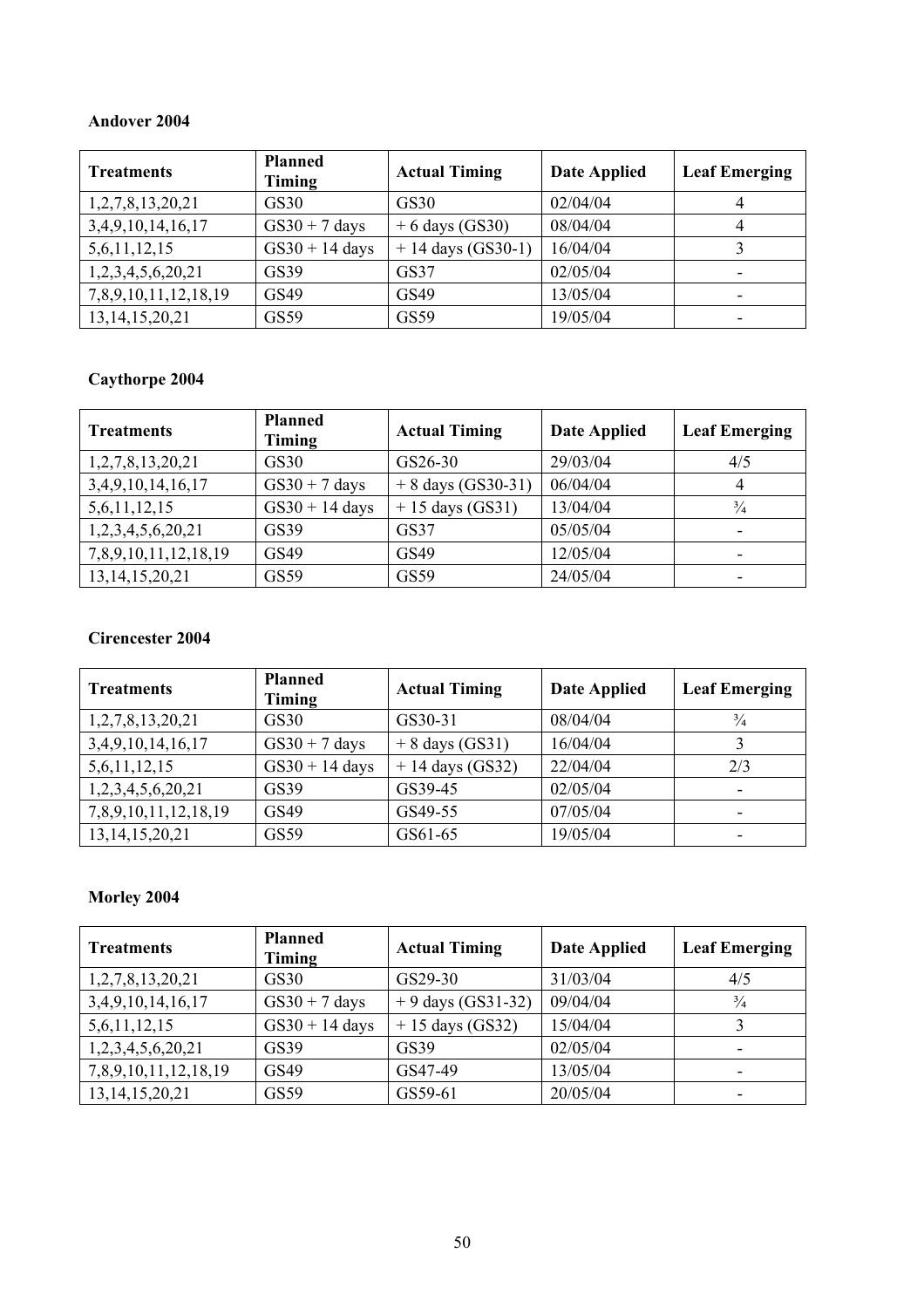**Andover 2004**

| Treatments | Planned Timing | Actual Timing | Date Applied | Leaf Emerging |
|---|---|---|---|---|
| 1,2,7,8,13,20,21 | GS30 | GS30 | 02/04/04 | 4 |
| 3,4,9,10,14,16,17 | GS30 + 7 days | + 6 days (GS30) | 08/04/04 | 4 |
| 5,6,11,12,15 | GS30 + 14 days | + 14 days (GS30-1) | 16/04/04 | 3 |
| 1,2,3,4,5,6,20,21 | GS39 | GS37 | 02/05/04 | - |
| 7,8,9,10,11,12,18,19 | GS49 | GS49 | 13/05/04 | - |
| 13,14,15,20,21 | GS59 | GS59 | 19/05/04 | - |

**Caythorpe 2004**

| Treatments | Planned Timing | Actual Timing | Date Applied | Leaf Emerging |
|---|---|---|---|---|
| 1,2,7,8,13,20,21 | GS30 | GS26-30 | 29/03/04 | 4/5 |
| 3,4,9,10,14,16,17 | GS30 + 7 days | + 8 days (GS30-31) | 06/04/04 | 4 |
| 5,6,11,12,15 | GS30 + 14 days | + 15 days (GS31) | 13/04/04 | ¾ |
| 1,2,3,4,5,6,20,21 | GS39 | GS37 | 05/05/04 | - |
| 7,8,9,10,11,12,18,19 | GS49 | GS49 | 12/05/04 | - |
| 13,14,15,20,21 | GS59 | GS59 | 24/05/04 | - |

**Cirencester 2004**

| Treatments | Planned Timing | Actual Timing | Date Applied | Leaf Emerging |
|---|---|---|---|---|
| 1,2,7,8,13,20,21 | GS30 | GS30-31 | 08/04/04 | ¾ |
| 3,4,9,10,14,16,17 | GS30 + 7 days | + 8 days (GS31) | 16/04/04 | 3 |
| 5,6,11,12,15 | GS30 + 14 days | + 14 days (GS32) | 22/04/04 | 2/3 |
| 1,2,3,4,5,6,20,21 | GS39 | GS39-45 | 02/05/04 | - |
| 7,8,9,10,11,12,18,19 | GS49 | GS49-55 | 07/05/04 | - |
| 13,14,15,20,21 | GS59 | GS61-65 | 19/05/04 | - |

**Morley 2004**

| Treatments | Planned Timing | Actual Timing | Date Applied | Leaf Emerging |
|---|---|---|---|---|
| 1,2,7,8,13,20,21 | GS30 | GS29-30 | 31/03/04 | 4/5 |
| 3,4,9,10,14,16,17 | GS30 + 7 days | + 9 days (GS31-32) | 09/04/04 | ¾ |
| 5,6,11,12,15 | GS30 + 14 days | + 15 days (GS32) | 15/04/04 | 3 |
| 1,2,3,4,5,6,20,21 | GS39 | GS39 | 02/05/04 | - |
| 7,8,9,10,11,12,18,19 | GS49 | GS47-49 | 13/05/04 | - |
| 13,14,15,20,21 | GS59 | GS59-61 | 20/05/04 | - |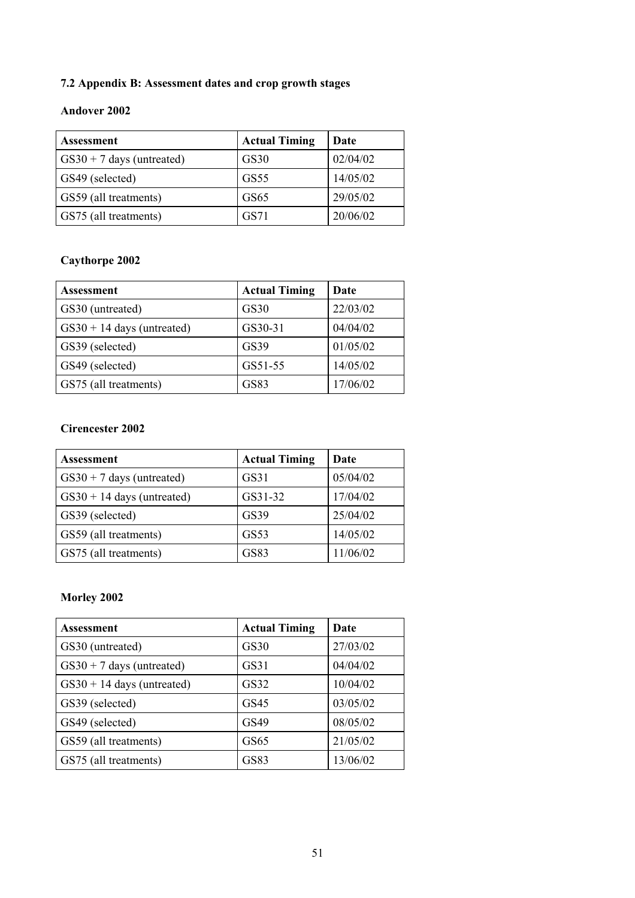## 7.2 Appendix B: Assessment dates and crop growth stages

### Andover 2002

| Assessment | Actual Timing | Date |
|---|---|---|
| GS30 + 7 days (untreated) | GS30 | 02/04/02 |
| GS49 (selected) | GS55 | 14/05/02 |
| GS59 (all treatments) | GS65 | 29/05/02 |
| GS75 (all treatments) | GS71 | 20/06/02 |

### Caythorpe 2002

| Assessment | Actual Timing | Date |
|---|---|---|
| GS30 (untreated) | GS30 | 22/03/02 |
| GS30 + 14 days (untreated) | GS30-31 | 04/04/02 |
| GS39 (selected) | GS39 | 01/05/02 |
| GS49 (selected) | GS51-55 | 14/05/02 |
| GS75 (all treatments) | GS83 | 17/06/02 |

### Cirencester 2002

| Assessment | Actual Timing | Date |
|---|---|---|
| GS30 + 7 days (untreated) | GS31 | 05/04/02 |
| GS30 + 14 days (untreated) | GS31-32 | 17/04/02 |
| GS39 (selected) | GS39 | 25/04/02 |
| GS59 (all treatments) | GS53 | 14/05/02 |
| GS75 (all treatments) | GS83 | 11/06/02 |

### Morley 2002

| Assessment | Actual Timing | Date |
|---|---|---|
| GS30 (untreated) | GS30 | 27/03/02 |
| GS30 + 7 days (untreated) | GS31 | 04/04/02 |
| GS30 + 14 days (untreated) | GS32 | 10/04/02 |
| GS39 (selected) | GS45 | 03/05/02 |
| GS49 (selected) | GS49 | 08/05/02 |
| GS59 (all treatments) | GS65 | 21/05/02 |
| GS75 (all treatments) | GS83 | 13/06/02 |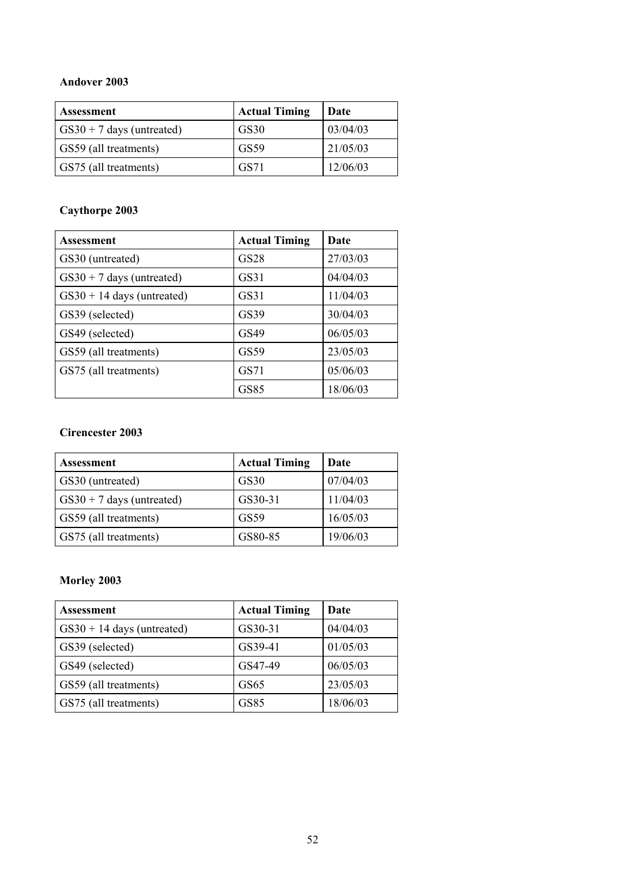**Andover 2003**

| Assessment | Actual Timing | Date |
|---|---|---|
| GS30 + 7 days (untreated) | GS30 | 03/04/03 |
| GS59 (all treatments) | GS59 | 21/05/03 |
| GS75 (all treatments) | GS71 | 12/06/03 |

**Caythorpe 2003**

| Assessment | Actual Timing | Date |
|---|---|---|
| GS30 (untreated) | GS28 | 27/03/03 |
| GS30 + 7 days (untreated) | GS31 | 04/04/03 |
| GS30 + 14 days (untreated) | GS31 | 11/04/03 |
| GS39 (selected) | GS39 | 30/04/03 |
| GS49 (selected) | GS49 | 06/05/03 |
| GS59 (all treatments) | GS59 | 23/05/03 |
| GS75 (all treatments) | GS71 | 05/06/03 |
| | GS85 | 18/06/03 |

**Cirencester 2003**

| Assessment | Actual Timing | Date |
|---|---|---|
| GS30 (untreated) | GS30 | 07/04/03 |
| GS30 + 7 days (untreated) | GS30-31 | 11/04/03 |
| GS59 (all treatments) | GS59 | 16/05/03 |
| GS75 (all treatments) | GS80-85 | 19/06/03 |

**Morley 2003**

| Assessment | Actual Timing | Date |
|---|---|---|
| GS30 + 14 days (untreated) | GS30-31 | 04/04/03 |
| GS39 (selected) | GS39-41 | 01/05/03 |
| GS49 (selected) | GS47-49 | 06/05/03 |
| GS59 (all treatments) | GS65 | 23/05/03 |
| GS75 (all treatments) | GS85 | 18/06/03 |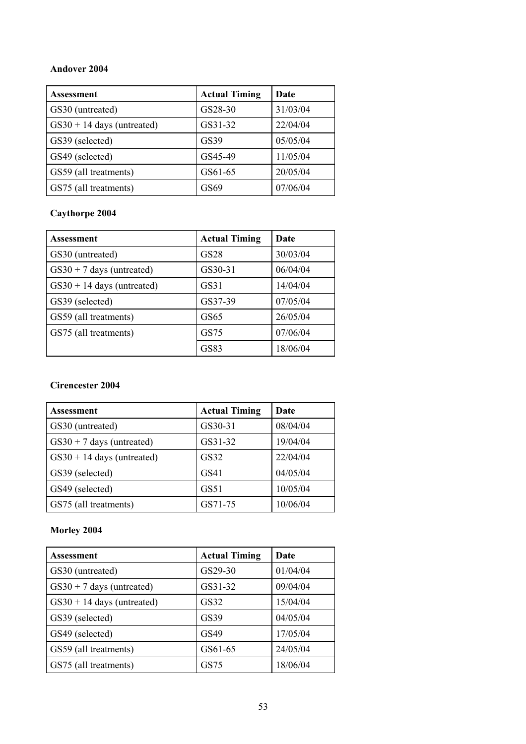**Andover 2004**

| Assessment | Actual Timing | Date |
|---|---|---|
| GS30 (untreated) | GS28-30 | 31/03/04 |
| GS30 + 14 days (untreated) | GS31-32 | 22/04/04 |
| GS39 (selected) | GS39 | 05/05/04 |
| GS49 (selected) | GS45-49 | 11/05/04 |
| GS59 (all treatments) | GS61-65 | 20/05/04 |
| GS75 (all treatments) | GS69 | 07/06/04 |

**Caythorpe 2004**

| Assessment | Actual Timing | Date |
|---|---|---|
| GS30 (untreated) | GS28 | 30/03/04 |
| GS30 + 7 days (untreated) | GS30-31 | 06/04/04 |
| GS30 + 14 days (untreated) | GS31 | 14/04/04 |
| GS39 (selected) | GS37-39 | 07/05/04 |
| GS59 (all treatments) | GS65 | 26/05/04 |
| GS75 (all treatments) | GS75 | 07/06/04 |
| | GS83 | 18/06/04 |

**Cirencester 2004**

| Assessment | Actual Timing | Date |
|---|---|---|
| GS30 (untreated) | GS30-31 | 08/04/04 |
| GS30 + 7 days (untreated) | GS31-32 | 19/04/04 |
| GS30 + 14 days (untreated) | GS32 | 22/04/04 |
| GS39 (selected) | GS41 | 04/05/04 |
| GS49 (selected) | GS51 | 10/05/04 |
| GS75 (all treatments) | GS71-75 | 10/06/04 |

**Morley 2004**

| Assessment | Actual Timing | Date |
|---|---|---|
| GS30 (untreated) | GS29-30 | 01/04/04 |
| GS30 + 7 days (untreated) | GS31-32 | 09/04/04 |
| GS30 + 14 days (untreated) | GS32 | 15/04/04 |
| GS39 (selected) | GS39 | 04/05/04 |
| GS49 (selected) | GS49 | 17/05/04 |
| GS59 (all treatments) | GS61-65 | 24/05/04 |
| GS75 (all treatments) | GS75 | 18/06/04 |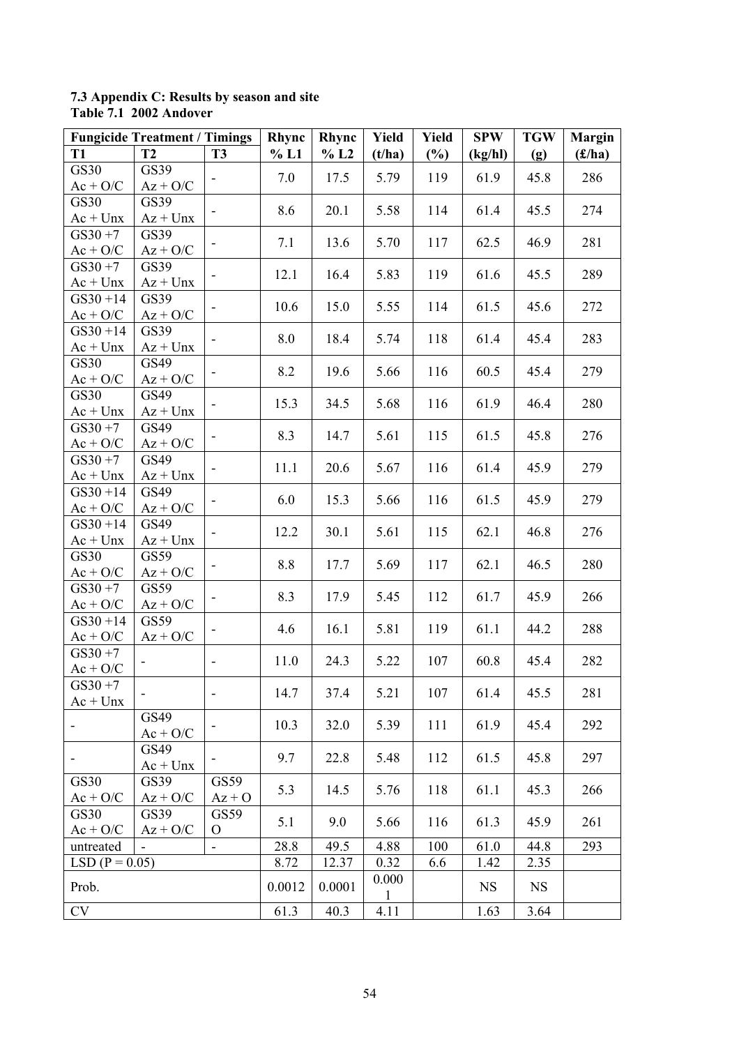**7.3 Appendix C: Results by season and site**
**Table 7.1 2002 Andover**

| Fungicide Treatment / Timings | | | Rhync | Rhync | Yield | Yield | SPW | TGW | Margin |
|---|---|---|---|---|---|---|---|---|---|
| T1 | T2 | T3 | % L1 | % L2 | (t/ha) | (%) | (kg/hl) | (g) | (£/ha) |
| GS30 Ac + O/C | GS39 Az + O/C | - | 7.0 | 17.5 | 5.79 | 119 | 61.9 | 45.8 | 286 |
| GS30 Ac + Unx | GS39 Az + Unx | - | 8.6 | 20.1 | 5.58 | 114 | 61.4 | 45.5 | 274 |
| GS30 +7 Ac + O/C | GS39 Az + O/C | - | 7.1 | 13.6 | 5.70 | 117 | 62.5 | 46.9 | 281 |
| GS30 +7 Ac + Unx | GS39 Az + Unx | - | 12.1 | 16.4 | 5.83 | 119 | 61.6 | 45.5 | 289 |
| GS30 +14 Ac + O/C | GS39 Az + O/C | - | 10.6 | 15.0 | 5.55 | 114 | 61.5 | 45.6 | 272 |
| GS30 +14 Ac + Unx | GS39 Az + Unx | - | 8.0 | 18.4 | 5.74 | 118 | 61.4 | 45.4 | 283 |
| GS30 Ac + O/C | GS49 Az + O/C | - | 8.2 | 19.6 | 5.66 | 116 | 60.5 | 45.4 | 279 |
| GS30 Ac + Unx | GS49 Az + Unx | - | 15.3 | 34.5 | 5.68 | 116 | 61.9 | 46.4 | 280 |
| GS30 +7 Ac + O/C | GS49 Az + O/C | - | 8.3 | 14.7 | 5.61 | 115 | 61.5 | 45.8 | 276 |
| GS30 +7 Ac + Unx | GS49 Az + Unx | - | 11.1 | 20.6 | 5.67 | 116 | 61.4 | 45.9 | 279 |
| GS30 +14 Ac + O/C | GS49 Az + O/C | - | 6.0 | 15.3 | 5.66 | 116 | 61.5 | 45.9 | 279 |
| GS30 +14 Ac + Unx | GS49 Az + Unx | - | 12.2 | 30.1 | 5.61 | 115 | 62.1 | 46.8 | 276 |
| GS30 Ac + O/C | GS59 Az + O/C | - | 8.8 | 17.7 | 5.69 | 117 | 62.1 | 46.5 | 280 |
| GS30 +7 Ac + O/C | GS59 Az + O/C | - | 8.3 | 17.9 | 5.45 | 112 | 61.7 | 45.9 | 266 |
| GS30 +14 Ac + O/C | GS59 Az + O/C | - | 4.6 | 16.1 | 5.81 | 119 | 61.1 | 44.2 | 288 |
| GS30 +7 Ac + O/C | - | - | 11.0 | 24.3 | 5.22 | 107 | 60.8 | 45.4 | 282 |
| GS30 +7 Ac + Unx | - | - | 14.7 | 37.4 | 5.21 | 107 | 61.4 | 45.5 | 281 |
| - | GS49 Ac + O/C | - | 10.3 | 32.0 | 5.39 | 111 | 61.9 | 45.4 | 292 |
| - | GS49 Ac + Unx | - | 9.7 | 22.8 | 5.48 | 112 | 61.5 | 45.8 | 297 |
| GS30 Ac + O/C | GS39 Az + O/C | GS59 Az + O | 5.3 | 14.5 | 5.76 | 118 | 61.1 | 45.3 | 266 |
| GS30 Ac + O/C | GS39 Az + O/C | GS59 O | 5.1 | 9.0 | 5.66 | 116 | 61.3 | 45.9 | 261 |
| untreated | - | - | 28.8 | 49.5 | 4.88 | 100 | 61.0 | 44.8 | 293 |
| LSD (P = 0.05) | | | 8.72 | 12.37 | 0.32 | 6.6 | 1.42 | 2.35 | |
| Prob. | | | 0.0012 | 0.0001 | 0.0001 | | NS | NS | |
| CV | | | 61.3 | 40.3 | 4.11 | | 1.63 | 3.64 | |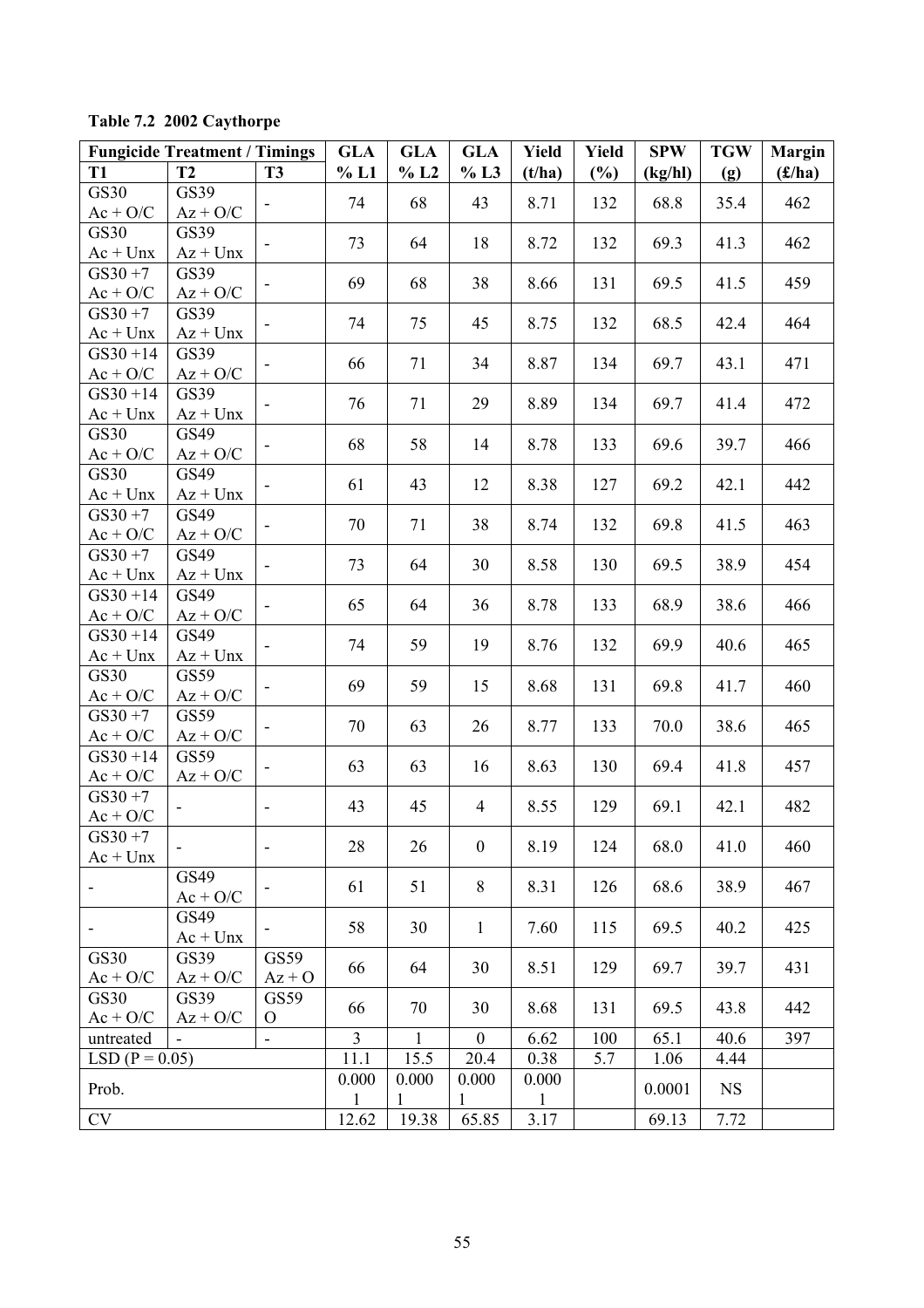**Table 7.2 2002 Caythorpe**

| Fungicide Treatment / Timings | | | GLA | GLA | GLA | Yield | Yield | SPW | TGW | Margin |
|---|---|---|---|---|---|---|---|---|---|---|
| T1 | T2 | T3 | % L1 | % L2 | % L3 | (t/ha) | (%) | (kg/hl) | (g) | (£/ha) |
| GS30 Ac + O/C | GS39 Az + O/C | - | 74 | 68 | 43 | 8.71 | 132 | 68.8 | 35.4 | 462 |
| GS30 Ac + Unx | GS39 Az + Unx | - | 73 | 64 | 18 | 8.72 | 132 | 69.3 | 41.3 | 462 |
| GS30 +7 Ac + O/C | GS39 Az + O/C | - | 69 | 68 | 38 | 8.66 | 131 | 69.5 | 41.5 | 459 |
| GS30 +7 Ac + Unx | GS39 Az + Unx | - | 74 | 75 | 45 | 8.75 | 132 | 68.5 | 42.4 | 464 |
| GS30 +14 Ac + O/C | GS39 Az + O/C | - | 66 | 71 | 34 | 8.87 | 134 | 69.7 | 43.1 | 471 |
| GS30 +14 Ac + Unx | GS39 Az + Unx | - | 76 | 71 | 29 | 8.89 | 134 | 69.7 | 41.4 | 472 |
| GS30 Ac + O/C | GS49 Az + O/C | - | 68 | 58 | 14 | 8.78 | 133 | 69.6 | 39.7 | 466 |
| GS30 Ac + Unx | GS49 Az + Unx | - | 61 | 43 | 12 | 8.38 | 127 | 69.2 | 42.1 | 442 |
| GS30 +7 Ac + O/C | GS49 Az + O/C | - | 70 | 71 | 38 | 8.74 | 132 | 69.8 | 41.5 | 463 |
| GS30 +7 Ac + Unx | GS49 Az + Unx | - | 73 | 64 | 30 | 8.58 | 130 | 69.5 | 38.9 | 454 |
| GS30 +14 Ac + O/C | GS49 Az + O/C | - | 65 | 64 | 36 | 8.78 | 133 | 68.9 | 38.6 | 466 |
| GS30 +14 Ac + Unx | GS49 Az + Unx | - | 74 | 59 | 19 | 8.76 | 132 | 69.9 | 40.6 | 465 |
| GS30 Ac + O/C | GS59 Az + O/C | - | 69 | 59 | 15 | 8.68 | 131 | 69.8 | 41.7 | 460 |
| GS30 +7 Ac + O/C | GS59 Az + O/C | - | 70 | 63 | 26 | 8.77 | 133 | 70.0 | 38.6 | 465 |
| GS30 +14 Ac + O/C | GS59 Az + O/C | - | 63 | 63 | 16 | 8.63 | 130 | 69.4 | 41.8 | 457 |
| GS30 +7 Ac + O/C | - | - | 43 | 45 | 4 | 8.55 | 129 | 69.1 | 42.1 | 482 |
| GS30 +7 Ac + Unx | - | - | 28 | 26 | 0 | 8.19 | 124 | 68.0 | 41.0 | 460 |
| - | GS49 Ac + O/C | - | 61 | 51 | 8 | 8.31 | 126 | 68.6 | 38.9 | 467 |
| - | GS49 Ac + Unx | - | 58 | 30 | 1 | 7.60 | 115 | 69.5 | 40.2 | 425 |
| GS30 Ac + O/C | GS39 Az + O/C | GS59 Az + O | 66 | 64 | 30 | 8.51 | 129 | 69.7 | 39.7 | 431 |
| GS30 Ac + O/C | GS39 Az + O/C | GS59 O | 66 | 70 | 30 | 8.68 | 131 | 69.5 | 43.8 | 442 |
| untreated | - | - | 3 | 1 | 0 | 6.62 | 100 | 65.1 | 40.6 | 397 |
| LSD (P = 0.05) | | | 11.1 | 15.5 | 20.4 | 0.38 | 5.7 | 1.06 | 4.44 | |
| Prob. | | | 0.0001 | 0.0001 | 0.0001 | 0.0001 | | 0.0001 | NS | |
| CV | | | 12.62 | 19.38 | 65.85 | 3.17 | | 69.13 | 7.72 | |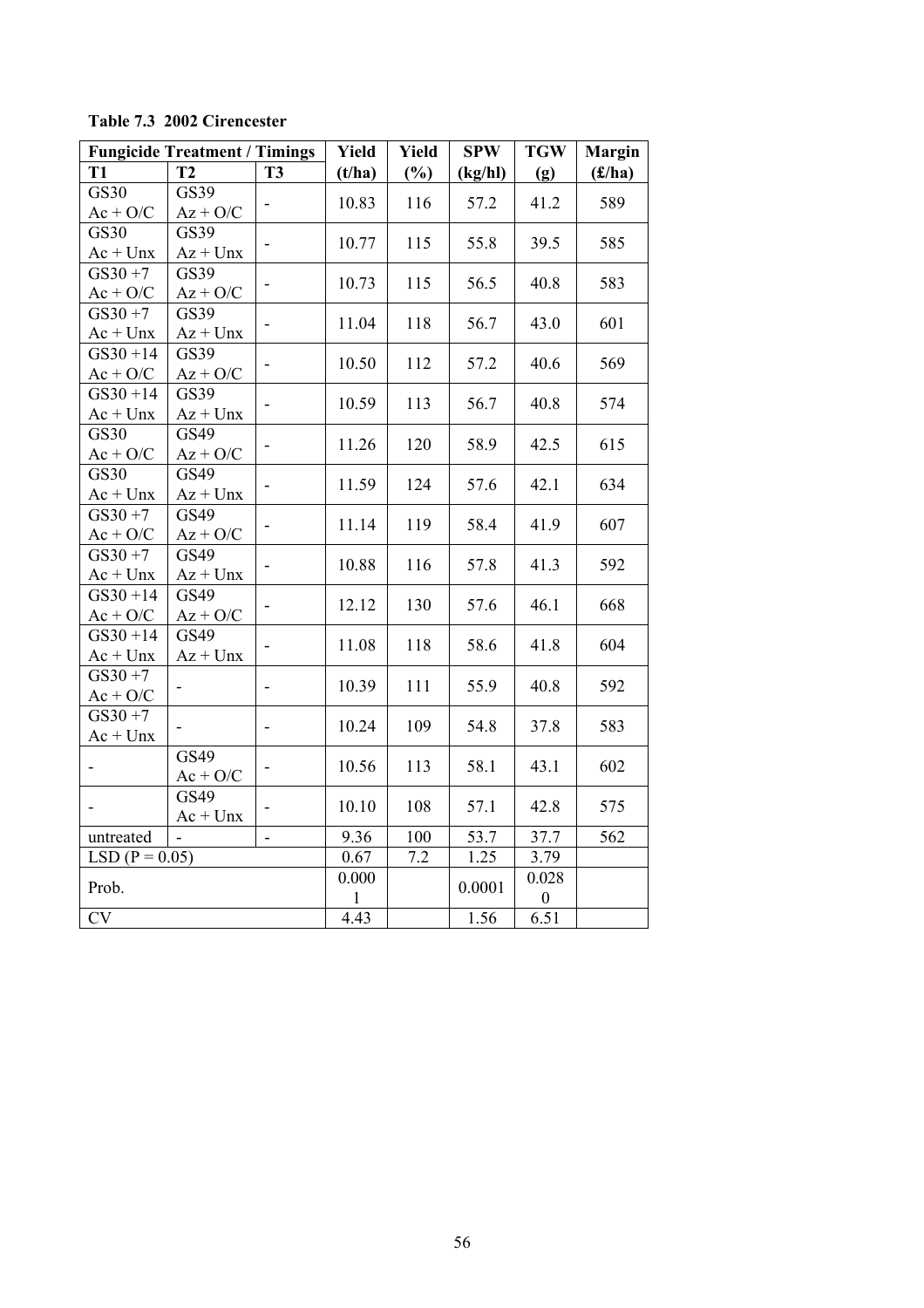**Table 7.3 2002 Cirencester**

| Fungicide Treatment / Timings | | | Yield | Yield | SPW | TGW | Margin |
|---|---|---|---|---|---|---|---|
| T1 | T2 | T3 | (t/ha) | (%) | (kg/hl) | (g) | (£/ha) |
| GS30 Ac + O/C | GS39 Az + O/C | - | 10.83 | 116 | 57.2 | 41.2 | 589 |
| GS30 Ac + Unx | GS39 Az + Unx | - | 10.77 | 115 | 55.8 | 39.5 | 585 |
| GS30 +7 Ac + O/C | GS39 Az + O/C | - | 10.73 | 115 | 56.5 | 40.8 | 583 |
| GS30 +7 Ac + Unx | GS39 Az + Unx | - | 11.04 | 118 | 56.7 | 43.0 | 601 |
| GS30 +14 Ac + O/C | GS39 Az + O/C | - | 10.50 | 112 | 57.2 | 40.6 | 569 |
| GS30 +14 Ac + Unx | GS39 Az + Unx | - | 10.59 | 113 | 56.7 | 40.8 | 574 |
| GS30 Ac + O/C | GS49 Az + O/C | - | 11.26 | 120 | 58.9 | 42.5 | 615 |
| GS30 Ac + Unx | GS49 Az + Unx | - | 11.59 | 124 | 57.6 | 42.1 | 634 |
| GS30 +7 Ac + O/C | GS49 Az + O/C | - | 11.14 | 119 | 58.4 | 41.9 | 607 |
| GS30 +7 Ac + Unx | GS49 Az + Unx | - | 10.88 | 116 | 57.8 | 41.3 | 592 |
| GS30 +14 Ac + O/C | GS49 Az + O/C | - | 12.12 | 130 | 57.6 | 46.1 | 668 |
| GS30 +14 Ac + Unx | GS49 Az + Unx | - | 11.08 | 118 | 58.6 | 41.8 | 604 |
| GS30 +7 Ac + O/C | - | - | 10.39 | 111 | 55.9 | 40.8 | 592 |
| GS30 +7 Ac + Unx | - | - | 10.24 | 109 | 54.8 | 37.8 | 583 |
| - | GS49 Ac + O/C | - | 10.56 | 113 | 58.1 | 43.1 | 602 |
| - | GS49 Ac + Unx | - | 10.10 | 108 | 57.1 | 42.8 | 575 |
| untreated | - | - | 9.36 | 100 | 53.7 | 37.7 | 562 |
| LSD (P = 0.05) | | | 0.67 | 7.2 | 1.25 | 3.79 | |
| Prob. | | | 0.0001 | | 0.0001 | 0.0280 | |
| CV | | | 4.43 | | 1.56 | 6.51 | |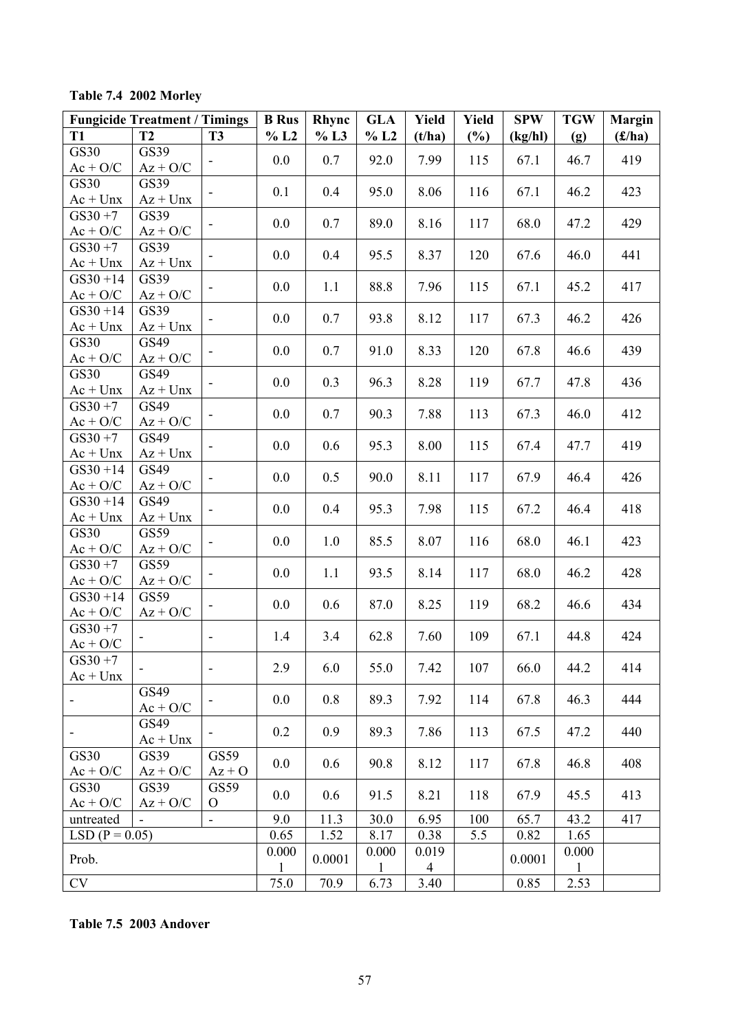**Table 7.4 2002 Morley**

| Fungicide Treatment / Timings | | | B Rus | Rhync | GLA | Yield | Yield | SPW | TGW | Margin |
|---|---|---|---|---|---|---|---|---|---|---|
| T1 | T2 | T3 | % L2 | % L3 | % L2 | (t/ha) | (%) | (kg/hl) | (g) | (£/ha) |
| GS30 Ac + O/C | GS39 Az + O/C | - | 0.0 | 0.7 | 92.0 | 7.99 | 115 | 67.1 | 46.7 | 419 |
| GS30 Ac + Unx | GS39 Az + Unx | - | 0.1 | 0.4 | 95.0 | 8.06 | 116 | 67.1 | 46.2 | 423 |
| GS30 +7 Ac + O/C | GS39 Az + O/C | - | 0.0 | 0.7 | 89.0 | 8.16 | 117 | 68.0 | 47.2 | 429 |
| GS30 +7 Ac + Unx | GS39 Az + Unx | - | 0.0 | 0.4 | 95.5 | 8.37 | 120 | 67.6 | 46.0 | 441 |
| GS30 +14 Ac + O/C | GS39 Az + O/C | - | 0.0 | 1.1 | 88.8 | 7.96 | 115 | 67.1 | 45.2 | 417 |
| GS30 +14 Ac + Unx | GS39 Az + Unx | - | 0.0 | 0.7 | 93.8 | 8.12 | 117 | 67.3 | 46.2 | 426 |
| GS30 Ac + O/C | GS49 Az + O/C | - | 0.0 | 0.7 | 91.0 | 8.33 | 120 | 67.8 | 46.6 | 439 |
| GS30 Ac + Unx | GS49 Az + Unx | - | 0.0 | 0.3 | 96.3 | 8.28 | 119 | 67.7 | 47.8 | 436 |
| GS30 +7 Ac + O/C | GS49 Az + O/C | - | 0.0 | 0.7 | 90.3 | 7.88 | 113 | 67.3 | 46.0 | 412 |
| GS30 +7 Ac + Unx | GS49 Az + Unx | - | 0.0 | 0.6 | 95.3 | 8.00 | 115 | 67.4 | 47.7 | 419 |
| GS30 +14 Ac + O/C | GS49 Az + O/C | - | 0.0 | 0.5 | 90.0 | 8.11 | 117 | 67.9 | 46.4 | 426 |
| GS30 +14 Ac + Unx | GS49 Az + Unx | - | 0.0 | 0.4 | 95.3 | 7.98 | 115 | 67.2 | 46.4 | 418 |
| GS30 Ac + O/C | GS59 Az + O/C | - | 0.0 | 1.0 | 85.5 | 8.07 | 116 | 68.0 | 46.1 | 423 |
| GS30 +7 Ac + O/C | GS59 Az + O/C | - | 0.0 | 1.1 | 93.5 | 8.14 | 117 | 68.0 | 46.2 | 428 |
| GS30 +14 Ac + O/C | GS59 Az + O/C | - | 0.0 | 0.6 | 87.0 | 8.25 | 119 | 68.2 | 46.6 | 434 |
| GS30 +7 Ac + O/C | - | - | 1.4 | 3.4 | 62.8 | 7.60 | 109 | 67.1 | 44.8 | 424 |
| GS30 +7 Ac + Unx | - | - | 2.9 | 6.0 | 55.0 | 7.42 | 107 | 66.0 | 44.2 | 414 |
| - | GS49 Ac + O/C | - | 0.0 | 0.8 | 89.3 | 7.92 | 114 | 67.8 | 46.3 | 444 |
| - | GS49 Ac + Unx | - | 0.2 | 0.9 | 89.3 | 7.86 | 113 | 67.5 | 47.2 | 440 |
| GS30 Ac + O/C | GS39 Az + O/C | GS59 Az + O | 0.0 | 0.6 | 90.8 | 8.12 | 117 | 67.8 | 46.8 | 408 |
| GS30 Ac + O/C | GS39 Az + O/C | GS59 O | 0.0 | 0.6 | 91.5 | 8.21 | 118 | 67.9 | 45.5 | 413 |
| untreated | - | - | 9.0 | 11.3 | 30.0 | 6.95 | 100 | 65.7 | 43.2 | 417 |
| LSD (P = 0.05) | | | 0.65 | 1.52 | 8.17 | 0.38 | 5.5 | 0.82 | 1.65 | |
| Prob. | | | 0.0001 | 0.0001 | 0.0001 | 0.0194 | | 0.0001 | 0.0001 | |
| CV | | | 75.0 | 70.9 | 6.73 | 3.40 | | 0.85 | 2.53 | |

**Table 7.5 2003 Andover**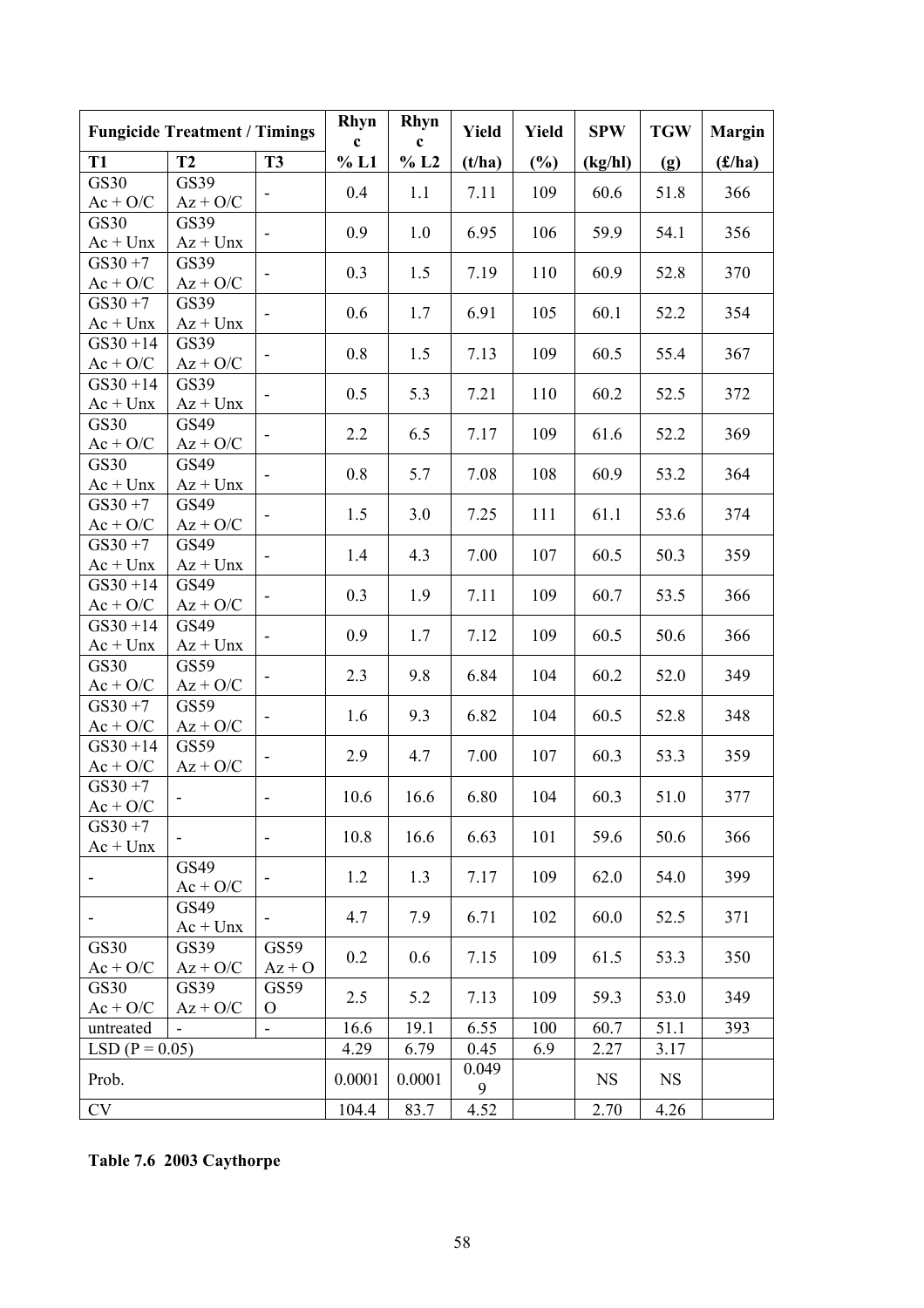| Fungicide Treatment / Timings | | | Rhync | Rhync | Yield | Yield | SPW | TGW | Margin |
|---|---|---|---|---|---|---|---|---|---|
| **T1** | **T2** | **T3** | **% L1** | **% L2** | **(t/ha)** | **(%)** | **(kg/hl)** | **(g)** | **(£/ha)** |
| GS30 Ac + O/C | GS39 Az + O/C | - | 0.4 | 1.1 | 7.11 | 109 | 60.6 | 51.8 | 366 |
| GS30 Ac + Unx | GS39 Az + Unx | - | 0.9 | 1.0 | 6.95 | 106 | 59.9 | 54.1 | 356 |
| GS30 +7 Ac + O/C | GS39 Az + O/C | - | 0.3 | 1.5 | 7.19 | 110 | 60.9 | 52.8 | 370 |
| GS30 +7 Ac + Unx | GS39 Az + Unx | - | 0.6 | 1.7 | 6.91 | 105 | 60.1 | 52.2 | 354 |
| GS30 +14 Ac + O/C | GS39 Az + O/C | - | 0.8 | 1.5 | 7.13 | 109 | 60.5 | 55.4 | 367 |
| GS30 +14 Ac + Unx | GS39 Az + Unx | - | 0.5 | 5.3 | 7.21 | 110 | 60.2 | 52.5 | 372 |
| GS30 Ac + O/C | GS49 Az + O/C | - | 2.2 | 6.5 | 7.17 | 109 | 61.6 | 52.2 | 369 |
| GS30 Ac + Unx | GS49 Az + Unx | - | 0.8 | 5.7 | 7.08 | 108 | 60.9 | 53.2 | 364 |
| GS30 +7 Ac + O/C | GS49 Az + O/C | - | 1.5 | 3.0 | 7.25 | 111 | 61.1 | 53.6 | 374 |
| GS30 +7 Ac + Unx | GS49 Az + Unx | - | 1.4 | 4.3 | 7.00 | 107 | 60.5 | 50.3 | 359 |
| GS30 +14 Ac + O/C | GS49 Az + O/C | - | 0.3 | 1.9 | 7.11 | 109 | 60.7 | 53.5 | 366 |
| GS30 +14 Ac + Unx | GS49 Az + Unx | - | 0.9 | 1.7 | 7.12 | 109 | 60.5 | 50.6 | 366 |
| GS30 Ac + O/C | GS59 Az + O/C | - | 2.3 | 9.8 | 6.84 | 104 | 60.2 | 52.0 | 349 |
| GS30 +7 Ac + O/C | GS59 Az + O/C | - | 1.6 | 9.3 | 6.82 | 104 | 60.5 | 52.8 | 348 |
| GS30 +14 Ac + O/C | GS59 Az + O/C | - | 2.9 | 4.7 | 7.00 | 107 | 60.3 | 53.3 | 359 |
| GS30 +7 Ac + O/C | - | - | 10.6 | 16.6 | 6.80 | 104 | 60.3 | 51.0 | 377 |
| GS30 +7 Ac + Unx | - | - | 10.8 | 16.6 | 6.63 | 101 | 59.6 | 50.6 | 366 |
| - | GS49 Ac + O/C | - | 1.2 | 1.3 | 7.17 | 109 | 62.0 | 54.0 | 399 |
| - | GS49 Ac + Unx | - | 4.7 | 7.9 | 6.71 | 102 | 60.0 | 52.5 | 371 |
| GS30 Ac + O/C | GS39 Az + O/C | GS59 Az + O | 0.2 | 0.6 | 7.15 | 109 | 61.5 | 53.3 | 350 |
| GS30 Ac + O/C | GS39 Az + O/C | GS59 O | 2.5 | 5.2 | 7.13 | 109 | 59.3 | 53.0 | 349 |
| untreated | - | - | 16.6 | 19.1 | 6.55 | 100 | 60.7 | 51.1 | 393 |
| LSD (P = 0.05) | | | 4.29 | 6.79 | 0.45 | 6.9 | 2.27 | 3.17 | |
| Prob. | | | 0.0001 | 0.0001 | 0.0499 | | NS | NS | |
| CV | | | 104.4 | 83.7 | 4.52 | | 2.70 | 4.26 | |

**Table 7.6 2003 Caythorpe**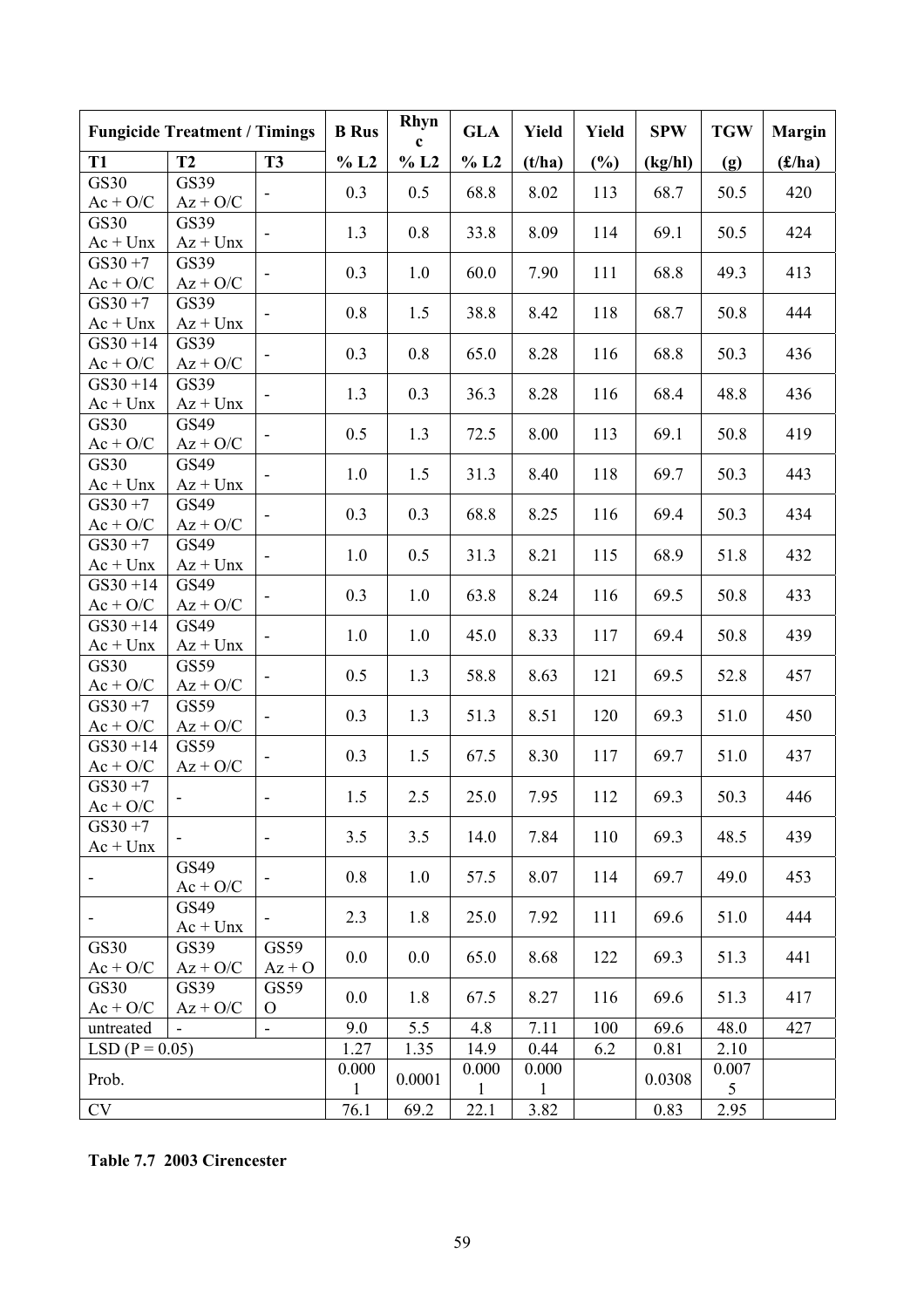| Fungicide Treatment / Timings | | | B Rus | Rhync | GLA | Yield | Yield | SPW | TGW | Margin |
|---|---|---|---|---|---|---|---|---|---|---|
| T1 | T2 | T3 | % L2 | % L2 | % L2 | (t/ha) | (%) | (kg/hl) | (g) | (£/ha) |
| GS30 Ac + O/C | GS39 Az + O/C | - | 0.3 | 0.5 | 68.8 | 8.02 | 113 | 68.7 | 50.5 | 420 |
| GS30 Ac + Unx | GS39 Az + Unx | - | 1.3 | 0.8 | 33.8 | 8.09 | 114 | 69.1 | 50.5 | 424 |
| GS30 +7 Ac + O/C | GS39 Az + O/C | - | 0.3 | 1.0 | 60.0 | 7.90 | 111 | 68.8 | 49.3 | 413 |
| GS30 +7 Ac + Unx | GS39 Az + Unx | - | 0.8 | 1.5 | 38.8 | 8.42 | 118 | 68.7 | 50.8 | 444 |
| GS30 +14 Ac + O/C | GS39 Az + O/C | - | 0.3 | 0.8 | 65.0 | 8.28 | 116 | 68.8 | 50.3 | 436 |
| GS30 +14 Ac + Unx | GS39 Az + Unx | - | 1.3 | 0.3 | 36.3 | 8.28 | 116 | 68.4 | 48.8 | 436 |
| GS30 Ac + O/C | GS49 Az + O/C | - | 0.5 | 1.3 | 72.5 | 8.00 | 113 | 69.1 | 50.8 | 419 |
| GS30 Ac + Unx | GS49 Az + Unx | - | 1.0 | 1.5 | 31.3 | 8.40 | 118 | 69.7 | 50.3 | 443 |
| GS30 +7 Ac + O/C | GS49 Az + O/C | - | 0.3 | 0.3 | 68.8 | 8.25 | 116 | 69.4 | 50.3 | 434 |
| GS30 +7 Ac + Unx | GS49 Az + Unx | - | 1.0 | 0.5 | 31.3 | 8.21 | 115 | 68.9 | 51.8 | 432 |
| GS30 +14 Ac + O/C | GS49 Az + O/C | - | 0.3 | 1.0 | 63.8 | 8.24 | 116 | 69.5 | 50.8 | 433 |
| GS30 +14 Ac + Unx | GS49 Az + Unx | - | 1.0 | 1.0 | 45.0 | 8.33 | 117 | 69.4 | 50.8 | 439 |
| GS30 Ac + O/C | GS59 Az + O/C | - | 0.5 | 1.3 | 58.8 | 8.63 | 121 | 69.5 | 52.8 | 457 |
| GS30 +7 Ac + O/C | GS59 Az + O/C | - | 0.3 | 1.3 | 51.3 | 8.51 | 120 | 69.3 | 51.0 | 450 |
| GS30 +14 Ac + O/C | GS59 Az + O/C | - | 0.3 | 1.5 | 67.5 | 8.30 | 117 | 69.7 | 51.0 | 437 |
| GS30 +7 Ac + O/C | - | - | 1.5 | 2.5 | 25.0 | 7.95 | 112 | 69.3 | 50.3 | 446 |
| GS30 +7 Ac + Unx | - | - | 3.5 | 3.5 | 14.0 | 7.84 | 110 | 69.3 | 48.5 | 439 |
| - | GS49 Ac + O/C | - | 0.8 | 1.0 | 57.5 | 8.07 | 114 | 69.7 | 49.0 | 453 |
| - | GS49 Ac + Unx | - | 2.3 | 1.8 | 25.0 | 7.92 | 111 | 69.6 | 51.0 | 444 |
| GS30 Ac + O/C | GS39 Az + O/C | GS59 Az + O | 0.0 | 0.0 | 65.0 | 8.68 | 122 | 69.3 | 51.3 | 441 |
| GS30 Ac + O/C | GS39 Az + O/C | GS59 O | 0.0 | 1.8 | 67.5 | 8.27 | 116 | 69.6 | 51.3 | 417 |
| untreated | - | - | 9.0 | 5.5 | 4.8 | 7.11 | 100 | 69.6 | 48.0 | 427 |
| LSD (P = 0.05) | | | 1.27 | 1.35 | 14.9 | 0.44 | 6.2 | 0.81 | 2.10 | |
| Prob. | | | 0.0001 | 0.0001 | 0.0001 | 0.0001 | | 0.0308 | 0.0075 | |
| CV | | | 76.1 | 69.2 | 22.1 | 3.82 | | 0.83 | 2.95 | |

**Table 7.7 2003 Cirencester**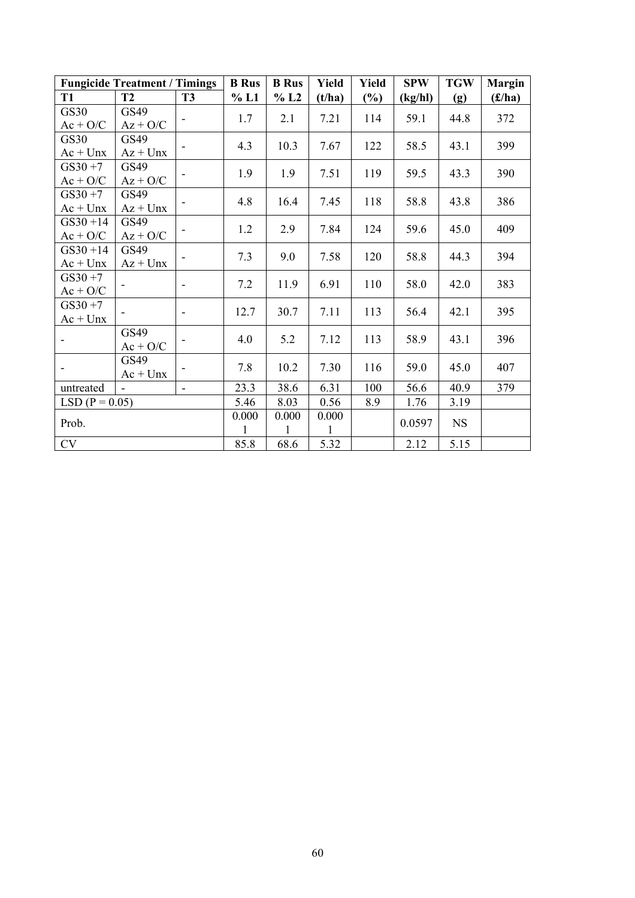| Fungicide Treatment / Timings | | | B Rus | B Rus | Yield | Yield | SPW | TGW | Margin |
|---|---|---|---|---|---|---|---|---|---|
| T1 | T2 | T3 | % L1 | % L2 | (t/ha) | (%) | (kg/hl) | (g) | (£/ha) |
| GS30 Ac + O/C | GS49 Az + O/C | - | 1.7 | 2.1 | 7.21 | 114 | 59.1 | 44.8 | 372 |
| GS30 Ac + Unx | GS49 Az + Unx | - | 4.3 | 10.3 | 7.67 | 122 | 58.5 | 43.1 | 399 |
| GS30 +7 Ac + O/C | GS49 Az + O/C | - | 1.9 | 1.9 | 7.51 | 119 | 59.5 | 43.3 | 390 |
| GS30 +7 Ac + Unx | GS49 Az + Unx | - | 4.8 | 16.4 | 7.45 | 118 | 58.8 | 43.8 | 386 |
| GS30 +14 Ac + O/C | GS49 Az + O/C | - | 1.2 | 2.9 | 7.84 | 124 | 59.6 | 45.0 | 409 |
| GS30 +14 Ac + Unx | GS49 Az + Unx | - | 7.3 | 9.0 | 7.58 | 120 | 58.8 | 44.3 | 394 |
| GS30 +7 Ac + O/C | - | - | 7.2 | 11.9 | 6.91 | 110 | 58.0 | 42.0 | 383 |
| GS30 +7 Ac + Unx | - | - | 12.7 | 30.7 | 7.11 | 113 | 56.4 | 42.1 | 395 |
| - | GS49 Ac + O/C | - | 4.0 | 5.2 | 7.12 | 113 | 58.9 | 43.1 | 396 |
| - | GS49 Ac + Unx | - | 7.8 | 10.2 | 7.30 | 116 | 59.0 | 45.0 | 407 |
| untreated | - | - | 23.3 | 38.6 | 6.31 | 100 | 56.6 | 40.9 | 379 |
| LSD (P = 0.05) | | | 5.46 | 8.03 | 0.56 | 8.9 | 1.76 | 3.19 | |
| Prob. | | | 0.0001 | 0.0001 | 0.0001 | | 0.0597 | NS | |
| CV | | | 85.8 | 68.6 | 5.32 | | 2.12 | 5.15 | |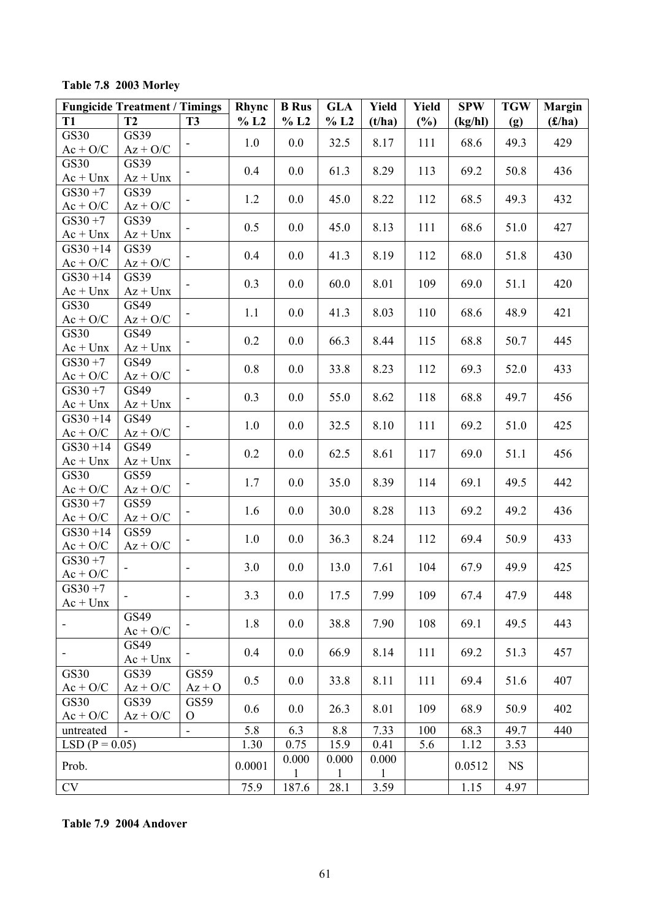**Table 7.8 2003 Morley**

| Fungicide Treatment / Timings | | | Rhync | B Rus | GLA | Yield | Yield | SPW | TGW | Margin |
|---|---|---|---|---|---|---|---|---|---|---|
| T1 | T2 | T3 | % L2 | % L2 | % L2 | (t/ha) | (%) | (kg/hl) | (g) | (£/ha) |
| GS30 Ac + O/C | GS39 Az + O/C | - | 1.0 | 0.0 | 32.5 | 8.17 | 111 | 68.6 | 49.3 | 429 |
| GS30 Ac + Unx | GS39 Az + Unx | - | 0.4 | 0.0 | 61.3 | 8.29 | 113 | 69.2 | 50.8 | 436 |
| GS30 +7 Ac + O/C | GS39 Az + O/C | - | 1.2 | 0.0 | 45.0 | 8.22 | 112 | 68.5 | 49.3 | 432 |
| GS30 +7 Ac + Unx | GS39 Az + Unx | - | 0.5 | 0.0 | 45.0 | 8.13 | 111 | 68.6 | 51.0 | 427 |
| GS30 +14 Ac + O/C | GS39 Az + O/C | - | 0.4 | 0.0 | 41.3 | 8.19 | 112 | 68.0 | 51.8 | 430 |
| GS30 +14 Ac + Unx | GS39 Az + Unx | - | 0.3 | 0.0 | 60.0 | 8.01 | 109 | 69.0 | 51.1 | 420 |
| GS30 Ac + O/C | GS49 Az + O/C | - | 1.1 | 0.0 | 41.3 | 8.03 | 110 | 68.6 | 48.9 | 421 |
| GS30 Ac + Unx | GS49 Az + Unx | - | 0.2 | 0.0 | 66.3 | 8.44 | 115 | 68.8 | 50.7 | 445 |
| GS30 +7 Ac + O/C | GS49 Az + O/C | - | 0.8 | 0.0 | 33.8 | 8.23 | 112 | 69.3 | 52.0 | 433 |
| GS30 +7 Ac + Unx | GS49 Az + Unx | - | 0.3 | 0.0 | 55.0 | 8.62 | 118 | 68.8 | 49.7 | 456 |
| GS30 +14 Ac + O/C | GS49 Az + O/C | - | 1.0 | 0.0 | 32.5 | 8.10 | 111 | 69.2 | 51.0 | 425 |
| GS30 +14 Ac + Unx | GS49 Az + Unx | - | 0.2 | 0.0 | 62.5 | 8.61 | 117 | 69.0 | 51.1 | 456 |
| GS30 Ac + O/C | GS59 Az + O/C | - | 1.7 | 0.0 | 35.0 | 8.39 | 114 | 69.1 | 49.5 | 442 |
| GS30 +7 Ac + O/C | GS59 Az + O/C | - | 1.6 | 0.0 | 30.0 | 8.28 | 113 | 69.2 | 49.2 | 436 |
| GS30 +14 Ac + O/C | GS59 Az + O/C | - | 1.0 | 0.0 | 36.3 | 8.24 | 112 | 69.4 | 50.9 | 433 |
| GS30 +7 Ac + O/C | - | - | 3.0 | 0.0 | 13.0 | 7.61 | 104 | 67.9 | 49.9 | 425 |
| GS30 +7 Ac + Unx | - | - | 3.3 | 0.0 | 17.5 | 7.99 | 109 | 67.4 | 47.9 | 448 |
| - | GS49 Ac + O/C | - | 1.8 | 0.0 | 38.8 | 7.90 | 108 | 69.1 | 49.5 | 443 |
| - | GS49 Ac + Unx | - | 0.4 | 0.0 | 66.9 | 8.14 | 111 | 69.2 | 51.3 | 457 |
| GS30 Ac + O/C | GS39 Az + O/C | GS59 Az + O | 0.5 | 0.0 | 33.8 | 8.11 | 111 | 69.4 | 51.6 | 407 |
| GS30 Ac + O/C | GS39 Az + O/C | GS59 O | 0.6 | 0.0 | 26.3 | 8.01 | 109 | 68.9 | 50.9 | 402 |
| untreated | - | - | 5.8 | 6.3 | 8.8 | 7.33 | 100 | 68.3 | 49.7 | 440 |
| LSD (P = 0.05) | | | 1.30 | 0.75 | 15.9 | 0.41 | 5.6 | 1.12 | 3.53 | |
| Prob. | | | 0.0001 | 0.0001 | 0.0001 | 0.0001 | | 0.0512 | NS | |
| CV | | | 75.9 | 187.6 | 28.1 | 3.59 | | 1.15 | 4.97 | |

**Table 7.9 2004 Andover**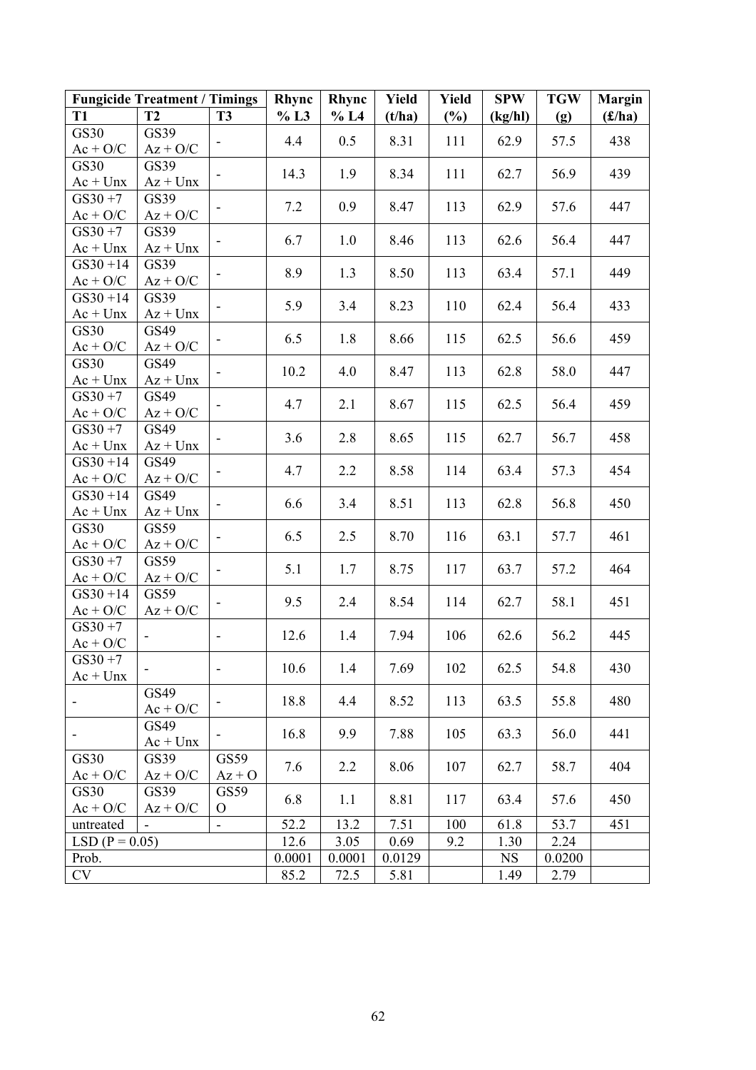| Fungicide Treatment / Timings | | | Rhync | Rhync | Yield | Yield | SPW | TGW | Margin |
|---|---|---|---|---|---|---|---|---|---|
| T1 | T2 | T3 | % L3 | % L4 | (t/ha) | (%) | (kg/hl) | (g) | (£/ha) |
| GS30 Ac + O/C | GS39 Az + O/C | - | 4.4 | 0.5 | 8.31 | 111 | 62.9 | 57.5 | 438 |
| GS30 Ac + Unx | GS39 Az + Unx | - | 14.3 | 1.9 | 8.34 | 111 | 62.7 | 56.9 | 439 |
| GS30 +7 Ac + O/C | GS39 Az + O/C | - | 7.2 | 0.9 | 8.47 | 113 | 62.9 | 57.6 | 447 |
| GS30 +7 Ac + Unx | GS39 Az + Unx | - | 6.7 | 1.0 | 8.46 | 113 | 62.6 | 56.4 | 447 |
| GS30 +14 Ac + O/C | GS39 Az + O/C | - | 8.9 | 1.3 | 8.50 | 113 | 63.4 | 57.1 | 449 |
| GS30 +14 Ac + Unx | GS39 Az + Unx | - | 5.9 | 3.4 | 8.23 | 110 | 62.4 | 56.4 | 433 |
| GS30 Ac + O/C | GS49 Az + O/C | - | 6.5 | 1.8 | 8.66 | 115 | 62.5 | 56.6 | 459 |
| GS30 Ac + Unx | GS49 Az + Unx | - | 10.2 | 4.0 | 8.47 | 113 | 62.8 | 58.0 | 447 |
| GS30 +7 Ac + O/C | GS49 Az + O/C | - | 4.7 | 2.1 | 8.67 | 115 | 62.5 | 56.4 | 459 |
| GS30 +7 Ac + Unx | GS49 Az + Unx | - | 3.6 | 2.8 | 8.65 | 115 | 62.7 | 56.7 | 458 |
| GS30 +14 Ac + O/C | GS49 Az + O/C | - | 4.7 | 2.2 | 8.58 | 114 | 63.4 | 57.3 | 454 |
| GS30 +14 Ac + Unx | GS49 Az + Unx | - | 6.6 | 3.4 | 8.51 | 113 | 62.8 | 56.8 | 450 |
| GS30 Ac + O/C | GS59 Az + O/C | - | 6.5 | 2.5 | 8.70 | 116 | 63.1 | 57.7 | 461 |
| GS30 +7 Ac + O/C | GS59 Az + O/C | - | 5.1 | 1.7 | 8.75 | 117 | 63.7 | 57.2 | 464 |
| GS30 +14 Ac + O/C | GS59 Az + O/C | - | 9.5 | 2.4 | 8.54 | 114 | 62.7 | 58.1 | 451 |
| GS30 +7 Ac + O/C | - | - | 12.6 | 1.4 | 7.94 | 106 | 62.6 | 56.2 | 445 |
| GS30 +7 Ac + Unx | - | - | 10.6 | 1.4 | 7.69 | 102 | 62.5 | 54.8 | 430 |
| - | GS49 Ac + O/C | - | 18.8 | 4.4 | 8.52 | 113 | 63.5 | 55.8 | 480 |
| - | GS49 Ac + Unx | - | 16.8 | 9.9 | 7.88 | 105 | 63.3 | 56.0 | 441 |
| GS30 Ac + O/C | GS39 Az + O/C | GS59 Az + O | 7.6 | 2.2 | 8.06 | 107 | 62.7 | 58.7 | 404 |
| GS30 Ac + O/C | GS39 Az + O/C | GS59 O | 6.8 | 1.1 | 8.81 | 117 | 63.4 | 57.6 | 450 |
| untreated | - | - | 52.2 | 13.2 | 7.51 | 100 | 61.8 | 53.7 | 451 |
| LSD (P = 0.05) | | | 12.6 | 3.05 | 0.69 | 9.2 | 1.30 | 2.24 | |
| Prob. | | | 0.0001 | 0.0001 | 0.0129 | | NS | 0.0200 | |
| CV | | | 85.2 | 72.5 | 5.81 | | 1.49 | 2.79 | |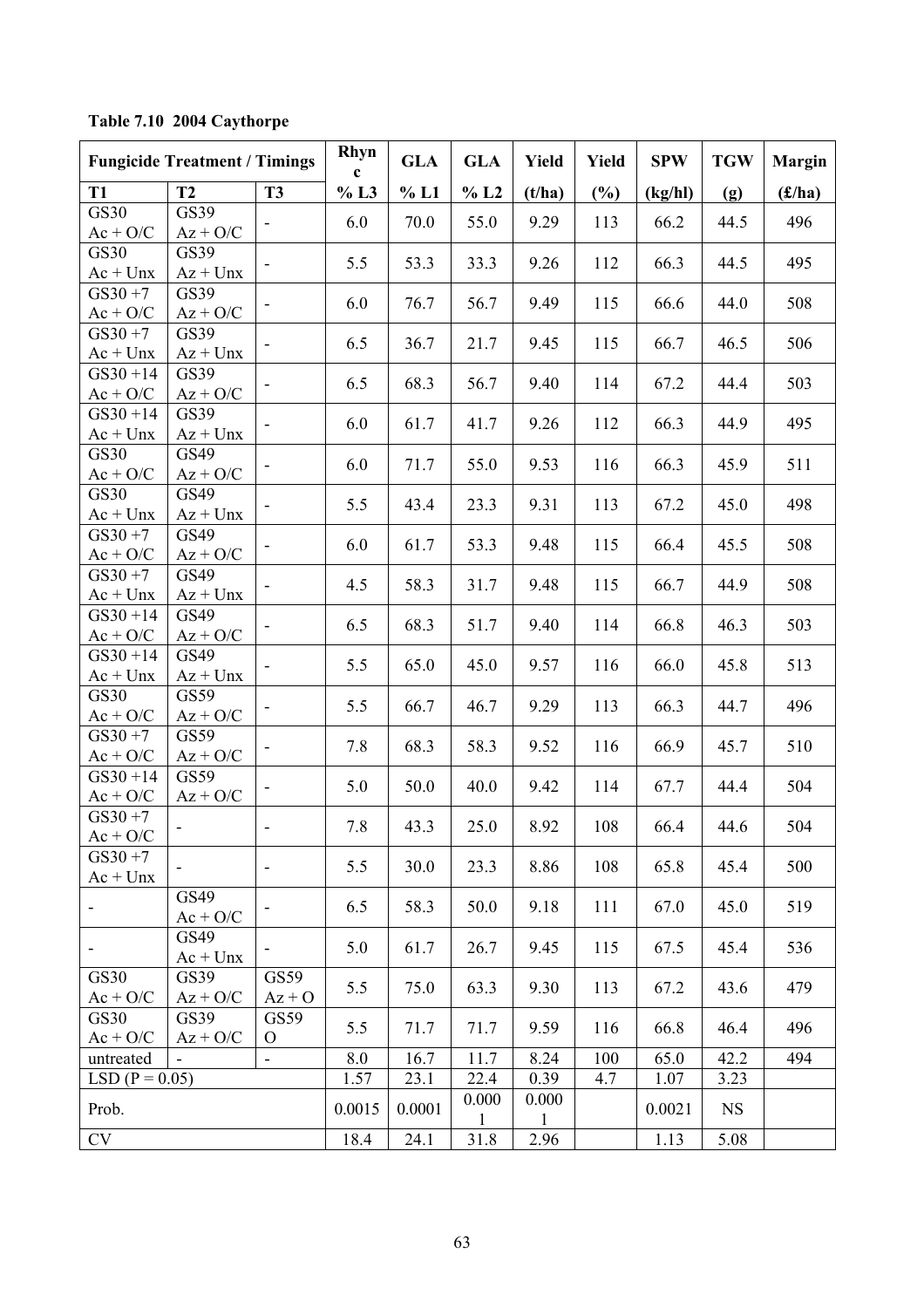**Table 7.10 2004 Caythorpe**

| Fungicide Treatment / Timings | | | Rhync | GLA | GLA | Yield | Yield | SPW | TGW | Margin |
|---|---|---|---|---|---|---|---|---|---|---|
| T1 | T2 | T3 | % L3 | % L1 | % L2 | (t/ha) | (%) | (kg/hl) | (g) | (£/ha) |
| GS30 Ac + O/C | GS39 Az + O/C | - | 6.0 | 70.0 | 55.0 | 9.29 | 113 | 66.2 | 44.5 | 496 |
| GS30 Ac + Unx | GS39 Az + Unx | - | 5.5 | 53.3 | 33.3 | 9.26 | 112 | 66.3 | 44.5 | 495 |
| GS30 +7 Ac + O/C | GS39 Az + O/C | - | 6.0 | 76.7 | 56.7 | 9.49 | 115 | 66.6 | 44.0 | 508 |
| GS30 +7 Ac + Unx | GS39 Az + Unx | - | 6.5 | 36.7 | 21.7 | 9.45 | 115 | 66.7 | 46.5 | 506 |
| GS30 +14 Ac + O/C | GS39 Az + O/C | - | 6.5 | 68.3 | 56.7 | 9.40 | 114 | 67.2 | 44.4 | 503 |
| GS30 +14 Ac + Unx | GS39 Az + Unx | - | 6.0 | 61.7 | 41.7 | 9.26 | 112 | 66.3 | 44.9 | 495 |
| GS30 Ac + O/C | GS49 Az + O/C | - | 6.0 | 71.7 | 55.0 | 9.53 | 116 | 66.3 | 45.9 | 511 |
| GS30 Ac + Unx | GS49 Az + Unx | - | 5.5 | 43.4 | 23.3 | 9.31 | 113 | 67.2 | 45.0 | 498 |
| GS30 +7 Ac + O/C | GS49 Az + O/C | - | 6.0 | 61.7 | 53.3 | 9.48 | 115 | 66.4 | 45.5 | 508 |
| GS30 +7 Ac + Unx | GS49 Az + Unx | - | 4.5 | 58.3 | 31.7 | 9.48 | 115 | 66.7 | 44.9 | 508 |
| GS30 +14 Ac + O/C | GS49 Az + O/C | - | 6.5 | 68.3 | 51.7 | 9.40 | 114 | 66.8 | 46.3 | 503 |
| GS30 +14 Ac + Unx | GS49 Az + Unx | - | 5.5 | 65.0 | 45.0 | 9.57 | 116 | 66.0 | 45.8 | 513 |
| GS30 Ac + O/C | GS59 Az + O/C | - | 5.5 | 66.7 | 46.7 | 9.29 | 113 | 66.3 | 44.7 | 496 |
| GS30 +7 Ac + O/C | GS59 Az + O/C | - | 7.8 | 68.3 | 58.3 | 9.52 | 116 | 66.9 | 45.7 | 510 |
| GS30 +14 Ac + O/C | GS59 Az + O/C | - | 5.0 | 50.0 | 40.0 | 9.42 | 114 | 67.7 | 44.4 | 504 |
| GS30 +7 Ac + O/C | - | - | 7.8 | 43.3 | 25.0 | 8.92 | 108 | 66.4 | 44.6 | 504 |
| GS30 +7 Ac + Unx | - | - | 5.5 | 30.0 | 23.3 | 8.86 | 108 | 65.8 | 45.4 | 500 |
| - | GS49 Ac + O/C | - | 6.5 | 58.3 | 50.0 | 9.18 | 111 | 67.0 | 45.0 | 519 |
| - | GS49 Ac + Unx | - | 5.0 | 61.7 | 26.7 | 9.45 | 115 | 67.5 | 45.4 | 536 |
| GS30 Ac + O/C | GS39 Az + O/C | GS59 Az + O | 5.5 | 75.0 | 63.3 | 9.30 | 113 | 67.2 | 43.6 | 479 |
| GS30 Ac + O/C | GS39 Az + O/C | GS59 O | 5.5 | 71.7 | 71.7 | 9.59 | 116 | 66.8 | 46.4 | 496 |
| untreated | - | - | 8.0 | 16.7 | 11.7 | 8.24 | 100 | 65.0 | 42.2 | 494 |
| LSD (P = 0.05) | | | 1.57 | 23.1 | 22.4 | 0.39 | 4.7 | 1.07 | 3.23 | |
| Prob. | | | 0.0015 | 0.0001 | 0.0001 | 0.0001 | | 0.0021 | NS | |
| CV | | | 18.4 | 24.1 | 31.8 | 2.96 | | 1.13 | 5.08 | |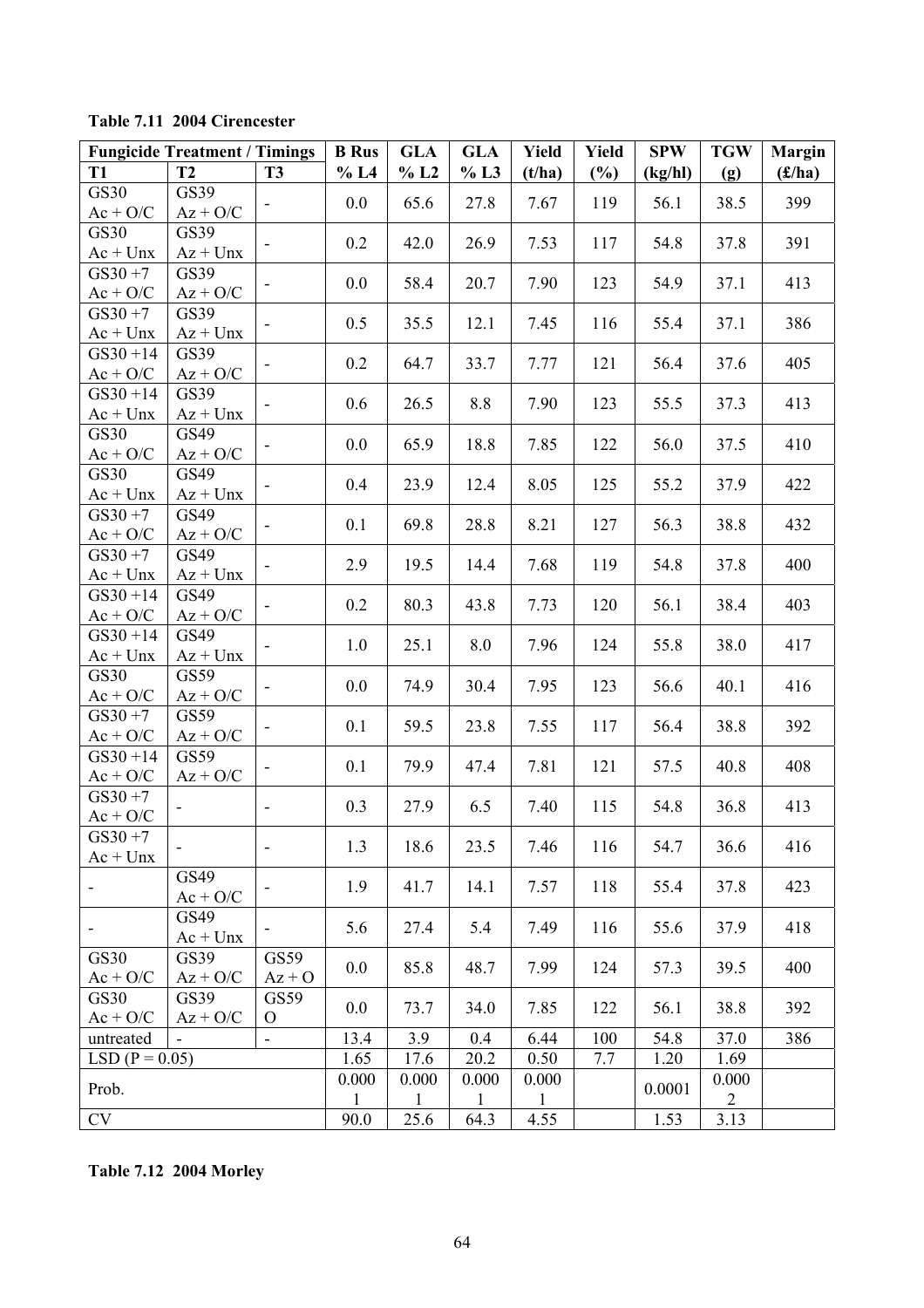**Table 7.11 2004 Cirencester**

| Fungicide Treatment / Timings | | | B Rus | GLA | GLA | Yield | Yield | SPW | TGW | Margin |
|---|---|---|---|---|---|---|---|---|---|---|
| T1 | T2 | T3 | % L4 | % L2 | % L3 | (t/ha) | (%) | (kg/hl) | (g) | (£/ha) |
| GS30 Ac + O/C | GS39 Az + O/C | - | 0.0 | 65.6 | 27.8 | 7.67 | 119 | 56.1 | 38.5 | 399 |
| GS30 Ac + Unx | GS39 Az + Unx | - | 0.2 | 42.0 | 26.9 | 7.53 | 117 | 54.8 | 37.8 | 391 |
| GS30 +7 Ac + O/C | GS39 Az + O/C | - | 0.0 | 58.4 | 20.7 | 7.90 | 123 | 54.9 | 37.1 | 413 |
| GS30 +7 Ac + Unx | GS39 Az + Unx | - | 0.5 | 35.5 | 12.1 | 7.45 | 116 | 55.4 | 37.1 | 386 |
| GS30 +14 Ac + O/C | GS39 Az + O/C | - | 0.2 | 64.7 | 33.7 | 7.77 | 121 | 56.4 | 37.6 | 405 |
| GS30 +14 Ac + Unx | GS39 Az + Unx | - | 0.6 | 26.5 | 8.8 | 7.90 | 123 | 55.5 | 37.3 | 413 |
| GS30 Ac + O/C | GS49 Az + O/C | - | 0.0 | 65.9 | 18.8 | 7.85 | 122 | 56.0 | 37.5 | 410 |
| GS30 Ac + Unx | GS49 Az + Unx | - | 0.4 | 23.9 | 12.4 | 8.05 | 125 | 55.2 | 37.9 | 422 |
| GS30 +7 Ac + O/C | GS49 Az + O/C | - | 0.1 | 69.8 | 28.8 | 8.21 | 127 | 56.3 | 38.8 | 432 |
| GS30 +7 Ac + Unx | GS49 Az + Unx | - | 2.9 | 19.5 | 14.4 | 7.68 | 119 | 54.8 | 37.8 | 400 |
| GS30 +14 Ac + O/C | GS49 Az + O/C | - | 0.2 | 80.3 | 43.8 | 7.73 | 120 | 56.1 | 38.4 | 403 |
| GS30 +14 Ac + Unx | GS49 Az + Unx | - | 1.0 | 25.1 | 8.0 | 7.96 | 124 | 55.8 | 38.0 | 417 |
| GS30 Ac + O/C | GS59 Az + O/C | - | 0.0 | 74.9 | 30.4 | 7.95 | 123 | 56.6 | 40.1 | 416 |
| GS30 +7 Ac + O/C | GS59 Az + O/C | - | 0.1 | 59.5 | 23.8 | 7.55 | 117 | 56.4 | 38.8 | 392 |
| GS30 +14 Ac + O/C | GS59 Az + O/C | - | 0.1 | 79.9 | 47.4 | 7.81 | 121 | 57.5 | 40.8 | 408 |
| GS30 +7 Ac + O/C | - | - | 0.3 | 27.9 | 6.5 | 7.40 | 115 | 54.8 | 36.8 | 413 |
| GS30 +7 Ac + Unx | - | - | 1.3 | 18.6 | 23.5 | 7.46 | 116 | 54.7 | 36.6 | 416 |
| - | GS49 Ac + O/C | - | 1.9 | 41.7 | 14.1 | 7.57 | 118 | 55.4 | 37.8 | 423 |
| - | GS49 Ac + Unx | - | 5.6 | 27.4 | 5.4 | 7.49 | 116 | 55.6 | 37.9 | 418 |
| GS30 Ac + O/C | GS39 Az + O/C | GS59 Az + O | 0.0 | 85.8 | 48.7 | 7.99 | 124 | 57.3 | 39.5 | 400 |
| GS30 Ac + O/C | GS39 Az + O/C | GS59 O | 0.0 | 73.7 | 34.0 | 7.85 | 122 | 56.1 | 38.8 | 392 |
| untreated | - | - | 13.4 | 3.9 | 0.4 | 6.44 | 100 | 54.8 | 37.0 | 386 |
| LSD (P = 0.05) | | | 1.65 | 17.6 | 20.2 | 0.50 | 7.7 | 1.20 | 1.69 | |
| Prob. | | | 0.0001 | 0.0001 | 0.0001 | 0.0001 | | 0.0001 | 0.0002 | |
| CV | | | 90.0 | 25.6 | 64.3 | 4.55 | | 1.53 | 3.13 | |

**Table 7.12 2004 Morley**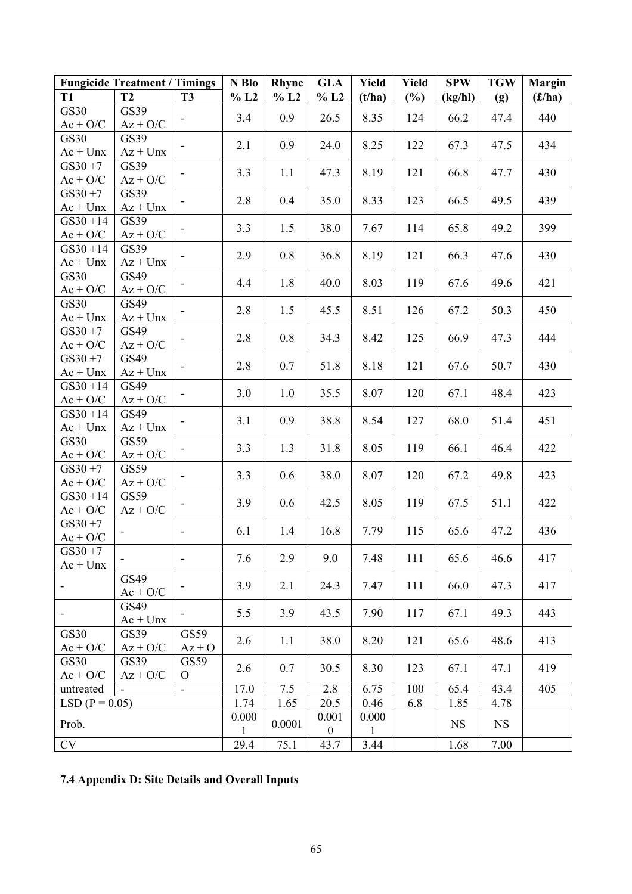| Fungicide Treatment / Timings | | | N Blo | Rhync | GLA | Yield | Yield | SPW | TGW | Margin |
|---|---|---|---|---|---|---|---|---|---|---|
| T1 | T2 | T3 | % L2 | % L2 | % L2 | (t/ha) | (%) | (kg/hl) | (g) | (£/ha) |
| GS30 Ac + O/C | GS39 Az + O/C | - | 3.4 | 0.9 | 26.5 | 8.35 | 124 | 66.2 | 47.4 | 440 |
| GS30 Ac + Unx | GS39 Az + Unx | - | 2.1 | 0.9 | 24.0 | 8.25 | 122 | 67.3 | 47.5 | 434 |
| GS30 +7 Ac + O/C | GS39 Az + O/C | - | 3.3 | 1.1 | 47.3 | 8.19 | 121 | 66.8 | 47.7 | 430 |
| GS30 +7 Ac + Unx | GS39 Az + Unx | - | 2.8 | 0.4 | 35.0 | 8.33 | 123 | 66.5 | 49.5 | 439 |
| GS30 +14 Ac + O/C | GS39 Az + O/C | - | 3.3 | 1.5 | 38.0 | 7.67 | 114 | 65.8 | 49.2 | 399 |
| GS30 +14 Ac + Unx | GS39 Az + Unx | - | 2.9 | 0.8 | 36.8 | 8.19 | 121 | 66.3 | 47.6 | 430 |
| GS30 Ac + O/C | GS49 Az + O/C | - | 4.4 | 1.8 | 40.0 | 8.03 | 119 | 67.6 | 49.6 | 421 |
| GS30 Ac + Unx | GS49 Az + Unx | - | 2.8 | 1.5 | 45.5 | 8.51 | 126 | 67.2 | 50.3 | 450 |
| GS30 +7 Ac + O/C | GS49 Az + O/C | - | 2.8 | 0.8 | 34.3 | 8.42 | 125 | 66.9 | 47.3 | 444 |
| GS30 +7 Ac + Unx | GS49 Az + Unx | - | 2.8 | 0.7 | 51.8 | 8.18 | 121 | 67.6 | 50.7 | 430 |
| GS30 +14 Ac + O/C | GS49 Az + O/C | - | 3.0 | 1.0 | 35.5 | 8.07 | 120 | 67.1 | 48.4 | 423 |
| GS30 +14 Ac + Unx | GS49 Az + Unx | - | 3.1 | 0.9 | 38.8 | 8.54 | 127 | 68.0 | 51.4 | 451 |
| GS30 Ac + O/C | GS59 Az + O/C | - | 3.3 | 1.3 | 31.8 | 8.05 | 119 | 66.1 | 46.4 | 422 |
| GS30 +7 Ac + O/C | GS59 Az + O/C | - | 3.3 | 0.6 | 38.0 | 8.07 | 120 | 67.2 | 49.8 | 423 |
| GS30 +14 Ac + O/C | GS59 Az + O/C | - | 3.9 | 0.6 | 42.5 | 8.05 | 119 | 67.5 | 51.1 | 422 |
| GS30 +7 Ac + O/C | - | - | 6.1 | 1.4 | 16.8 | 7.79 | 115 | 65.6 | 47.2 | 436 |
| GS30 +7 Ac + Unx | - | - | 7.6 | 2.9 | 9.0 | 7.48 | 111 | 65.6 | 46.6 | 417 |
| - | GS49 Ac + O/C | - | 3.9 | 2.1 | 24.3 | 7.47 | 111 | 66.0 | 47.3 | 417 |
| - | GS49 Ac + Unx | - | 5.5 | 3.9 | 43.5 | 7.90 | 117 | 67.1 | 49.3 | 443 |
| GS30 Ac + O/C | GS39 Az + O/C | GS59 Az + O | 2.6 | 1.1 | 38.0 | 8.20 | 121 | 65.6 | 48.6 | 413 |
| GS30 Ac + O/C | GS39 Az + O/C | GS59 O | 2.6 | 0.7 | 30.5 | 8.30 | 123 | 67.1 | 47.1 | 419 |
| untreated | - | - | 17.0 | 7.5 | 2.8 | 6.75 | 100 | 65.4 | 43.4 | 405 |
| LSD (P = 0.05) | | | 1.74 | 1.65 | 20.5 | 0.46 | 6.8 | 1.85 | 4.78 | |
| Prob. | | | 0.0001 | 0.0001 | 0.0010 | 0.0001 | | NS | NS | |
| CV | | | 29.4 | 75.1 | 43.7 | 3.44 | | 1.68 | 7.00 | |

### 7.4 Appendix D: Site Details and Overall Inputs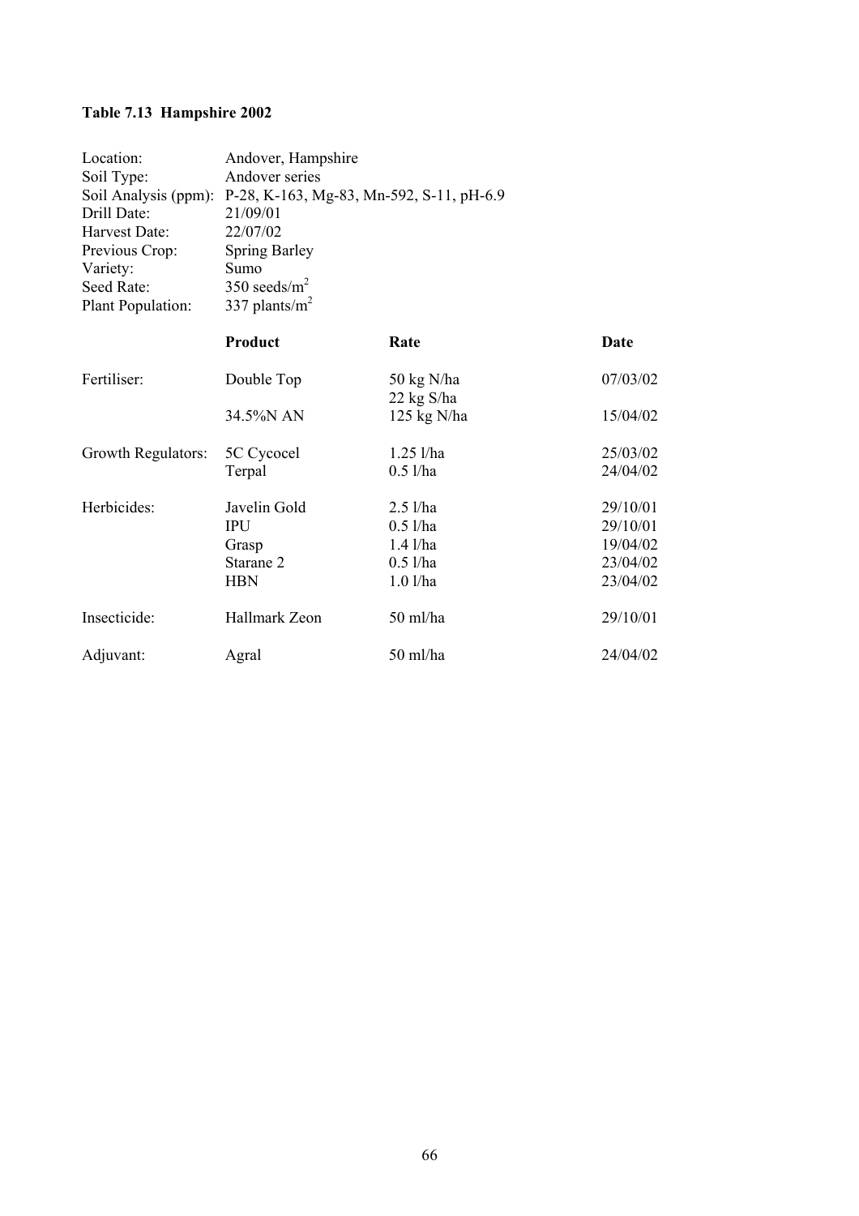**Table 7.13 Hampshire 2002**

| | |
|---|---|
| Location: | Andover, Hampshire |
| Soil Type: | Andover series |
| Soil Analysis (ppm): | P-28, K-163, Mg-83, Mn-592, S-11, pH-6.9 |
| Drill Date: | 21/09/01 |
| Harvest Date: | 22/07/02 |
| Previous Crop: | Spring Barley |
| Variety: | Sumo |
| Seed Rate: | 350 seeds/m$^2$ |
| Plant Population: | 337 plants/m$^2$ |

| | **Product** | **Rate** | **Date** |
|---|---|---|---|
| Fertiliser: | Double Top | 50 kg N/ha<br>22 kg S/ha | 07/03/02 |
| | 34.5%N AN | 125 kg N/ha | 15/04/02 |
| Growth Regulators: | 5C Cycocel | 1.25 l/ha | 25/03/02 |
| | Terpal | 0.5 l/ha | 24/04/02 |
| Herbicides: | Javelin Gold | 2.5 l/ha | 29/10/01 |
| | IPU | 0.5 l/ha | 29/10/01 |
| | Grasp | 1.4 l/ha | 19/04/02 |
| | Starane 2 | 0.5 l/ha | 23/04/02 |
| | HBN | 1.0 l/ha | 23/04/02 |
| Insecticide: | Hallmark Zeon | 50 ml/ha | 29/10/01 |
| Adjuvant: | Agral | 50 ml/ha | 24/04/02 |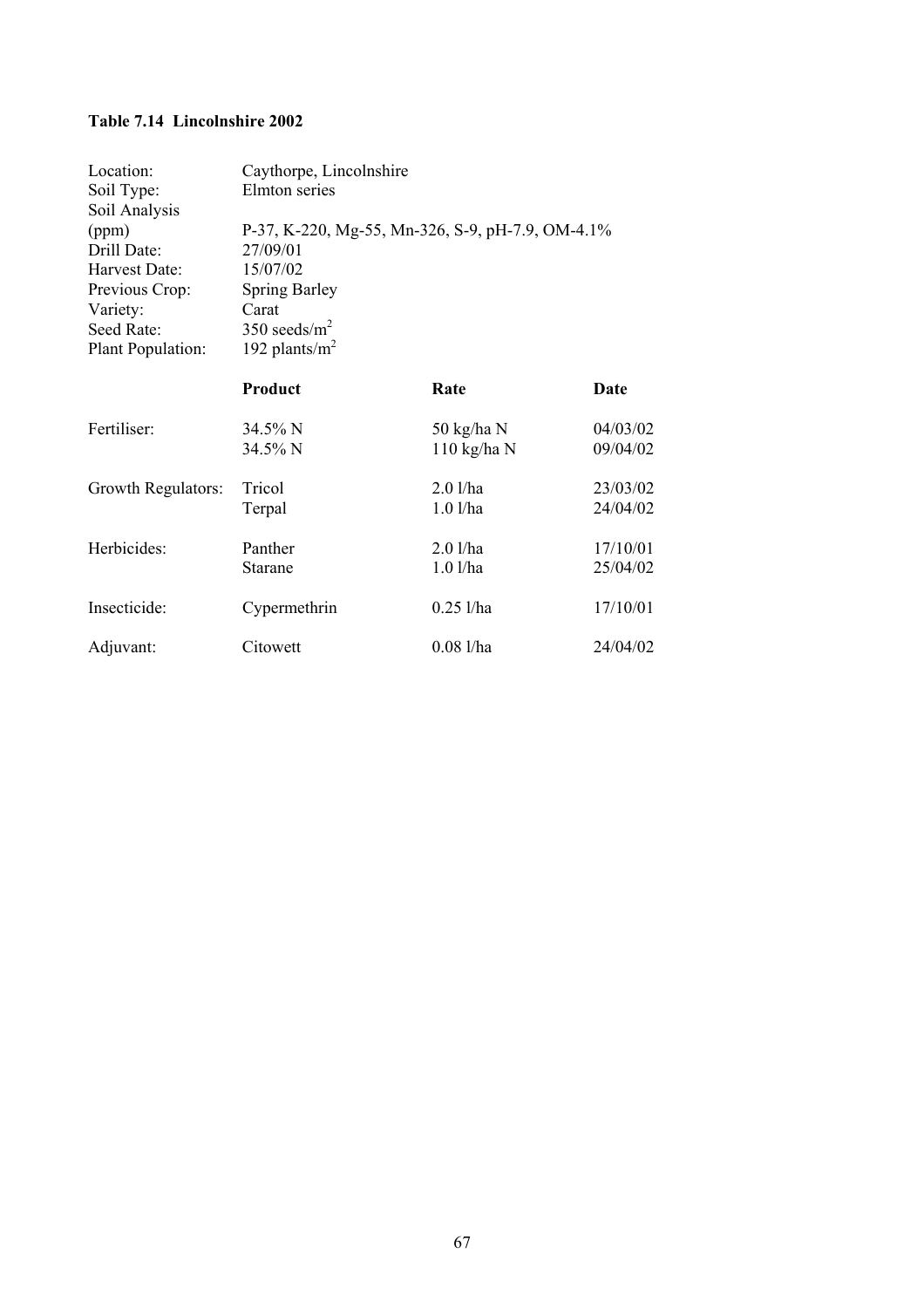**Table 7.14 Lincolnshire 2002**

| | | | |
|---|---|---|---|
| Location: | Caythorpe, Lincolnshire | | |
| Soil Type: | Elmton series | | |
| Soil Analysis (ppm) | P-37, K-220, Mg-55, Mn-326, S-9, pH-7.9, OM-4.1% | | |
| Drill Date: | 27/09/01 | | |
| Harvest Date: | 15/07/02 | | |
| Previous Crop: | Spring Barley | | |
| Variety: | Carat | | |
| Seed Rate: | 350 seeds/m$^2$ | | |
| Plant Population: | 192 plants/m$^2$ | | |
| | **Product** | **Rate** | **Date** |
| Fertiliser: | 34.5% N | 50 kg/ha N | 04/03/02 |
| | 34.5% N | 110 kg/ha N | 09/04/02 |
| Growth Regulators: | Tricol | 2.0 l/ha | 23/03/02 |
| | Terpal | 1.0 l/ha | 24/04/02 |
| Herbicides: | Panther | 2.0 l/ha | 17/10/01 |
| | Starane | 1.0 l/ha | 25/04/02 |
| Insecticide: | Cypermethrin | 0.25 l/ha | 17/10/01 |
| Adjuvant: | Citowett | 0.08 l/ha | 24/04/02 |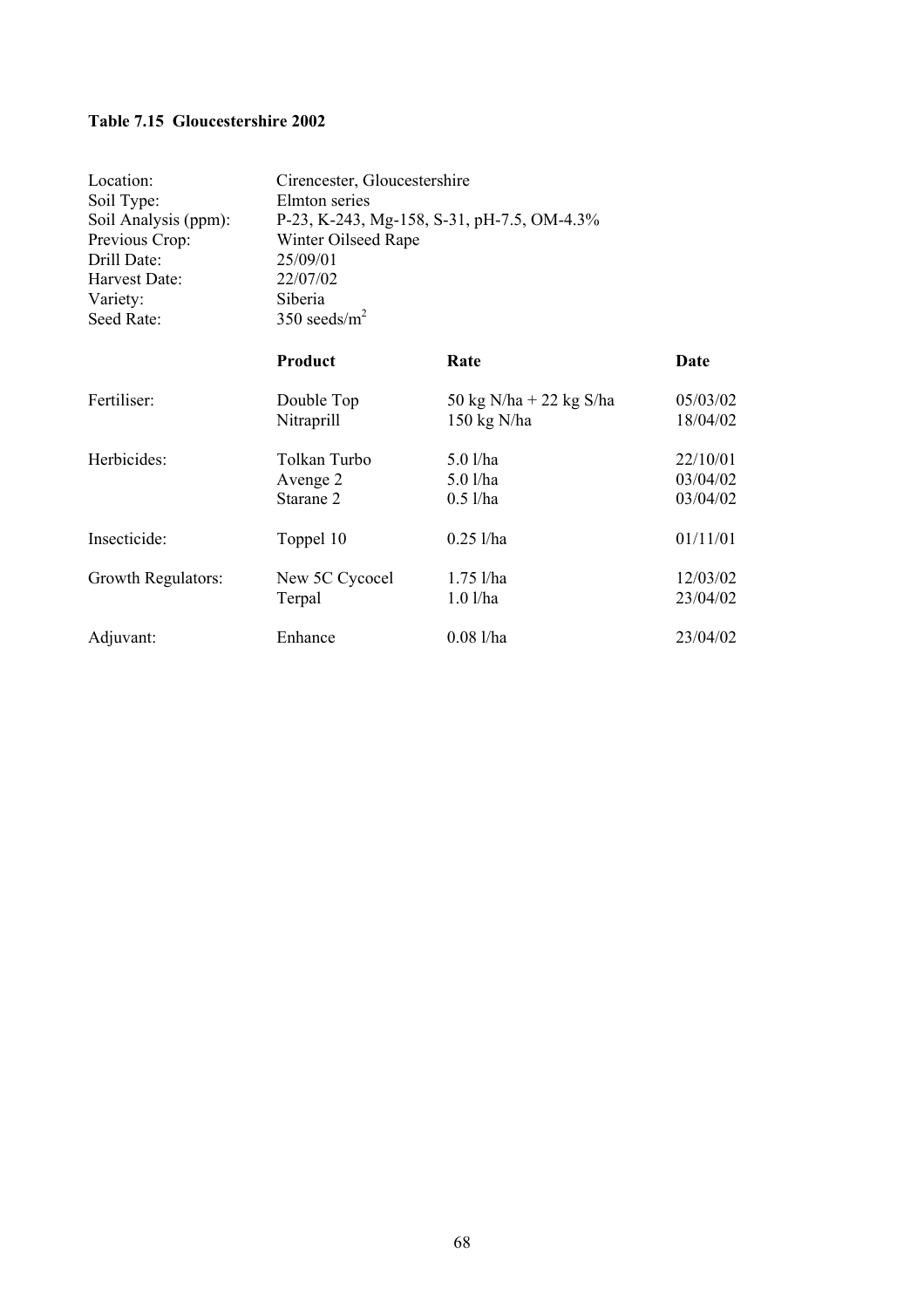**Table 7.15 Gloucestershire 2002**

| | | | |
|---|---|---|---|
| Location: | Cirencester, Gloucestershire | | |
| Soil Type: | Elmton series | | |
| Soil Analysis (ppm): | P-23, K-243, Mg-158, S-31, pH-7.5, OM-4.3% | | |
| Previous Crop: | Winter Oilseed Rape | | |
| Drill Date: | 25/09/01 | | |
| Harvest Date: | 22/07/02 | | |
| Variety: | Siberia | | |
| Seed Rate: | 350 seeds/$m^2$ | | |
| | **Product** | **Rate** | **Date** |
| Fertiliser: | Double Top | 50 kg N/ha + 22 kg S/ha | 05/03/02 |
| | Nitraprill | 150 kg N/ha | 18/04/02 |
| Herbicides: | Tolkan Turbo | 5.0 l/ha | 22/10/01 |
| | Avenge 2 | 5.0 l/ha | 03/04/02 |
| | Starane 2 | 0.5 l/ha | 03/04/02 |
| Insecticide: | Toppel 10 | 0.25 l/ha | 01/11/01 |
| Growth Regulators: | New 5C Cycocel | 1.75 l/ha | 12/03/02 |
| | Terpal | 1.0 l/ha | 23/04/02 |
| Adjuvant: | Enhance | 0.08 l/ha | 23/04/02 |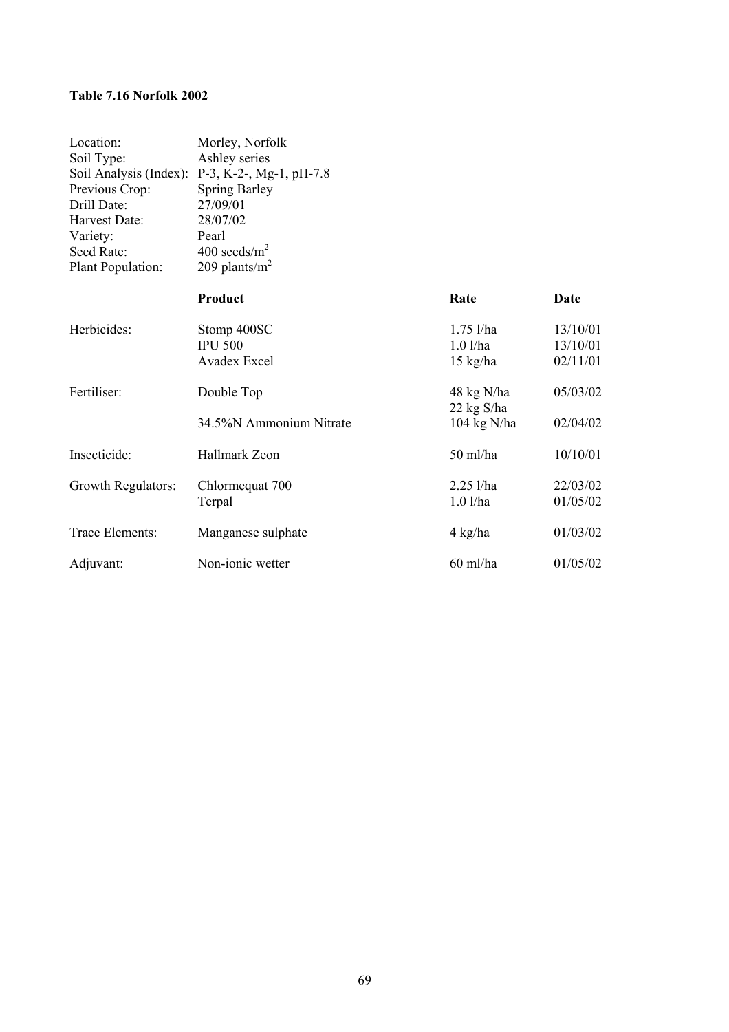**Table 7.16 Norfolk 2002**

Location: Morley, Norfolk
Soil Type: Ashley series
Soil Analysis (Index): P-3, K-2-, Mg-1, pH-7.8
Previous Crop: Spring Barley
Drill Date: 27/09/01
Harvest Date: 28/07/02
Variety: Pearl
Seed Rate: 400 seeds/$m^2$
Plant Population: 209 plants/$m^2$

| | Product | Rate | Date |
|---|---|---|---|
| Herbicides: | Stomp 400SC | 1.75 l/ha | 13/10/01 |
| | IPU 500 | 1.0 l/ha | 13/10/01 |
| | Avadex Excel | 15 kg/ha | 02/11/01 |
| Fertiliser: | Double Top | 48 kg N/ha<br>22 kg S/ha | 05/03/02 |
| | 34.5%N Ammonium Nitrate | 104 kg N/ha | 02/04/02 |
| Insecticide: | Hallmark Zeon | 50 ml/ha | 10/10/01 |
| Growth Regulators: | Chlormequat 700 | 2.25 l/ha | 22/03/02 |
| | Terpal | 1.0 l/ha | 01/05/02 |
| Trace Elements: | Manganese sulphate | 4 kg/ha | 01/03/02 |
| Adjuvant: | Non-ionic wetter | 60 ml/ha | 01/05/02 |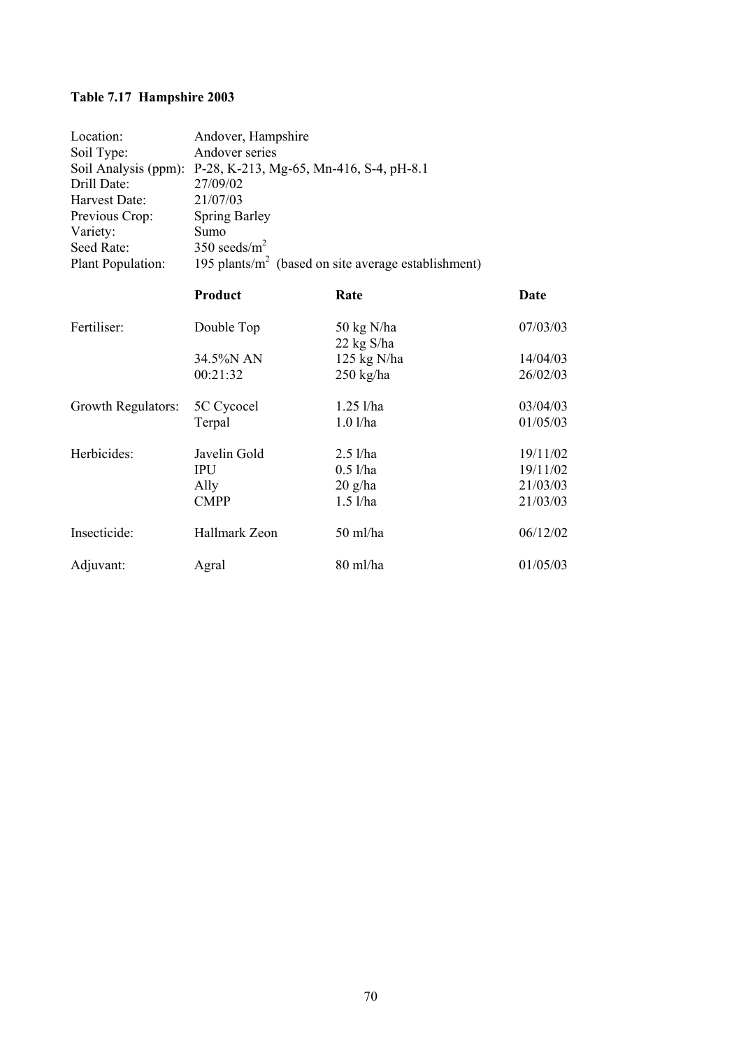**Table 7.17 Hampshire 2003**

| | |
|---|---|
| Location: | Andover, Hampshire |
| Soil Type: | Andover series |
| Soil Analysis (ppm): | P-28, K-213, Mg-65, Mn-416, S-4, pH-8.1 |
| Drill Date: | 27/09/02 |
| Harvest Date: | 21/07/03 |
| Previous Crop: | Spring Barley |
| Variety: | Sumo |
| Seed Rate: | 350 seeds/m$^2$ |
| Plant Population: | 195 plants/m$^2$ (based on site average establishment) |

| | Product | Rate | Date |
|---|---|---|---|
| Fertiliser: | Double Top | 50 kg N/ha<br>22 kg S/ha | 07/03/03 |
| | 34.5%N AN | 125 kg N/ha | 14/04/03 |
| | 00:21:32 | 250 kg/ha | 26/02/03 |
| Growth Regulators: | 5C Cycocel | 1.25 l/ha | 03/04/03 |
| | Terpal | 1.0 l/ha | 01/05/03 |
| Herbicides: | Javelin Gold | 2.5 l/ha | 19/11/02 |
| | IPU | 0.5 l/ha | 19/11/02 |
| | Ally | 20 g/ha | 21/03/03 |
| | CMPP | 1.5 l/ha | 21/03/03 |
| Insecticide: | Hallmark Zeon | 50 ml/ha | 06/12/02 |
| Adjuvant: | Agral | 80 ml/ha | 01/05/03 |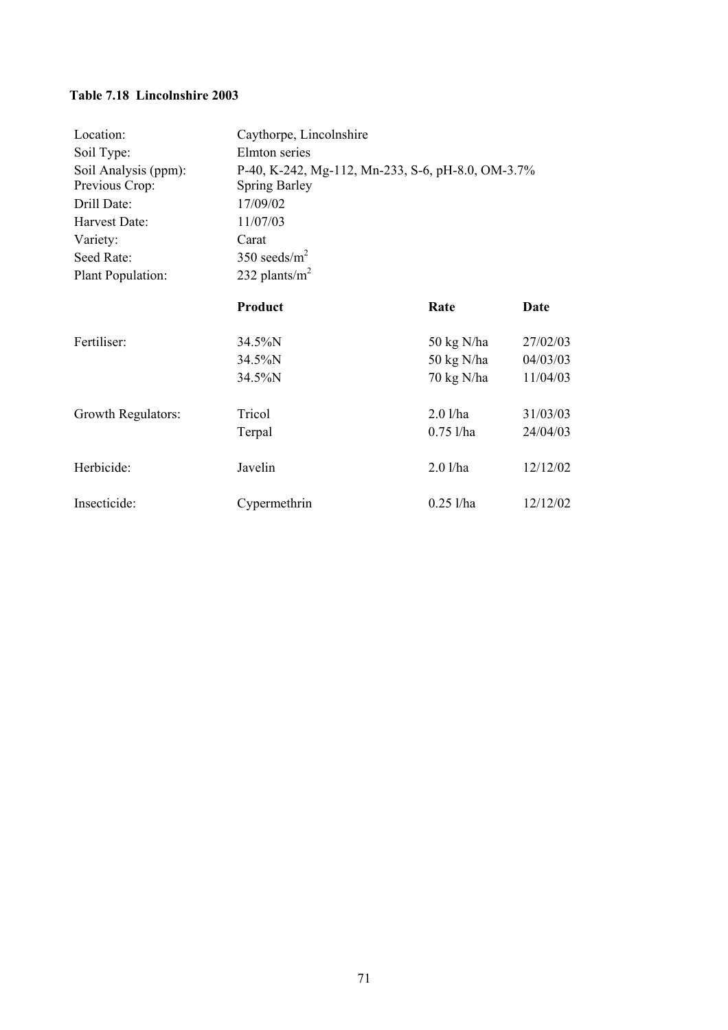**Table 7.18 Lincolnshire 2003**

| | | | |
|---|---|---|---|
| Location: | Caythorpe, Lincolnshire | | |
| Soil Type: | Elmton series | | |
| Soil Analysis (ppm): | P-40, K-242, Mg-112, Mn-233, S-6, pH-8.0, OM-3.7% | | |
| Previous Crop: | Spring Barley | | |
| Drill Date: | 17/09/02 | | |
| Harvest Date: | 11/07/03 | | |
| Variety: | Carat | | |
| Seed Rate: | 350 seeds/m$^2$ | | |
| Plant Population: | 232 plants/m$^2$ | | |
| | **Product** | **Rate** | **Date** |
| Fertiliser: | 34.5%N | 50 kg N/ha | 27/02/03 |
| | 34.5%N | 50 kg N/ha | 04/03/03 |
| | 34.5%N | 70 kg N/ha | 11/04/03 |
| Growth Regulators: | Tricol | 2.0 l/ha | 31/03/03 |
| | Terpal | 0.75 l/ha | 24/04/03 |
| Herbicide: | Javelin | 2.0 l/ha | 12/12/02 |
| Insecticide: | Cypermethrin | 0.25 l/ha | 12/12/02 |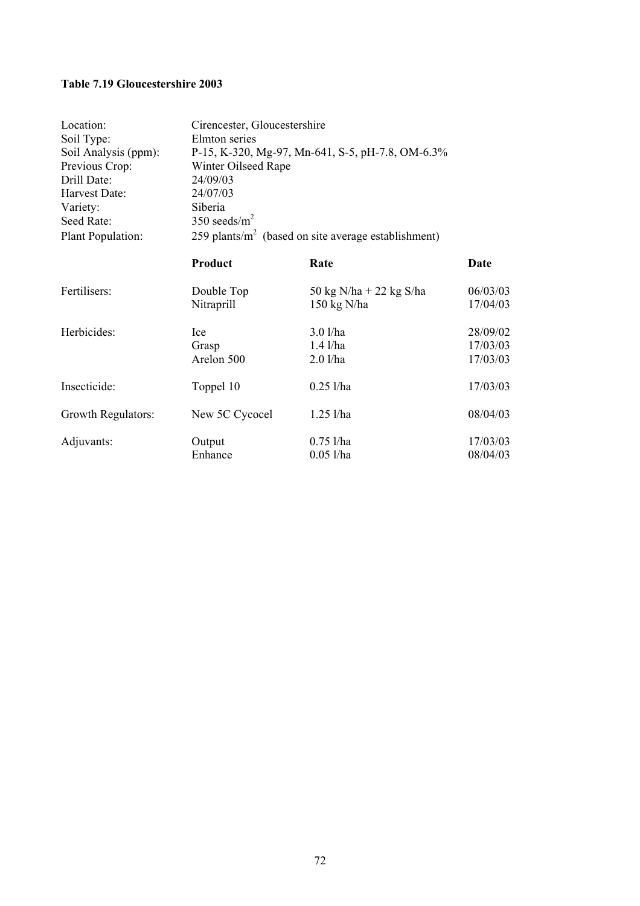**Table 7.19 Gloucestershire 2003**

| | | | |
|---|---|---|---|
| Location: | Cirencester, Gloucestershire | | |
| Soil Type: | Elmton series | | |
| Soil Analysis (ppm): | P-15, K-320, Mg-97, Mn-641, S-5, pH-7.8, OM-6.3% | | |
| Previous Crop: | Winter Oilseed Rape | | |
| Drill Date: | 24/09/03 | | |
| Harvest Date: | 24/07/03 | | |
| Variety: | Siberia | | |
| Seed Rate: | 350 seeds/m$^2$ | | |
| Plant Population: | 259 plants/m$^2$ (based on site average establishment) | | |
| | **Product** | **Rate** | **Date** |
| Fertilisers: | Double Top | 50 kg N/ha + 22 kg S/ha | 06/03/03 |
| | Nitraprill | 150 kg N/ha | 17/04/03 |
| Herbicides: | Ice | 3.0 l/ha | 28/09/02 |
| | Grasp | 1.4 l/ha | 17/03/03 |
| | Arelon 500 | 2.0 l/ha | 17/03/03 |
| Insecticide: | Toppel 10 | 0.25 l/ha | 17/03/03 |
| Growth Regulators: | New 5C Cycocel | 1.25 l/ha | 08/04/03 |
| Adjuvants: | Output | 0.75 l/ha | 17/03/03 |
| | Enhance | 0.05 l/ha | 08/04/03 |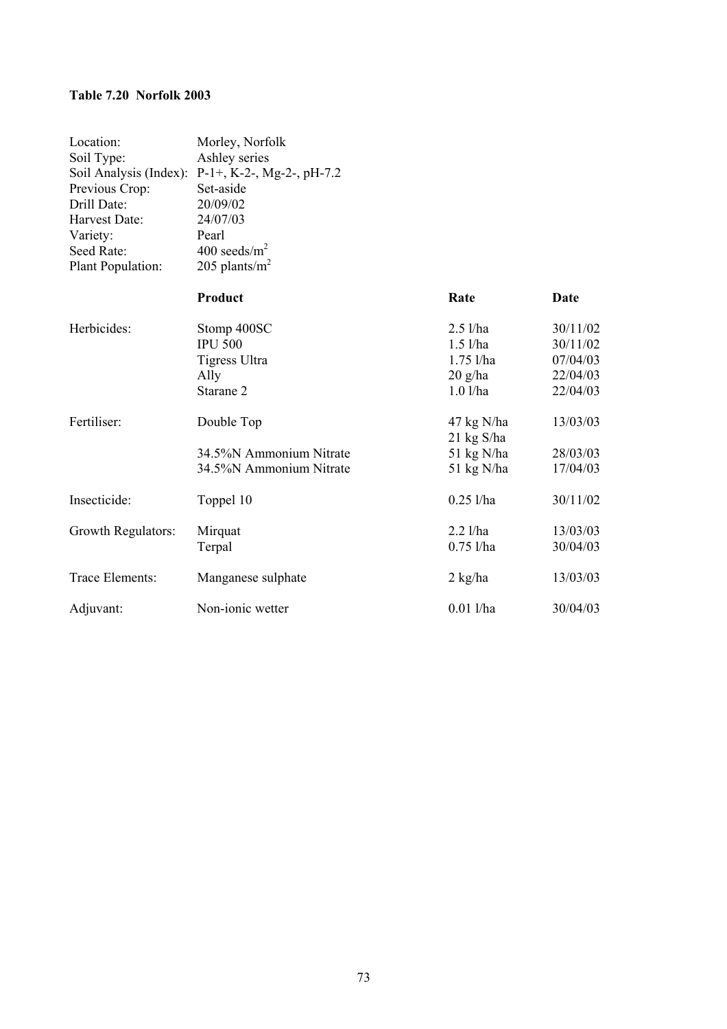**Table 7.20 Norfolk 2003**

| | |
|---|---|
| Location: | Morley, Norfolk |
| Soil Type: | Ashley series |
| Soil Analysis (Index): | P-1+, K-2-, Mg-2-, pH-7.2 |
| Previous Crop: | Set-aside |
| Drill Date: | 20/09/02 |
| Harvest Date: | 24/07/03 |
| Variety: | Pearl |
| Seed Rate: | 400 seeds/$m^2$ |
| Plant Population: | 205 plants/$m^2$ |

| | **Product** | **Rate** | **Date** |
|---|---|---|---|
| Herbicides: | Stomp 400SC | 2.5 l/ha | 30/11/02 |
| | IPU 500 | 1.5 l/ha | 30/11/02 |
| | Tigress Ultra | 1.75 l/ha | 07/04/03 |
| | Ally | 20 g/ha | 22/04/03 |
| | Starane 2 | 1.0 l/ha | 22/04/03 |
| Fertiliser: | Double Top | 47 kg N/ha<br>21 kg S/ha | 13/03/03 |
| | 34.5%N Ammonium Nitrate | 51 kg N/ha | 28/03/03 |
| | 34.5%N Ammonium Nitrate | 51 kg N/ha | 17/04/03 |
| Insecticide: | Toppel 10 | 0.25 l/ha | 30/11/02 |
| Growth Regulators: | Mirquat | 2.2 l/ha | 13/03/03 |
| | Terpal | 0.75 l/ha | 30/04/03 |
| Trace Elements: | Manganese sulphate | 2 kg/ha | 13/03/03 |
| Adjuvant: | Non-ionic wetter | 0.01 l/ha | 30/04/03 |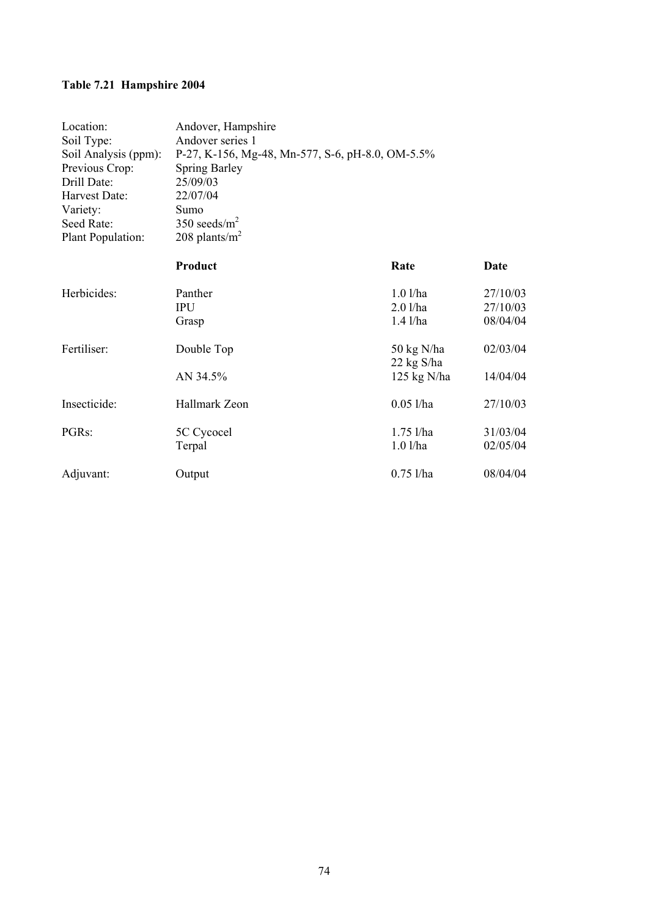**Table 7.21 Hampshire 2004**

| | |
|---|---|
| Location: | Andover, Hampshire |
| Soil Type: | Andover series 1 |
| Soil Analysis (ppm): | P-27, K-156, Mg-48, Mn-577, S-6, pH-8.0, OM-5.5% |
| Previous Crop: | Spring Barley |
| Drill Date: | 25/09/03 |
| Harvest Date: | 22/07/04 |
| Variety: | Sumo |
| Seed Rate: | 350 seeds/$m^2$ |
| Plant Population: | 208 plants/$m^2$ |

| | Product | Rate | Date |
|---|---|---|---|
| Herbicides: | Panther | 1.0 l/ha | 27/10/03 |
| | IPU | 2.0 l/ha | 27/10/03 |
| | Grasp | 1.4 l/ha | 08/04/04 |
| Fertiliser: | Double Top | 50 kg N/ha<br>22 kg S/ha | 02/03/04 |
| | AN 34.5% | 125 kg N/ha | 14/04/04 |
| Insecticide: | Hallmark Zeon | 0.05 l/ha | 27/10/03 |
| PGRs: | 5C Cycocel | 1.75 l/ha | 31/03/04 |
| | Terpal | 1.0 l/ha | 02/05/04 |
| Adjuvant: | Output | 0.75 l/ha | 08/04/04 |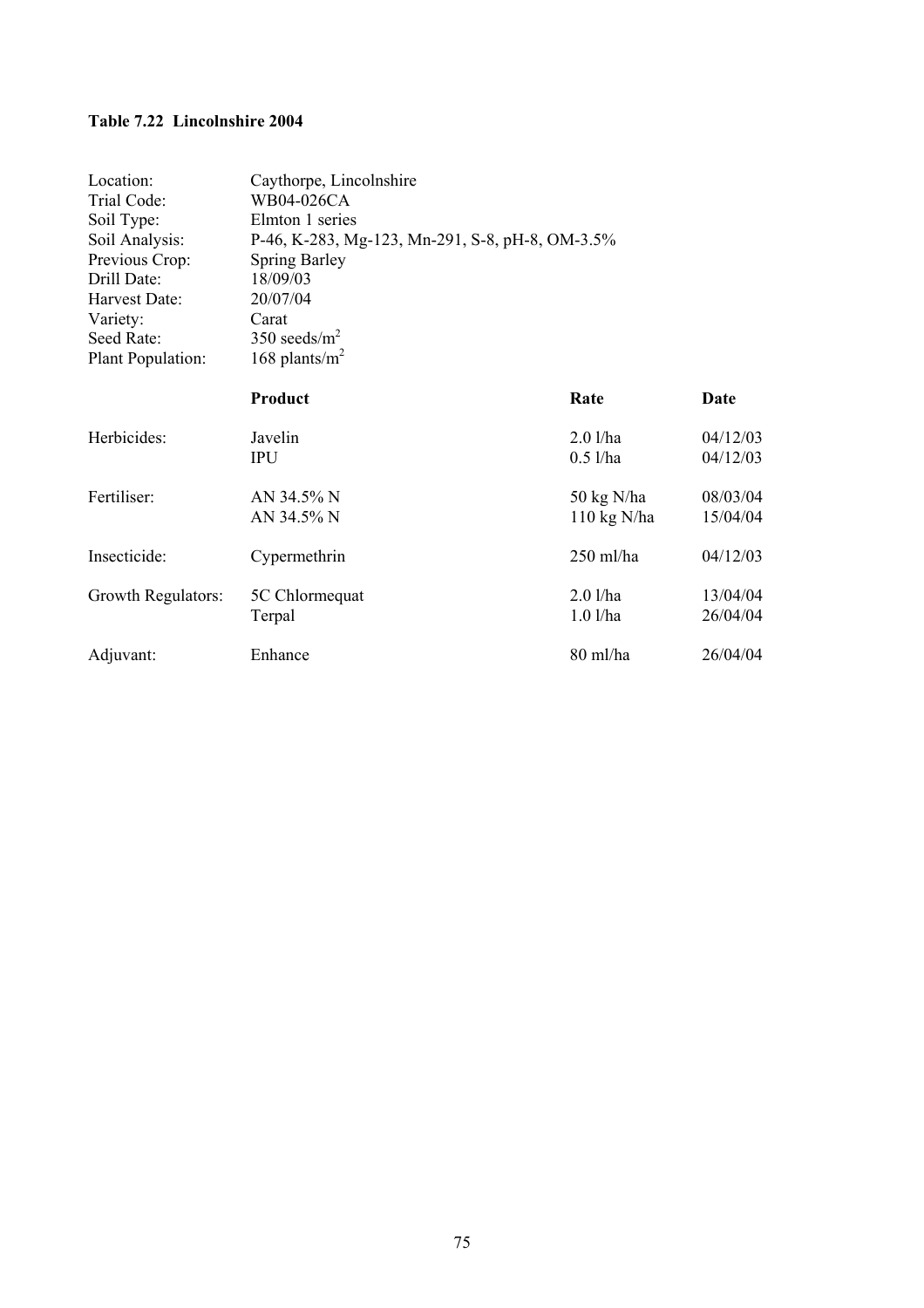**Table 7.22 Lincolnshire 2004**

| | |
|---|---|
| Location: | Caythorpe, Lincolnshire |
| Trial Code: | WB04-026CA |
| Soil Type: | Elmton 1 series |
| Soil Analysis: | P-46, K-283, Mg-123, Mn-291, S-8, pH-8, OM-3.5% |
| Previous Crop: | Spring Barley |
| Drill Date: | 18/09/03 |
| Harvest Date: | 20/07/04 |
| Variety: | Carat |
| Seed Rate: | 350 seeds/$m^2$ |
| Plant Population: | 168 plants/$m^2$ |

| | **Product** | **Rate** | **Date** |
|---|---|---|---|
| Herbicides: | Javelin | 2.0 l/ha | 04/12/03 |
| | IPU | 0.5 l/ha | 04/12/03 |
| Fertiliser: | AN 34.5% N | 50 kg N/ha | 08/03/04 |
| | AN 34.5% N | 110 kg N/ha | 15/04/04 |
| Insecticide: | Cypermethrin | 250 ml/ha | 04/12/03 |
| Growth Regulators: | 5C Chlormequat | 2.0 l/ha | 13/04/04 |
| | Terpal | 1.0 l/ha | 26/04/04 |
| Adjuvant: | Enhance | 80 ml/ha | 26/04/04 |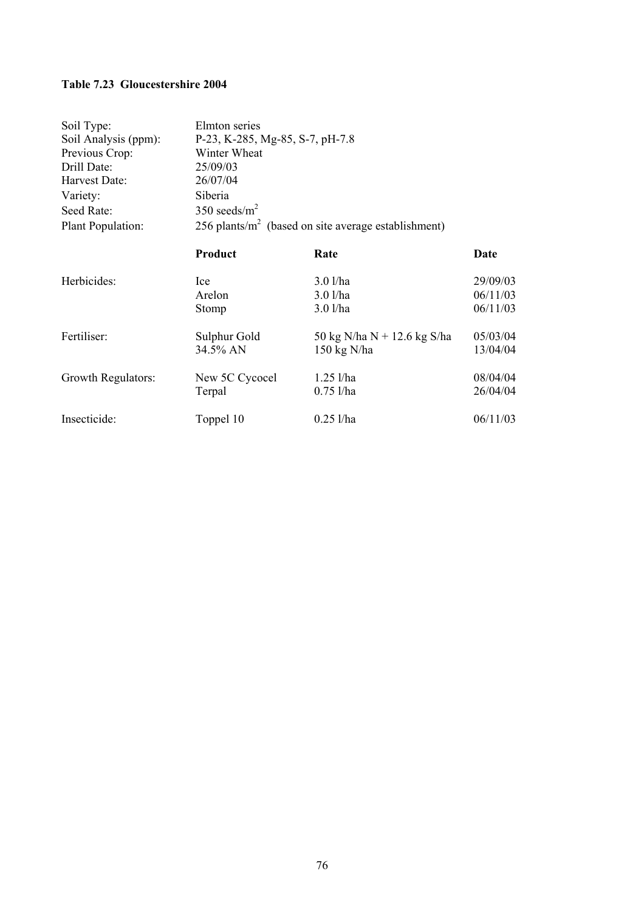**Table 7.23 Gloucestershire 2004**

| | | | |
|---|---|---|---|
| Soil Type: | Elmton series | | |
| Soil Analysis (ppm): | P-23, K-285, Mg-85, S-7, pH-7.8 | | |
| Previous Crop: | Winter Wheat | | |
| Drill Date: | 25/09/03 | | |
| Harvest Date: | 26/07/04 | | |
| Variety: | Siberia | | |
| Seed Rate: | 350 seeds/$m^2$ | | |
| Plant Population: | 256 plants/$m^2$ (based on site average establishment) | | |
| | **Product** | **Rate** | **Date** |
| Herbicides: | Ice | 3.0 l/ha | 29/09/03 |
| | Arelon | 3.0 l/ha | 06/11/03 |
| | Stomp | 3.0 l/ha | 06/11/03 |
| Fertiliser: | Sulphur Gold | 50 kg N/ha N + 12.6 kg S/ha | 05/03/04 |
| | 34.5% AN | 150 kg N/ha | 13/04/04 |
| Growth Regulators: | New 5C Cycocel | 1.25 l/ha | 08/04/04 |
| | Terpal | 0.75 l/ha | 26/04/04 |
| Insecticide: | Toppel 10 | 0.25 l/ha | 06/11/03 |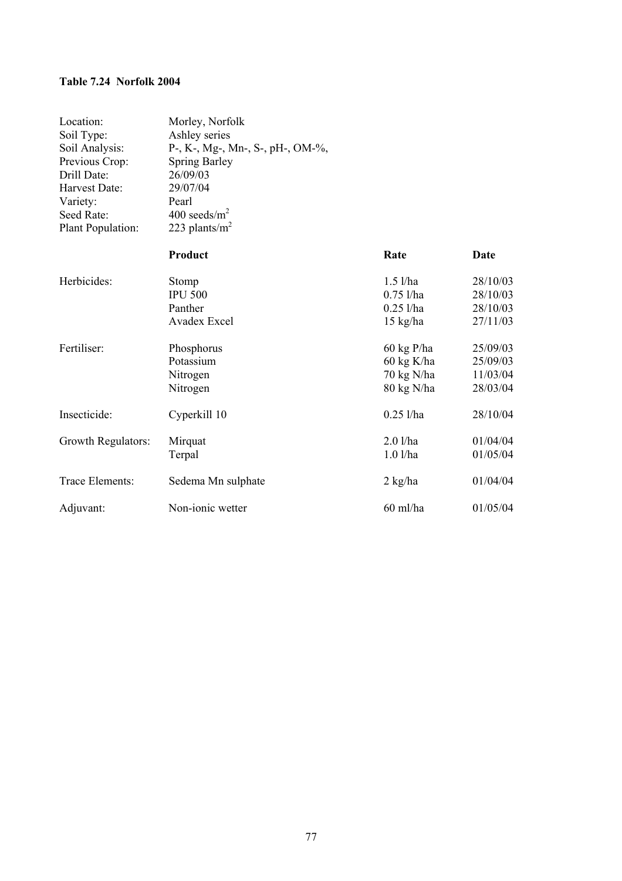**Table 7.24 Norfolk 2004**

| | |
|---|---|
| Location: | Morley, Norfolk |
| Soil Type: | Ashley series |
| Soil Analysis: | P-, K-, Mg-, Mn-, S-, pH-, OM-%, |
| Previous Crop: | Spring Barley |
| Drill Date: | 26/09/03 |
| Harvest Date: | 29/07/04 |
| Variety: | Pearl |
| Seed Rate: | 400 seeds/m$^2$ |
| Plant Population: | 223 plants/m$^2$ |

| | Product | Rate | Date |
|---|---|---|---|
| Herbicides: | Stomp | 1.5 l/ha | 28/10/03 |
| | IPU 500 | 0.75 l/ha | 28/10/03 |
| | Panther | 0.25 l/ha | 28/10/03 |
| | Avadex Excel | 15 kg/ha | 27/11/03 |
| Fertiliser: | Phosphorus | 60 kg P/ha | 25/09/03 |
| | Potassium | 60 kg K/ha | 25/09/03 |
| | Nitrogen | 70 kg N/ha | 11/03/04 |
| | Nitrogen | 80 kg N/ha | 28/03/04 |
| Insecticide: | Cyperkill 10 | 0.25 l/ha | 28/10/04 |
| Growth Regulators: | Mirquat | 2.0 l/ha | 01/04/04 |
| | Terpal | 1.0 l/ha | 01/05/04 |
| Trace Elements: | Sedema Mn sulphate | 2 kg/ha | 01/04/04 |
| Adjuvant: | Non-ionic wetter | 60 ml/ha | 01/05/04 |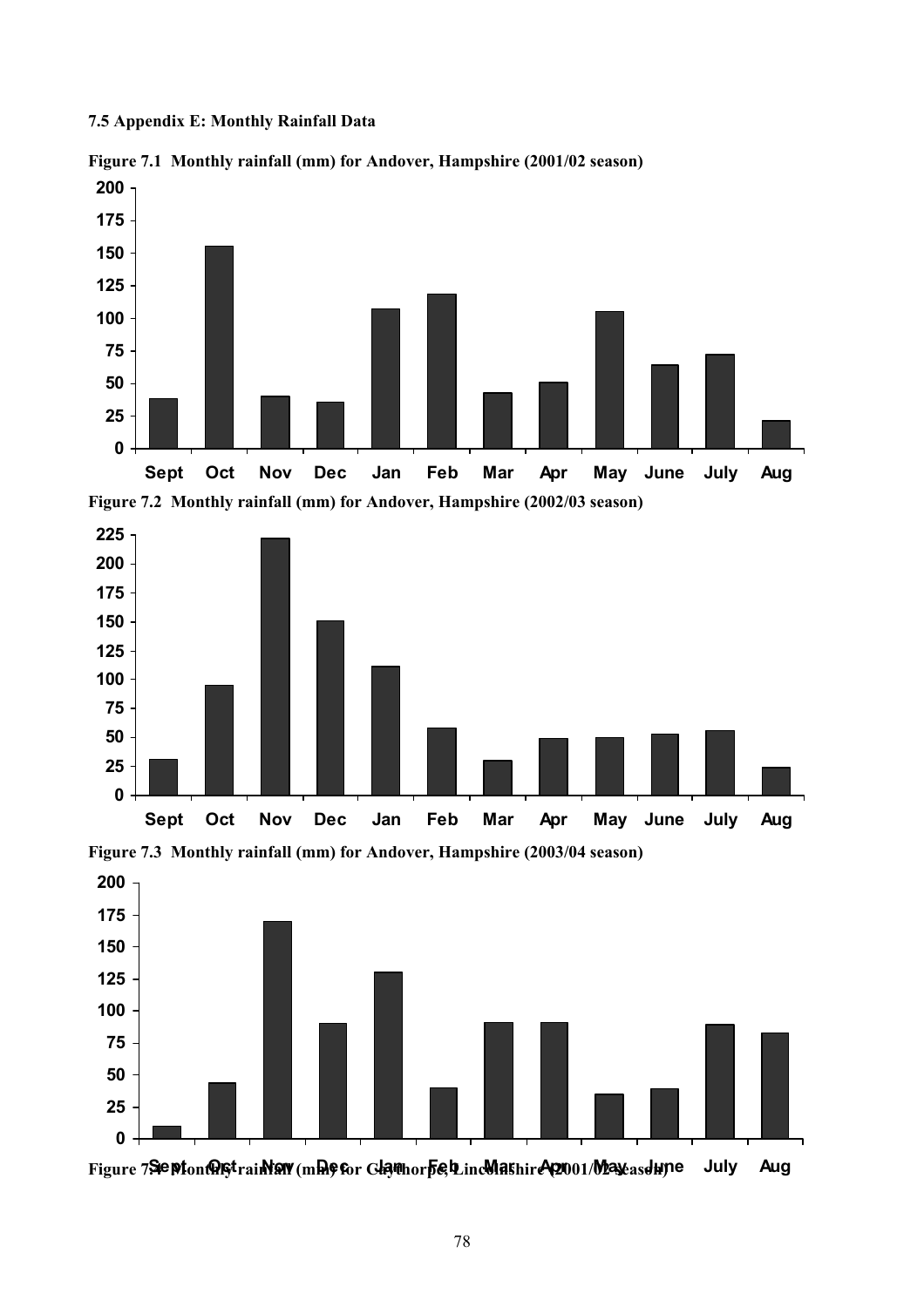**7.5 Appendix E: Monthly Rainfall Data**

**Figure 7.1 Monthly rainfall (mm) for Andover, Hampshire (2001/02 season)**

**Figure 7.2 Monthly rainfall (mm) for Andover, Hampshire (2002/03 season)**

**Figure 7.3 Monthly rainfall (mm) for Andover, Hampshire (2003/04 season)**

**Figure 7.4 Monthly rainfall (mm) for Gaythorpe, Lincolnshire (2001/02 season)**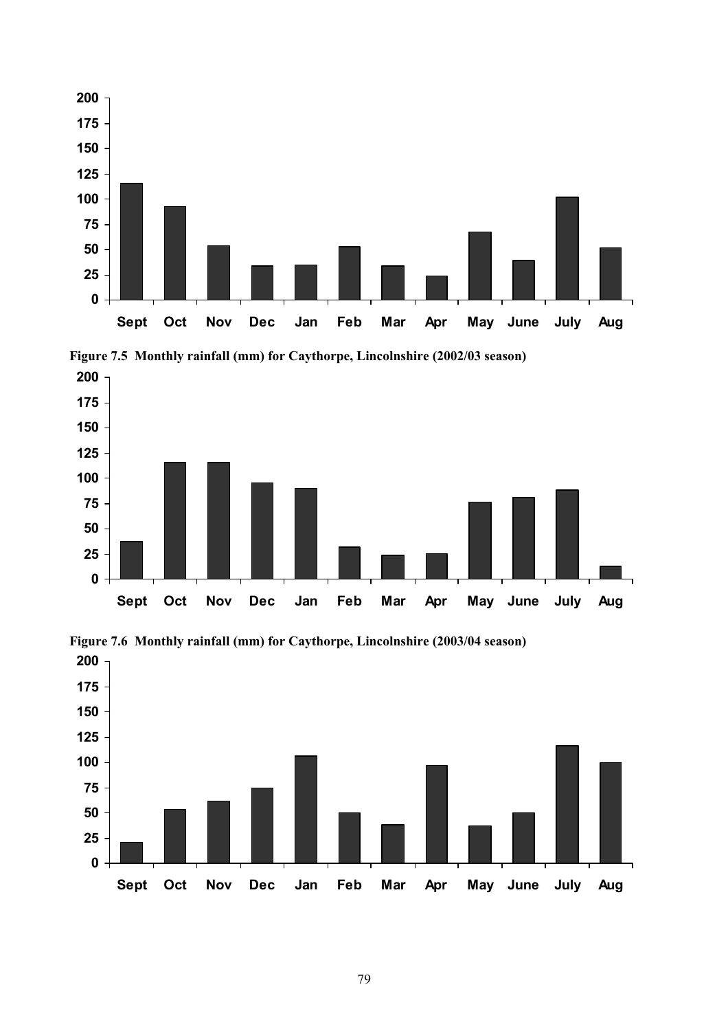Figure 7.5 Monthly rainfall (mm) for Caythorpe, Lincolnshire (2002/03 season)

Figure 7.6 Monthly rainfall (mm) for Caythorpe, Lincolnshire (2003/04 season)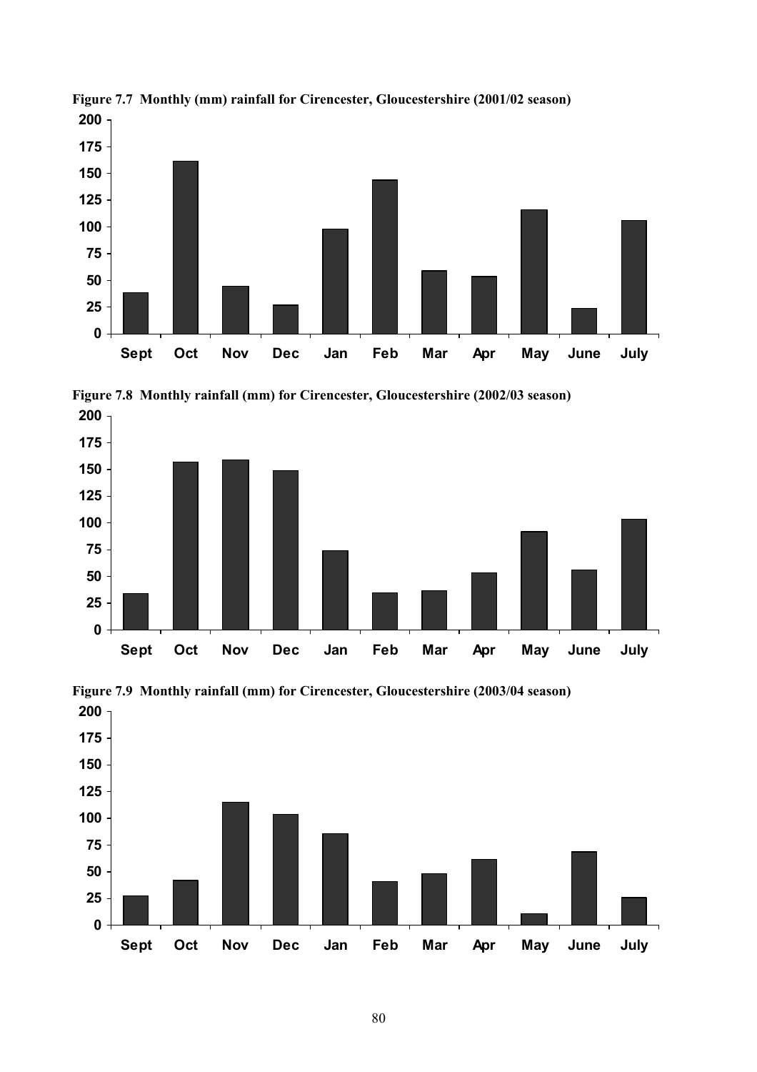**Figure 7.7 Monthly (mm) rainfall for Cirencester, Gloucestershire (2001/02 season)**

**Figure 7.8 Monthly rainfall (mm) for Cirencester, Gloucestershire (2002/03 season)**

**Figure 7.9 Monthly rainfall (mm) for Cirencester, Gloucestershire (2003/04 season)**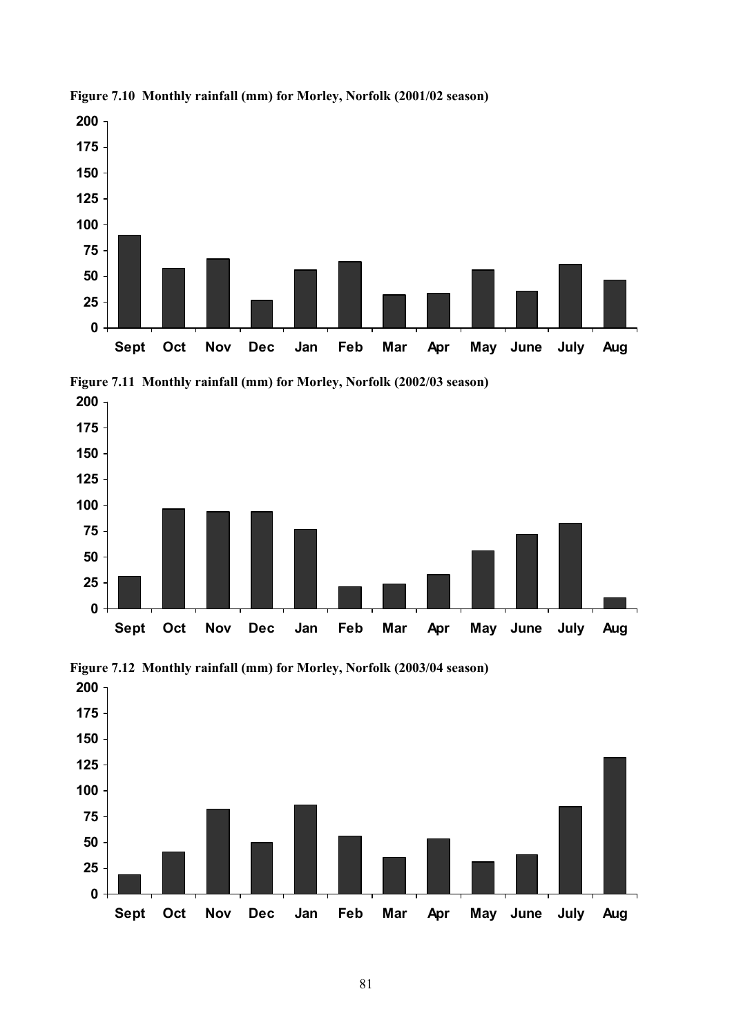**Figure 7.10 Monthly rainfall (mm) for Morley, Norfolk (2001/02 season)**

200
175
150
125
100
75
50
25
0

Sept Oct Nov Dec Jan Feb Mar Apr May June July Aug

**Figure 7.11 Monthly rainfall (mm) for Morley, Norfolk (2002/03 season)**

200
175
150
125
100
75
50
25
0

Sept Oct Nov Dec Jan Feb Mar Apr May June July Aug

**Figure 7.12 Monthly rainfall (mm) for Morley, Norfolk (2003/04 season)**

200
175
150
125
100
75
50
25
0

Sept Oct Nov Dec Jan Feb Mar Apr May June July Aug